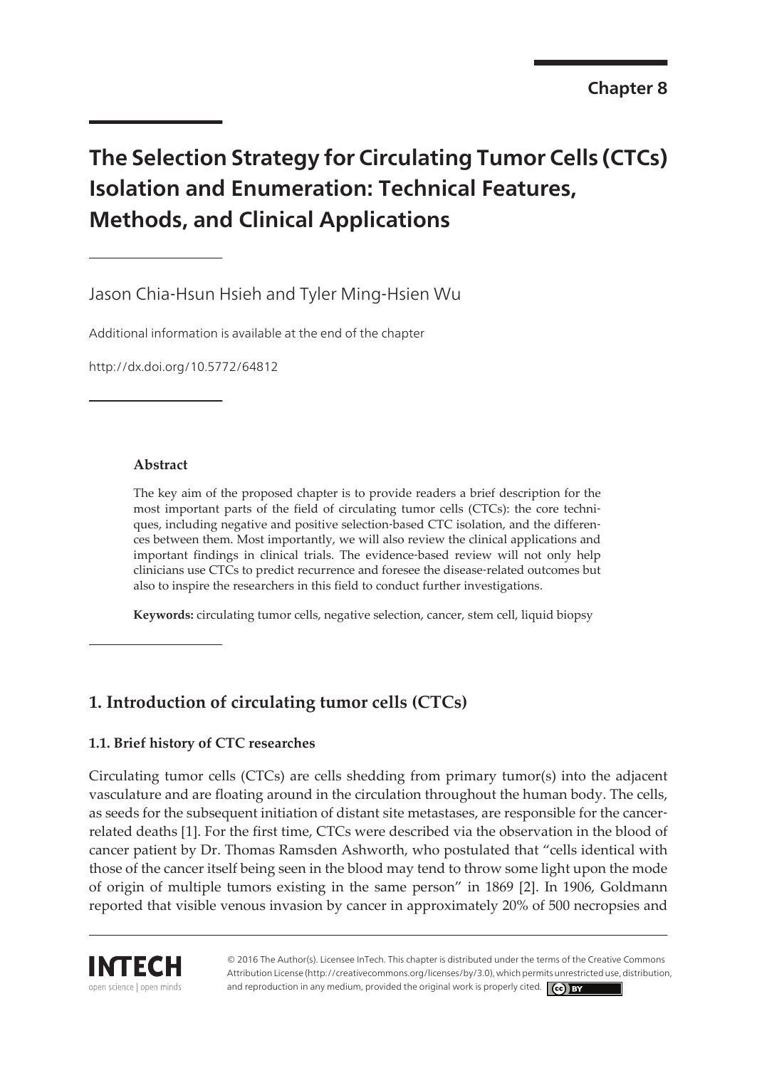Chapter 8

# The Selection Strategy for Circulating Tumor Cells (CTCs) Isolation and Enumeration: Technical Features, Methods, and Clinical Applications

Jason Chia-Hsun Hsieh and Tyler Ming-Hsien Wu

Additional information is available at the end of the chapter

http://dx.doi.org/10.5772/64812

### Abstract

The key aim of the proposed chapter is to provide readers a brief description for the most important parts of the field of circulating tumor cells (CTCs): the core techniques, including negative and positive selection-based CTC isolation, and the differences between them. Most importantly, we will also review the clinical applications and important findings in clinical trials. The evidence-based review will not only help clinicians use CTCs to predict recurrence and foresee the disease-related outcomes but also to inspire the researchers in this field to conduct further investigations.

**Keywords:** circulating tumor cells, negative selection, cancer, stem cell, liquid biopsy

## 1. Introduction of circulating tumor cells (CTCs)

### 1.1. Brief history of CTC researches

Circulating tumor cells (CTCs) are cells shedding from primary tumor(s) into the adjacent vasculature and are floating around in the circulation throughout the human body. The cells, as seeds for the subsequent initiation of distant site metastases, are responsible for the cancer-related deaths [1]. For the first time, CTCs were described via the observation in the blood of cancer patient by Dr. Thomas Ramsden Ashworth, who postulated that "cells identical with those of the cancer itself being seen in the blood may tend to throw some light upon the mode of origin of multiple tumors existing in the same person" in 1869 [2]. In 1906, Goldmann reported that visible venous invasion by cancer in approximately 20% of 500 necropsies and

© 2016 The Author(s). Licensee InTech. This chapter is distributed under the terms of the Creative Commons Attribution License (http://creativecommons.org/licenses/by/3.0), which permits unrestricted use, distribution, and reproduction in any medium, provided the original work is properly cited.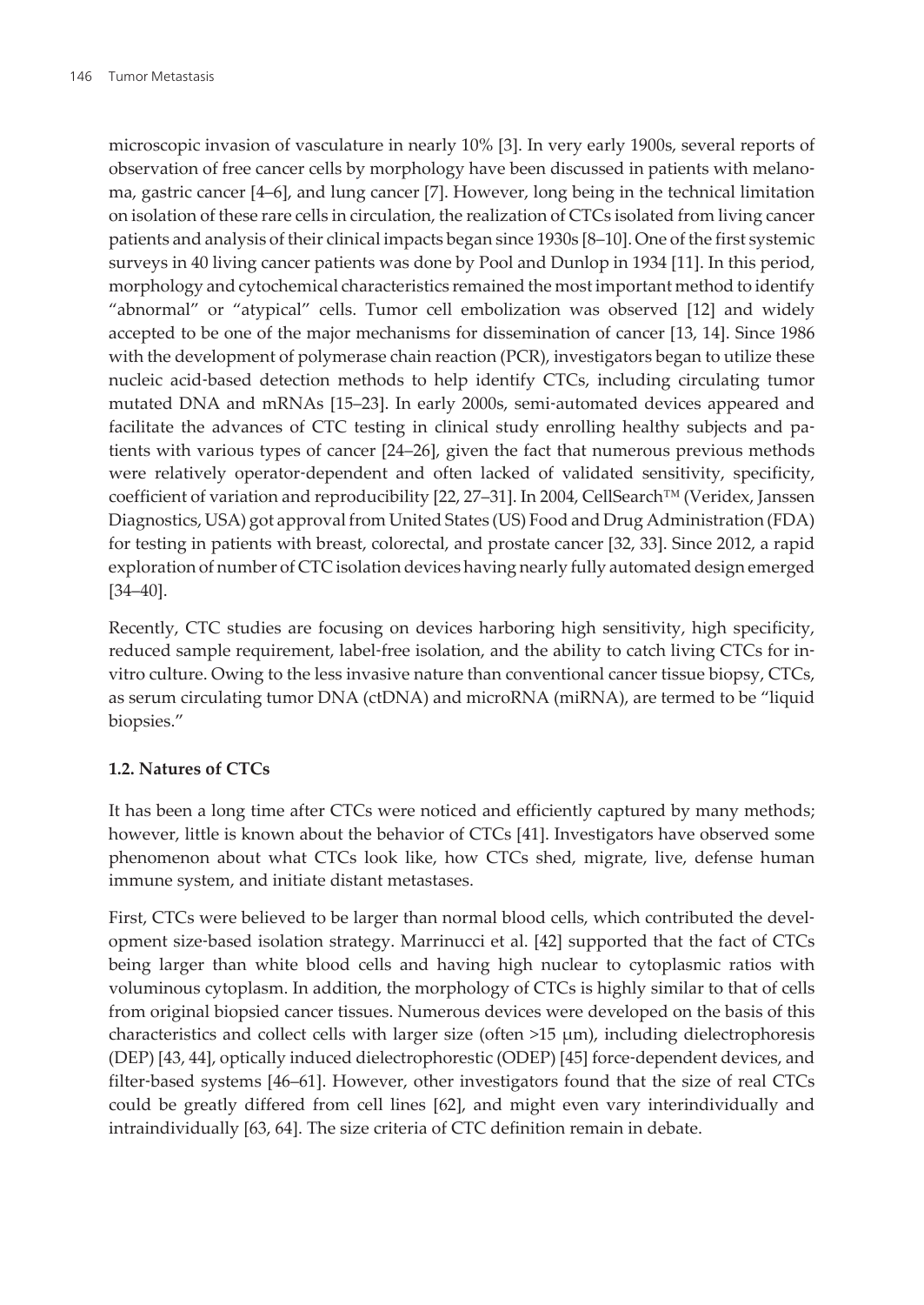microscopic invasion of vasculature in nearly 10% [3]. In very early 1900s, several reports of observation of free cancer cells by morphology have been discussed in patients with melanoma, gastric cancer [4–6], and lung cancer [7]. However, long being in the technical limitation on isolation of these rare cells in circulation, the realization of CTCs isolated from living cancer patients and analysis of their clinical impacts began since 1930s [8–10]. One of the first systemic surveys in 40 living cancer patients was done by Pool and Dunlop in 1934 [11]. In this period, morphology and cytochemical characteristics remained the most important method to identify "abnormal" or "atypical" cells. Tumor cell embolization was observed [12] and widely accepted to be one of the major mechanisms for dissemination of cancer [13, 14]. Since 1986 with the development of polymerase chain reaction (PCR), investigators began to utilize these nucleic acid-based detection methods to help identify CTCs, including circulating tumor mutated DNA and mRNAs [15–23]. In early 2000s, semi-automated devices appeared and facilitate the advances of CTC testing in clinical study enrolling healthy subjects and patients with various types of cancer [24–26], given the fact that numerous previous methods were relatively operator-dependent and often lacked of validated sensitivity, specificity, coefficient of variation and reproducibility [22, 27–31]. In 2004, CellSearch™ (Veridex, Janssen Diagnostics, USA) got approval from United States (US) Food and Drug Administration (FDA) for testing in patients with breast, colorectal, and prostate cancer [32, 33]. Since 2012, a rapid exploration of number of CTC isolation devices having nearly fully automated design emerged [34–40].

Recently, CTC studies are focusing on devices harboring high sensitivity, high specificity, reduced sample requirement, label-free isolation, and the ability to catch living CTCs for in-vitro culture. Owing to the less invasive nature than conventional cancer tissue biopsy, CTCs, as serum circulating tumor DNA (ctDNA) and microRNA (miRNA), are termed to be "liquid biopsies."

### 1.2. Natures of CTCs

It has been a long time after CTCs were noticed and efficiently captured by many methods; however, little is known about the behavior of CTCs [41]. Investigators have observed some phenomenon about what CTCs look like, how CTCs shed, migrate, live, defense human immune system, and initiate distant metastases.

First, CTCs were believed to be larger than normal blood cells, which contributed the development size-based isolation strategy. Marrinucci et al. [42] supported that the fact of CTCs being larger than white blood cells and having high nuclear to cytoplasmic ratios with voluminous cytoplasm. In addition, the morphology of CTCs is highly similar to that of cells from original biopsied cancer tissues. Numerous devices were developed on the basis of this characteristics and collect cells with larger size (often >15 μm), including dielectrophoresis (DEP) [43, 44], optically induced dielectrophoretic (ODEP) [45] force-dependent devices, and filter-based systems [46–61]. However, other investigators found that the size of real CTCs could be greatly differed from cell lines [62], and might even vary interindividually and intraindividually [63, 64]. The size criteria of CTC definition remain in debate.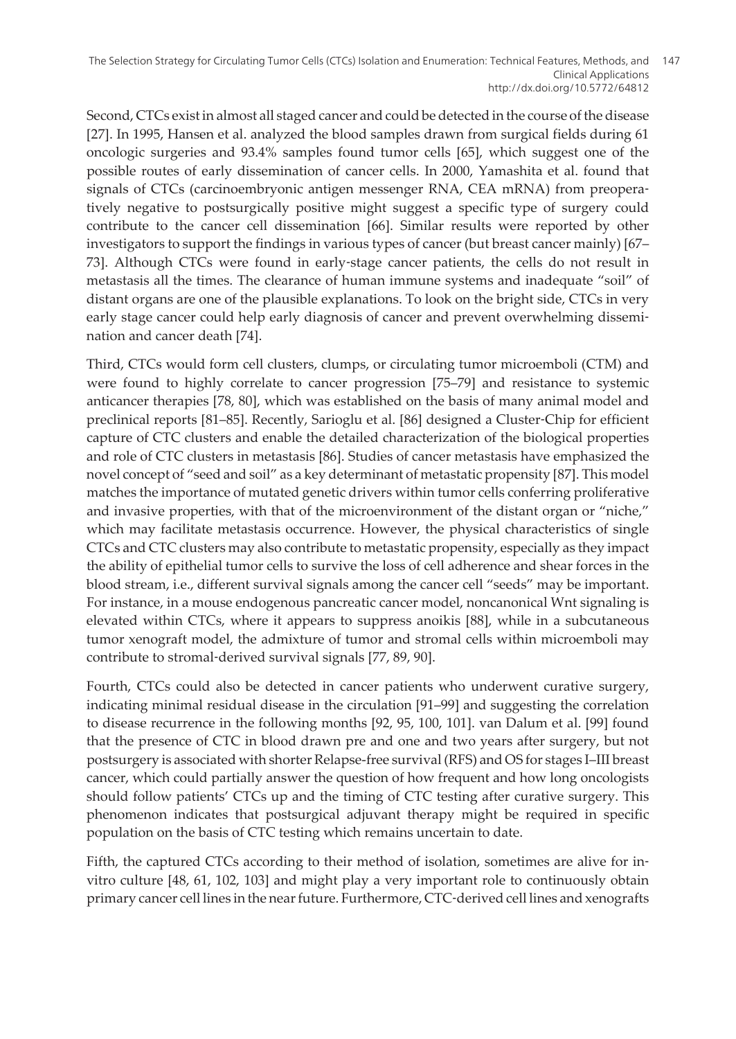Second, CTCs exist in almost all staged cancer and could be detected in the course of the disease [27]. In 1995, Hansen et al. analyzed the blood samples drawn from surgical fields during 61 oncologic surgeries and 93.4% samples found tumor cells [65], which suggest one of the possible routes of early dissemination of cancer cells. In 2000, Yamashita et al. found that signals of CTCs (carcinoembryonic antigen messenger RNA, CEA mRNA) from preoperatively negative to postsurgically positive might suggest a specific type of surgery could contribute to the cancer cell dissemination [66]. Similar results were reported by other investigators to support the findings in various types of cancer (but breast cancer mainly) [67–73]. Although CTCs were found in early-stage cancer patients, the cells do not result in metastasis all the times. The clearance of human immune systems and inadequate "soil" of distant organs are one of the plausible explanations. To look on the bright side, CTCs in very early stage cancer could help early diagnosis of cancer and prevent overwhelming dissemination and cancer death [74].

Third, CTCs would form cell clusters, clumps, or circulating tumor microemboli (CTM) and were found to highly correlate to cancer progression [75–79] and resistance to systemic anticancer therapies [78, 80], which was established on the basis of many animal model and preclinical reports [81–85]. Recently, Sarioglu et al. [86] designed a Cluster-Chip for efficient capture of CTC clusters and enable the detailed characterization of the biological properties and role of CTC clusters in metastasis [86]. Studies of cancer metastasis have emphasized the novel concept of "seed and soil" as a key determinant of metastatic propensity [87]. This model matches the importance of mutated genetic drivers within tumor cells conferring proliferative and invasive properties, with that of the microenvironment of the distant organ or "niche," which may facilitate metastasis occurrence. However, the physical characteristics of single CTCs and CTC clusters may also contribute to metastatic propensity, especially as they impact the ability of epithelial tumor cells to survive the loss of cell adherence and shear forces in the blood stream, i.e., different survival signals among the cancer cell "seeds" may be important. For instance, in a mouse endogenous pancreatic cancer model, noncanonical Wnt signaling is elevated within CTCs, where it appears to suppress anoikis [88], while in a subcutaneous tumor xenograft model, the admixture of tumor and stromal cells within microemboli may contribute to stromal-derived survival signals [77, 89, 90].

Fourth, CTCs could also be detected in cancer patients who underwent curative surgery, indicating minimal residual disease in the circulation [91–99] and suggesting the correlation to disease recurrence in the following months [92, 95, 100, 101]. van Dalum et al. [99] found that the presence of CTC in blood drawn pre and one and two years after surgery, but not postsurgery is associated with shorter Relapse-free survival (RFS) and OS for stages I–III breast cancer, which could partially answer the question of how frequent and how long oncologists should follow patients' CTCs up and the timing of CTC testing after curative surgery. This phenomenon indicates that postsurgical adjuvant therapy might be required in specific population on the basis of CTC testing which remains uncertain to date.

Fifth, the captured CTCs according to their method of isolation, sometimes are alive for in-vitro culture [48, 61, 102, 103] and might play a very important role to continuously obtain primary cancer cell lines in the near future. Furthermore, CTC-derived cell lines and xenografts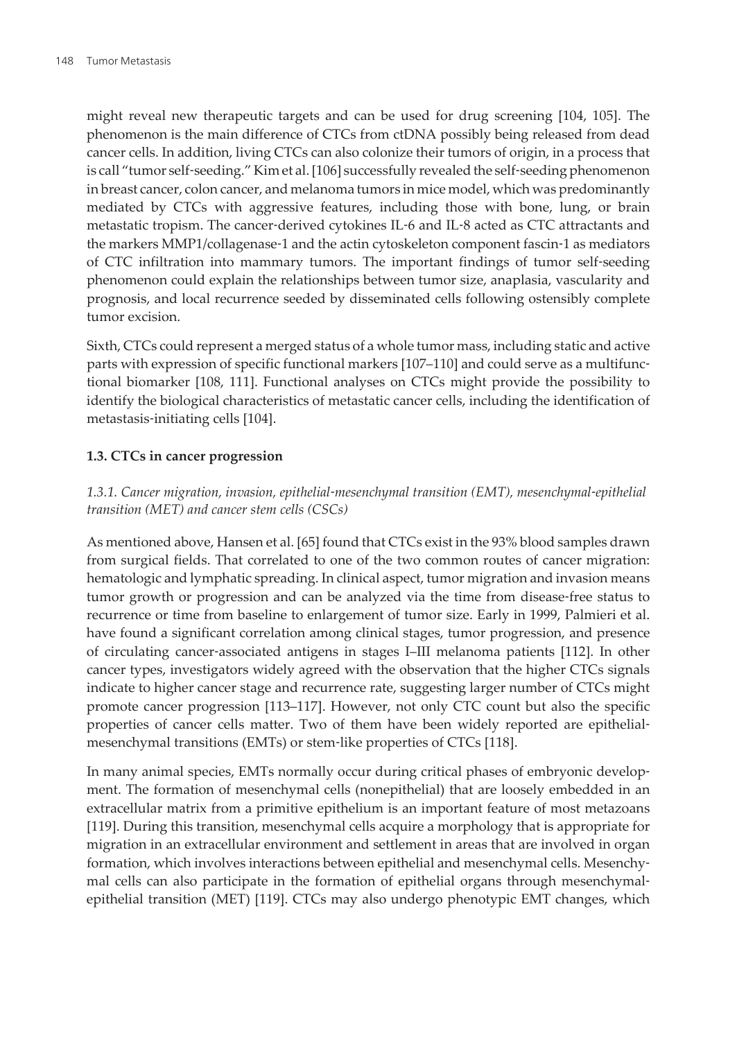might reveal new therapeutic targets and can be used for drug screening [104, 105]. The phenomenon is the main difference of CTCs from ctDNA possibly being released from dead cancer cells. In addition, living CTCs can also colonize their tumors of origin, in a process that is call "tumor self-seeding." Kim et al. [106] successfully revealed the self-seeding phenomenon in breast cancer, colon cancer, and melanoma tumors in mice model, which was predominantly mediated by CTCs with aggressive features, including those with bone, lung, or brain metastatic tropism. The cancer-derived cytokines IL-6 and IL-8 acted as CTC attractants and the markers MMP1/collagenase-1 and the actin cytoskeleton component fascin-1 as mediators of CTC infiltration into mammary tumors. The important findings of tumor self-seeding phenomenon could explain the relationships between tumor size, anaplasia, vascularity and prognosis, and local recurrence seeded by disseminated cells following ostensibly complete tumor excision.

Sixth, CTCs could represent a merged status of a whole tumor mass, including static and active parts with expression of specific functional markers [107–110] and could serve as a multifunctional biomarker [108, 111]. Functional analyses on CTCs might provide the possibility to identify the biological characteristics of metastatic cancer cells, including the identification of metastasis-initiating cells [104].

### 1.3. CTCs in cancer progression

#### *1.3.1. Cancer migration, invasion, epithelial-mesenchymal transition (EMT), mesenchymal-epithelial transition (MET) and cancer stem cells (CSCs)*

As mentioned above, Hansen et al. [65] found that CTCs exist in the 93% blood samples drawn from surgical fields. That correlated to one of the two common routes of cancer migration: hematologic and lymphatic spreading. In clinical aspect, tumor migration and invasion means tumor growth or progression and can be analyzed via the time from disease-free status to recurrence or time from baseline to enlargement of tumor size. Early in 1999, Palmieri et al. have found a significant correlation among clinical stages, tumor progression, and presence of circulating cancer-associated antigens in stages I–III melanoma patients [112]. In other cancer types, investigators widely agreed with the observation that the higher CTCs signals indicate to higher cancer stage and recurrence rate, suggesting larger number of CTCs might promote cancer progression [113–117]. However, not only CTC count but also the specific properties of cancer cells matter. Two of them have been widely reported are epithelial-mesenchymal transitions (EMTs) or stem-like properties of CTCs [118].

In many animal species, EMTs normally occur during critical phases of embryonic development. The formation of mesenchymal cells (nonepithelial) that are loosely embedded in an extracellular matrix from a primitive epithelium is an important feature of most metazoans [119]. During this transition, mesenchymal cells acquire a morphology that is appropriate for migration in an extracellular environment and settlement in areas that are involved in organ formation, which involves interactions between epithelial and mesenchymal cells. Mesenchymal cells can also participate in the formation of epithelial organs through mesenchymal-epithelial transition (MET) [119]. CTCs may also undergo phenotypic EMT changes, which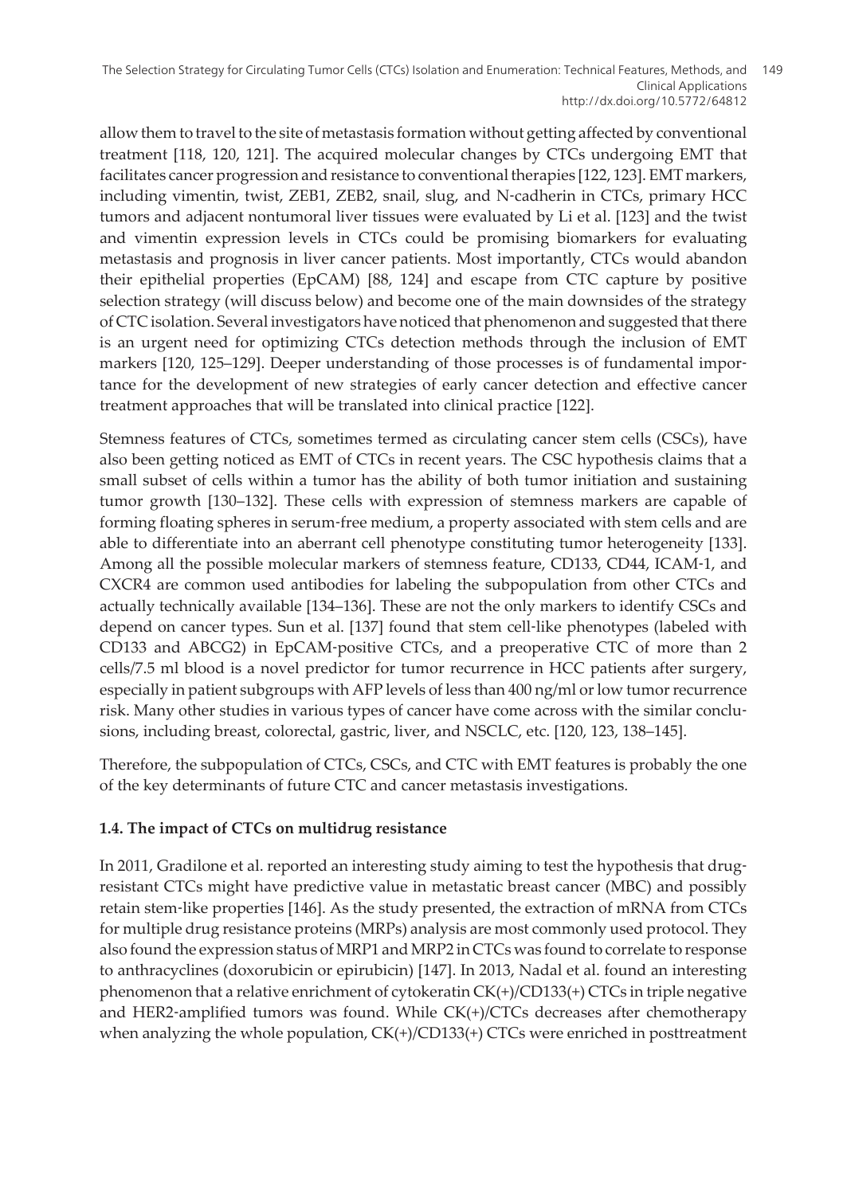allow them to travel to the site of metastasis formation without getting affected by conventional treatment [118, 120, 121]. The acquired molecular changes by CTCs undergoing EMT that facilitates cancer progression and resistance to conventional therapies [122, 123]. EMT markers, including vimentin, twist, ZEB1, ZEB2, snail, slug, and N-cadherin in CTCs, primary HCC tumors and adjacent nontumoral liver tissues were evaluated by Li et al. [123] and the twist and vimentin expression levels in CTCs could be promising biomarkers for evaluating metastasis and prognosis in liver cancer patients. Most importantly, CTCs would abandon their epithelial properties (EpCAM) [88, 124] and escape from CTC capture by positive selection strategy (will discuss below) and become one of the main downsides of the strategy of CTC isolation. Several investigators have noticed that phenomenon and suggested that there is an urgent need for optimizing CTCs detection methods through the inclusion of EMT markers [120, 125–129]. Deeper understanding of those processes is of fundamental importance for the development of new strategies of early cancer detection and effective cancer treatment approaches that will be translated into clinical practice [122].

Stemness features of CTCs, sometimes termed as circulating cancer stem cells (CSCs), have also been getting noticed as EMT of CTCs in recent years. The CSC hypothesis claims that a small subset of cells within a tumor has the ability of both tumor initiation and sustaining tumor growth [130–132]. These cells with expression of stemness markers are capable of forming floating spheres in serum-free medium, a property associated with stem cells and are able to differentiate into an aberrant cell phenotype constituting tumor heterogeneity [133]. Among all the possible molecular markers of stemness feature, CD133, CD44, ICAM-1, and CXCR4 are common used antibodies for labeling the subpopulation from other CTCs and actually technically available [134–136]. These are not the only markers to identify CSCs and depend on cancer types. Sun et al. [137] found that stem cell-like phenotypes (labeled with CD133 and ABCG2) in EpCAM-positive CTCs, and a preoperative CTC of more than 2 cells/7.5 ml blood is a novel predictor for tumor recurrence in HCC patients after surgery, especially in patient subgroups with AFP levels of less than 400 ng/ml or low tumor recurrence risk. Many other studies in various types of cancer have come across with the similar conclusions, including breast, colorectal, gastric, liver, and NSCLC, etc. [120, 123, 138–145].

Therefore, the subpopulation of CTCs, CSCs, and CTC with EMT features is probably the one of the key determinants of future CTC and cancer metastasis investigations.

### 1.4. The impact of CTCs on multidrug resistance

In 2011, Gradilone et al. reported an interesting study aiming to test the hypothesis that drug-resistant CTCs might have predictive value in metastatic breast cancer (MBC) and possibly retain stem-like properties [146]. As the study presented, the extraction of mRNA from CTCs for multiple drug resistance proteins (MRPs) analysis are most commonly used protocol. They also found the expression status of MRP1 and MRP2 in CTCs was found to correlate to response to anthracyclines (doxorubicin or epirubicin) [147]. In 2013, Nadal et al. found an interesting phenomenon that a relative enrichment of cytokeratin CK(+)/CD133(+) CTCs in triple negative and HER2-amplified tumors was found. While CK(+)/CTCs decreases after chemotherapy when analyzing the whole population, CK(+)/CD133(+) CTCs were enriched in posttreatment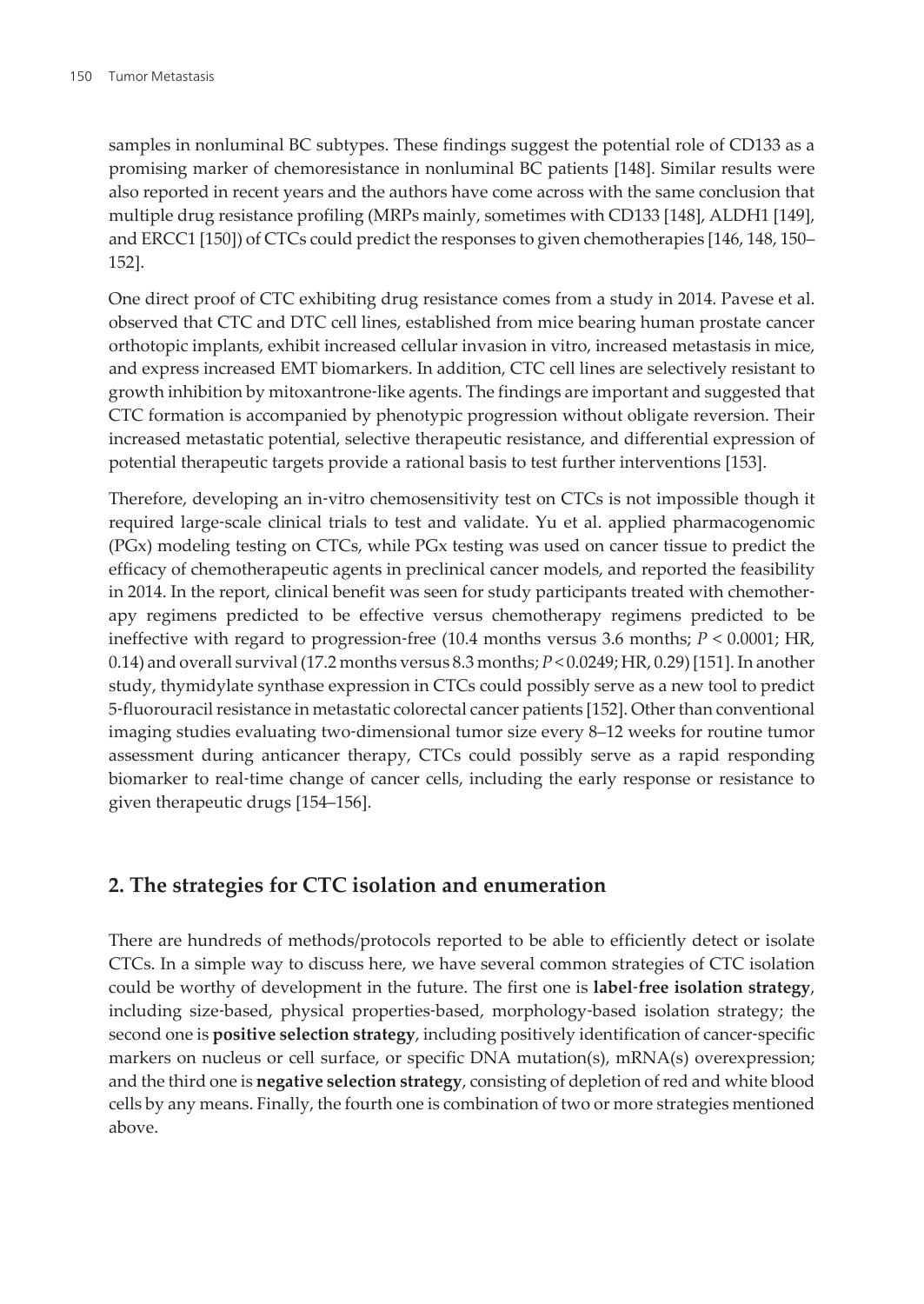samples in nonluminal BC subtypes. These findings suggest the potential role of CD133 as a promising marker of chemoresistance in nonluminal BC patients [148]. Similar results were also reported in recent years and the authors have come across with the same conclusion that multiple drug resistance profiling (MRPs mainly, sometimes with CD133 [148], ALDH1 [149], and ERCC1 [150]) of CTCs could predict the responses to given chemotherapies [146, 148, 150–152].

One direct proof of CTC exhibiting drug resistance comes from a study in 2014. Pavese et al. observed that CTC and DTC cell lines, established from mice bearing human prostate cancer orthotopic implants, exhibit increased cellular invasion in vitro, increased metastasis in mice, and express increased EMT biomarkers. In addition, CTC cell lines are selectively resistant to growth inhibition by mitoxantrone-like agents. The findings are important and suggested that CTC formation is accompanied by phenotypic progression without obligate reversion. Their increased metastatic potential, selective therapeutic resistance, and differential expression of potential therapeutic targets provide a rational basis to test further interventions [153].

Therefore, developing an in-vitro chemosensitivity test on CTCs is not impossible though it required large-scale clinical trials to test and validate. Yu et al. applied pharmacogenomic (PGx) modeling testing on CTCs, while PGx testing was used on cancer tissue to predict the efficacy of chemotherapeutic agents in preclinical cancer models, and reported the feasibility in 2014. In the report, clinical benefit was seen for study participants treated with chemotherapy regimens predicted to be effective versus chemotherapy regimens predicted to be ineffective with regard to progression-free (10.4 months versus 3.6 months; $P < 0.0001$; HR, 0.14) and overall survival (17.2 months versus 8.3 months; $P < 0.0249$; HR, 0.29) [151]. In another study, thymidylate synthase expression in CTCs could possibly serve as a new tool to predict 5-fluorouracil resistance in metastatic colorectal cancer patients [152]. Other than conventional imaging studies evaluating two-dimensional tumor size every 8–12 weeks for routine tumor assessment during anticancer therapy, CTCs could possibly serve as a rapid responding biomarker to real-time change of cancer cells, including the early response or resistance to given therapeutic drugs [154–156].

## 2. The strategies for CTC isolation and enumeration

There are hundreds of methods/protocols reported to be able to efficiently detect or isolate CTCs. In a simple way to discuss here, we have several common strategies of CTC isolation could be worthy of development in the future. The first one is **label-free isolation strategy**, including size-based, physical properties-based, morphology-based isolation strategy; the second one is **positive selection strategy**, including positively identification of cancer-specific markers on nucleus or cell surface, or specific DNA mutation(s), mRNA(s) overexpression; and the third one is **negative selection strategy**, consisting of depletion of red and white blood cells by any means. Finally, the fourth one is combination of two or more strategies mentioned above.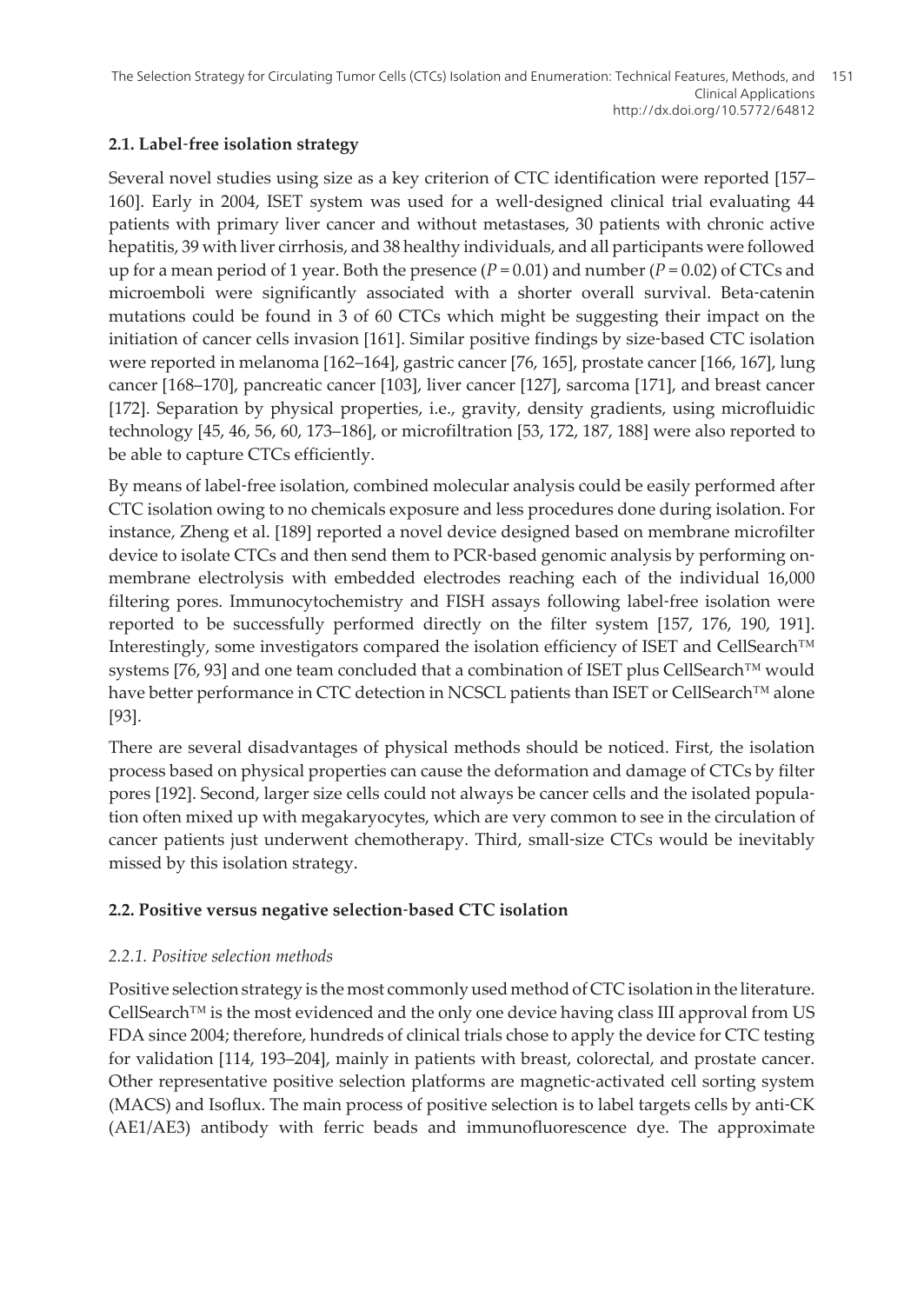### 2.1. Label-free isolation strategy

Several novel studies using size as a key criterion of CTC identification were reported [157–160]. Early in 2004, ISET system was used for a well-designed clinical trial evaluating 44 patients with primary liver cancer and without metastases, 30 patients with chronic active hepatitis, 39 with liver cirrhosis, and 38 healthy individuals, and all participants were followed up for a mean period of 1 year. Both the presence ($P = 0.01$) and number ($P = 0.02$) of CTCs and microemboli were significantly associated with a shorter overall survival. Beta-catenin mutations could be found in 3 of 60 CTCs which might be suggesting their impact on the initiation of cancer cells invasion [161]. Similar positive findings by size-based CTC isolation were reported in melanoma [162–164], gastric cancer [76, 165], prostate cancer [166, 167], lung cancer [168–170], pancreatic cancer [103], liver cancer [127], sarcoma [171], and breast cancer [172]. Separation by physical properties, i.e., gravity, density gradients, using microfluidic technology [45, 46, 56, 60, 173–186], or microfiltration [53, 172, 187, 188] were also reported to be able to capture CTCs efficiently.

By means of label-free isolation, combined molecular analysis could be easily performed after CTC isolation owing to no chemicals exposure and less procedures done during isolation. For instance, Zheng et al. [189] reported a novel device designed based on membrane microfilter device to isolate CTCs and then send them to PCR-based genomic analysis by performing on-membrane electrolysis with embedded electrodes reaching each of the individual 16,000 filtering pores. Immunocytochemistry and FISH assays following label-free isolation were reported to be successfully performed directly on the filter system [157, 176, 190, 191]. Interestingly, some investigators compared the isolation efficiency of ISET and CellSearch™ systems [76, 93] and one team concluded that a combination of ISET plus CellSearch™ would have better performance in CTC detection in NCSCL patients than ISET or CellSearch™ alone [93].

There are several disadvantages of physical methods should be noticed. First, the isolation process based on physical properties can cause the deformation and damage of CTCs by filter pores [192]. Second, larger size cells could not always be cancer cells and the isolated population often mixed up with megakaryocytes, which are very common to see in the circulation of cancer patients just underwent chemotherapy. Third, small-size CTCs would be inevitably missed by this isolation strategy.

### 2.2. Positive versus negative selection-based CTC isolation

#### *2.2.1. Positive selection methods*

Positive selection strategy is the most commonly used method of CTC isolation in the literature. CellSearch™ is the most evidenced and the only one device having class III approval from US FDA since 2004; therefore, hundreds of clinical trials chose to apply the device for CTC testing for validation [114, 193–204], mainly in patients with breast, colorectal, and prostate cancer. Other representative positive selection platforms are magnetic-activated cell sorting system (MACS) and Isoflux. The main process of positive selection is to label targets cells by anti-CK (AE1/AE3) antibody with ferric beads and immunofluorescence dye. The approximate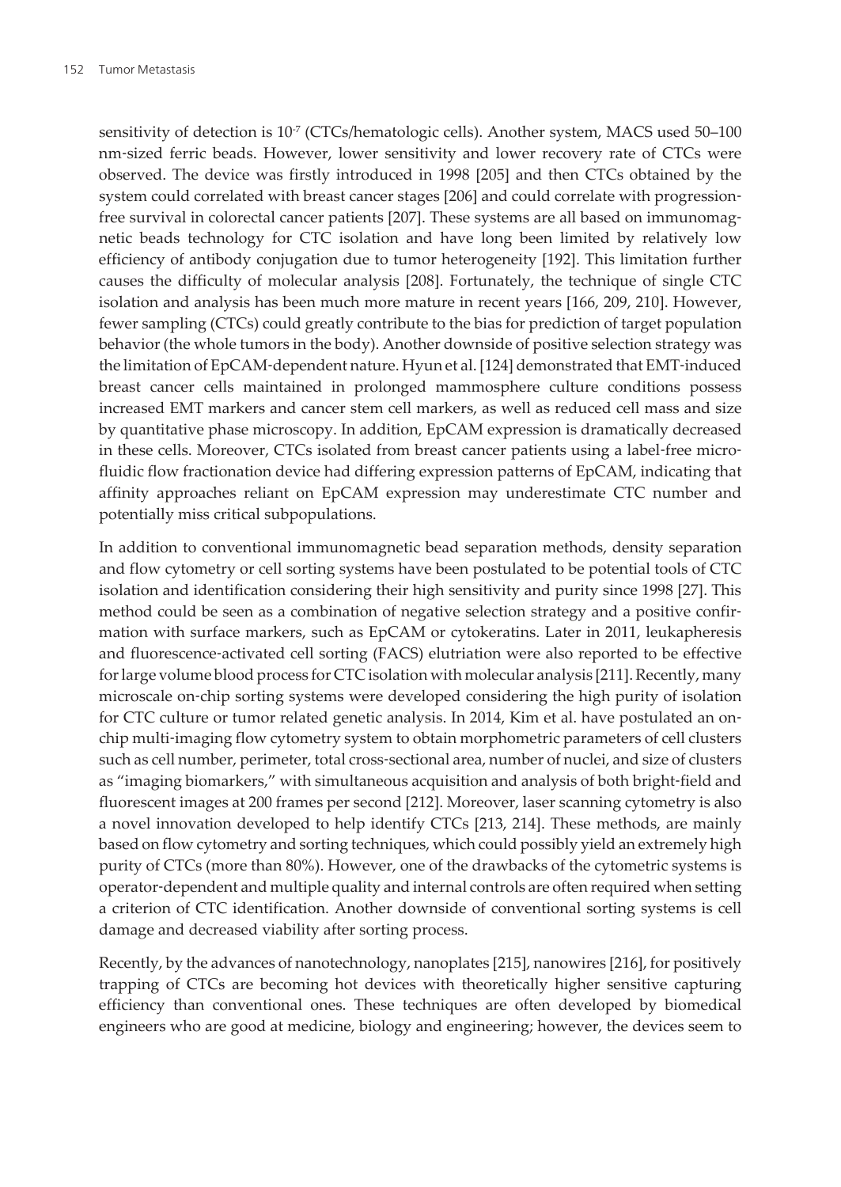sensitivity of detection is $10^{-7}$ (CTCs/hematologic cells). Another system, MACS used 50–100 nm-sized ferric beads. However, lower sensitivity and lower recovery rate of CTCs were observed. The device was firstly introduced in 1998 [205] and then CTCs obtained by the system could correlated with breast cancer stages [206] and could correlate with progression-free survival in colorectal cancer patients [207]. These systems are all based on immunomagnetic beads technology for CTC isolation and have long been limited by relatively low efficiency of antibody conjugation due to tumor heterogeneity [192]. This limitation further causes the difficulty of molecular analysis [208]. Fortunately, the technique of single CTC isolation and analysis has been much more mature in recent years [166, 209, 210]. However, fewer sampling (CTCs) could greatly contribute to the bias for prediction of target population behavior (the whole tumors in the body). Another downside of positive selection strategy was the limitation of EpCAM-dependent nature. Hyun et al. [124] demonstrated that EMT-induced breast cancer cells maintained in prolonged mammosphere culture conditions possess increased EMT markers and cancer stem cell markers, as well as reduced cell mass and size by quantitative phase microscopy. In addition, EpCAM expression is dramatically decreased in these cells. Moreover, CTCs isolated from breast cancer patients using a label-free microfluidic flow fractionation device had differing expression patterns of EpCAM, indicating that affinity approaches reliant on EpCAM expression may underestimate CTC number and potentially miss critical subpopulations.

In addition to conventional immunomagnetic bead separation methods, density separation and flow cytometry or cell sorting systems have been postulated to be potential tools of CTC isolation and identification considering their high sensitivity and purity since 1998 [27]. This method could be seen as a combination of negative selection strategy and a positive confirmation with surface markers, such as EpCAM or cytokeratins. Later in 2011, leukapheresis and fluorescence-activated cell sorting (FACS) elutriation were also reported to be effective for large volume blood process for CTC isolation with molecular analysis [211]. Recently, many microscale on-chip sorting systems were developed considering the high purity of isolation for CTC culture or tumor related genetic analysis. In 2014, Kim et al. have postulated an on-chip multi-imaging flow cytometry system to obtain morphometric parameters of cell clusters such as cell number, perimeter, total cross-sectional area, number of nuclei, and size of clusters as "imaging biomarkers," with simultaneous acquisition and analysis of both bright-field and fluorescent images at 200 frames per second [212]. Moreover, laser scanning cytometry is also a novel innovation developed to help identify CTCs [213, 214]. These methods, are mainly based on flow cytometry and sorting techniques, which could possibly yield an extremely high purity of CTCs (more than 80%). However, one of the drawbacks of the cytometric systems is operator-dependent and multiple quality and internal controls are often required when setting a criterion of CTC identification. Another downside of conventional sorting systems is cell damage and decreased viability after sorting process.

Recently, by the advances of nanotechnology, nanoplates [215], nanowires [216], for positively trapping of CTCs are becoming hot devices with theoretically higher sensitive capturing efficiency than conventional ones. These techniques are often developed by biomedical engineers who are good at medicine, biology and engineering; however, the devices seem to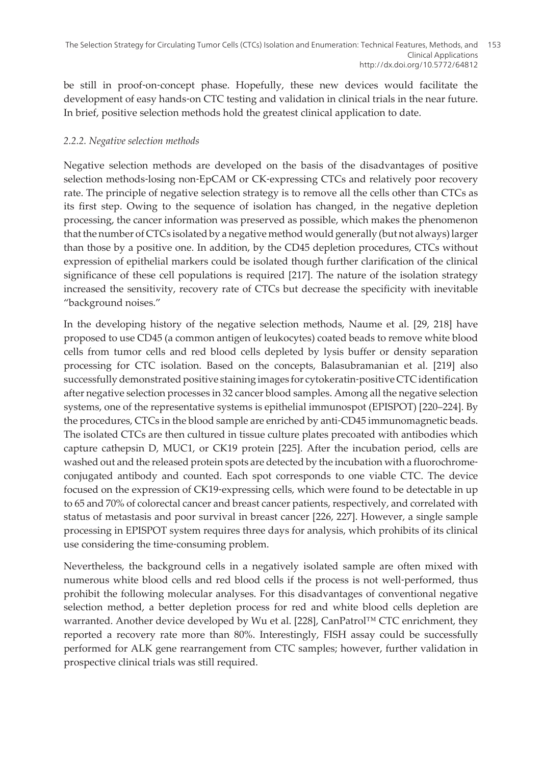be still in proof-of-concept phase. Hopefully, these new devices would facilitate the development of easy hands-on CTC testing and validation in clinical trials in the near future. In brief, positive selection methods hold the greatest clinical application to date.

### *2.2.2. Negative selection methods*

Negative selection methods are developed on the basis of the disadvantages of positive selection methods-losing non-EpCAM or CK-expressing CTCs and relatively poor recovery rate. The principle of negative selection strategy is to remove all the cells other than CTCs as its first step. Owing to the sequence of isolation has changed, in the negative depletion processing, the cancer information was preserved as possible, which makes the phenomenon that the number of CTCs isolated by a negative method would generally (but not always) larger than those by a positive one. In addition, by the CD45 depletion procedures, CTCs without expression of epithelial markers could be isolated though further clarification of the clinical significance of these cell populations is required [217]. The nature of the isolation strategy increased the sensitivity, recovery rate of CTCs but decrease the specificity with inevitable "background noises."

In the developing history of the negative selection methods, Naume et al. [29, 218] have proposed to use CD45 (a common antigen of leukocytes) coated beads to remove white blood cells from tumor cells and red blood cells depleted by lysis buffer or density separation processing for CTC isolation. Based on the concepts, Balasubramanian et al. [219] also successfully demonstrated positive staining images for cytokeratin-positive CTC identification after negative selection processes in 32 cancer blood samples. Among all the negative selection systems, one of the representative systems is epithelial immunospot (EPISPOT) [220–224]. By the procedures, CTCs in the blood sample are enriched by anti-CD45 immunomagnetic beads. The isolated CTCs are then cultured in tissue culture plates precoated with antibodies which capture cathepsin D, MUC1, or CK19 protein [225]. After the incubation period, cells are washed out and the released protein spots are detected by the incubation with a fluorochrome-conjugated antibody and counted. Each spot corresponds to one viable CTC. The device focused on the expression of CK19-expressing cells, which were found to be detectable in up to 65 and 70% of colorectal cancer and breast cancer patients, respectively, and correlated with status of metastasis and poor survival in breast cancer [226, 227]. However, a single sample processing in EPISPOT system requires three days for analysis, which prohibits of its clinical use considering the time-consuming problem.

Nevertheless, the background cells in a negatively isolated sample are often mixed with numerous white blood cells and red blood cells if the process is not well-performed, thus prohibit the following molecular analyses. For this disadvantages of conventional negative selection method, a better depletion process for red and white blood cells depletion are warranted. Another device developed by Wu et al. [228], CanPatrol™ CTC enrichment, they reported a recovery rate more than 80%. Interestingly, FISH assay could be successfully performed for ALK gene rearrangement from CTC samples; however, further validation in prospective clinical trials was still required.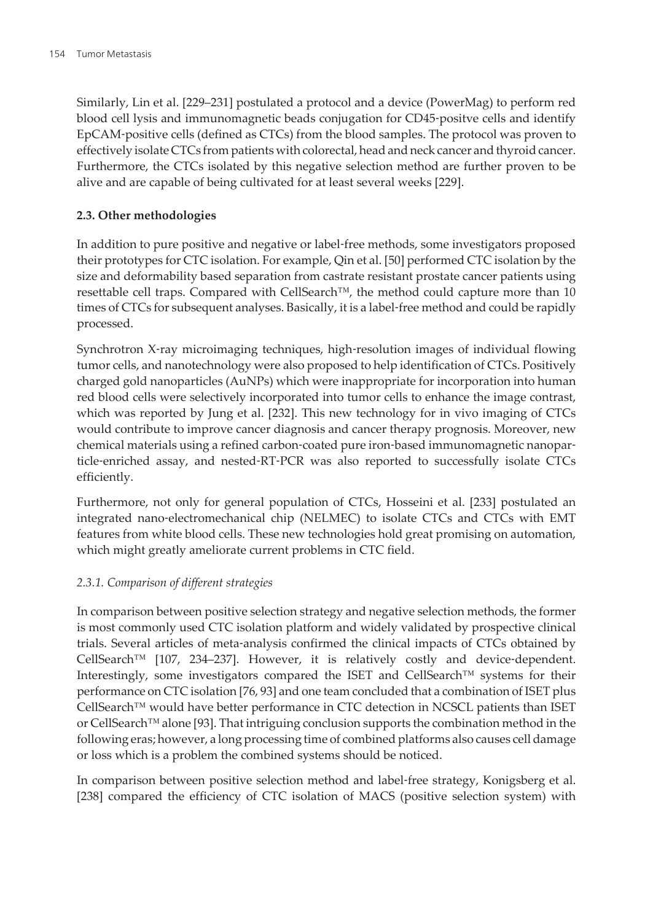Similarly, Lin et al. [229–231] postulated a protocol and a device (PowerMag) to perform red blood cell lysis and immunomagnetic beads conjugation for CD45-positve cells and identify EpCAM-positive cells (defined as CTCs) from the blood samples. The protocol was proven to effectively isolate CTCs from patients with colorectal, head and neck cancer and thyroid cancer. Furthermore, the CTCs isolated by this negative selection method are further proven to be alive and are capable of being cultivated for at least several weeks [229].

### 2.3. Other methodologies

In addition to pure positive and negative or label-free methods, some investigators proposed their prototypes for CTC isolation. For example, Qin et al. [50] performed CTC isolation by the size and deformability based separation from castrate resistant prostate cancer patients using resettable cell traps. Compared with CellSearch™, the method could capture more than 10 times of CTCs for subsequent analyses. Basically, it is a label-free method and could be rapidly processed.

Synchrotron X-ray microimaging techniques, high-resolution images of individual flowing tumor cells, and nanotechnology were also proposed to help identification of CTCs. Positively charged gold nanoparticles (AuNPs) which were inappropriate for incorporation into human red blood cells were selectively incorporated into tumor cells to enhance the image contrast, which was reported by Jung et al. [232]. This new technology for in vivo imaging of CTCs would contribute to improve cancer diagnosis and cancer therapy prognosis. Moreover, new chemical materials using a refined carbon-coated pure iron-based immunomagnetic nanoparticle-enriched assay, and nested-RT-PCR was also reported to successfully isolate CTCs efficiently.

Furthermore, not only for general population of CTCs, Hosseini et al. [233] postulated an integrated nano-electromechanical chip (NELMEC) to isolate CTCs and CTCs with EMT features from white blood cells. These new technologies hold great promising on automation, which might greatly ameliorate current problems in CTC field.

#### *2.3.1. Comparison of different strategies*

In comparison between positive selection strategy and negative selection methods, the former is most commonly used CTC isolation platform and widely validated by prospective clinical trials. Several articles of meta-analysis confirmed the clinical impacts of CTCs obtained by CellSearch™ [107, 234–237]. However, it is relatively costly and device-dependent. Interestingly, some investigators compared the ISET and CellSearch™ systems for their performance on CTC isolation [76, 93] and one team concluded that a combination of ISET plus CellSearch™ would have better performance in CTC detection in NCSCL patients than ISET or CellSearch™ alone [93]. That intriguing conclusion supports the combination method in the following eras; however, a long processing time of combined platforms also causes cell damage or loss which is a problem the combined systems should be noticed.

In comparison between positive selection method and label-free strategy, Konigsberg et al. [238] compared the efficiency of CTC isolation of MACS (positive selection system) with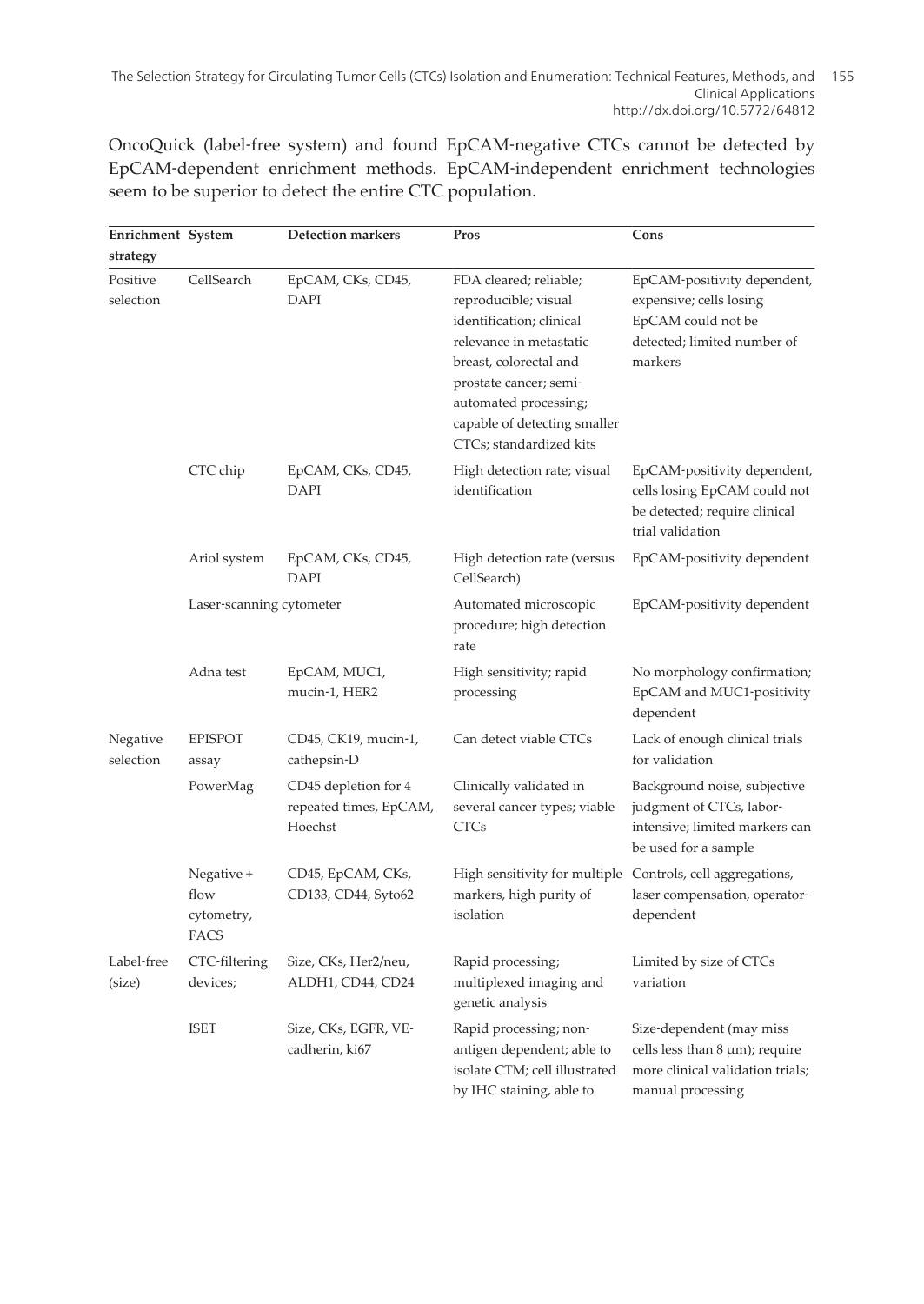OncoQuick (label-free system) and found EpCAM-negative CTCs cannot be detected by EpCAM-dependent enrichment methods. EpCAM-independent enrichment technologies seem to be superior to detect the entire CTC population.

| Enrichment strategy | System | Detection markers | Pros | Cons |
|---|---|---|---|---|
| Positive selection | CellSearch | EpCAM, CKs, CD45, DAPI | FDA cleared; reliable; reproducible; visual identification; clinical relevance in metastatic breast, colorectal and prostate cancer; semi-automated processing; capable of detecting smaller CTCs; standardized kits | EpCAM-positivity dependent, expensive; cells losing EpCAM could not be detected; limited number of markers |
| | CTC chip | EpCAM, CKs, CD45, DAPI | High detection rate; visual identification | EpCAM-positivity dependent, cells losing EpCAM could not be detected; require clinical trial validation |
| | Ariol system | EpCAM, CKs, CD45, DAPI | High detection rate (versus CellSearch) | EpCAM-positivity dependent |
| | Laser-scanning cytometer | | Automated microscopic procedure; high detection rate | EpCAM-positivity dependent |
| | Adna test | EpCAM, MUC1, mucin-1, HER2 | High sensitivity; rapid processing | No morphology confirmation; EpCAM and MUC1-positivity dependent |
| Negative selection | EPISPOT assay | CD45, CK19, mucin-1, cathepsin-D | Can detect viable CTCs | Lack of enough clinical trials for validation |
| | PowerMag | CD45 depletion for 4 repeated times, EpCAM, Hoechst | Clinically validated in several cancer types; viable CTCs | Background noise, subjective judgment of CTCs, labor-intensive; limited markers can be used for a sample |
| | Negative + flow cytometry, FACS | CD45, EpCAM, CKs, CD133, CD44, Syto62 | High sensitivity for multiple markers, high purity of isolation | Controls, cell aggregations, laser compensation, operator-dependent |
| Label-free (size) | CTC-filtering devices; | Size, CKs, Her2/neu, ALDH1, CD44, CD24 | Rapid processing; multiplexed imaging and genetic analysis | Limited by size of CTCs variation |
| | ISET | Size, CKs, EGFR, VE-cadherin, ki67 | Rapid processing; non-antigen dependent; able to isolate CTM; cell illustrated by IHC staining, able to | Size-dependent (may miss cells less than 8 μm); require more clinical validation trials; manual processing |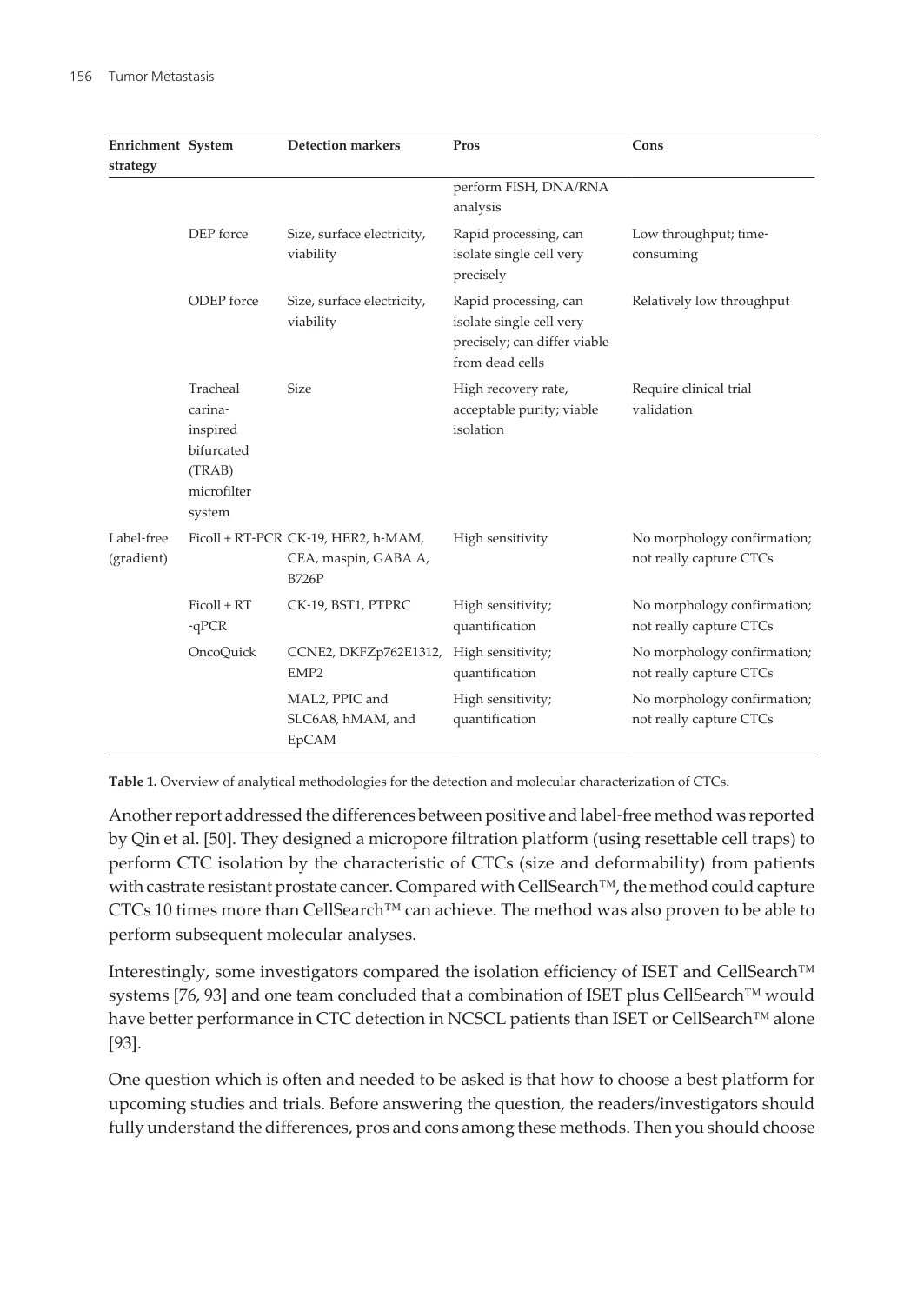| Enrichment strategy | System | Detection markers | Pros | Cons |
|---|---|---|---|---|
| | | | perform FISH, DNA/RNA analysis | |
| | DEP force | Size, surface electricity, viability | Rapid processing, can isolate single cell very precisely | Low throughput; time-consuming |
| | ODEP force | Size, surface electricity, viability | Rapid processing, can isolate single cell very precisely; can differ viable from dead cells | Relatively low throughput |
| | Tracheal carina-inspired bifurcated (TRAB) microfilter system | Size | High recovery rate, acceptable purity; viable isolation | Require clinical trial validation |
| Label-free (gradient) | Ficoll + RT-PCR | CK-19, HER2, h-MAM, CEA, maspin, GABA A, B726P | High sensitivity | No morphology confirmation; not really capture CTCs |
| | Ficoll + RT -qPCR | CK-19, BST1, PTPRC | High sensitivity; quantification | No morphology confirmation; not really capture CTCs |
| | OncoQuick | CCNE2, DKFZp762E1312, EMP2 | High sensitivity; quantification | No morphology confirmation; not really capture CTCs |
| | | MAL2, PPIC and SLC6A8, hMAM, and EpCAM | High sensitivity; quantification | No morphology confirmation; not really capture CTCs |

**Table 1.** Overview of analytical methodologies for the detection and molecular characterization of CTCs.

Another report addressed the differences between positive and label-free method was reported by Qin et al. [50]. They designed a micropore filtration platform (using resettable cell traps) to perform CTC isolation by the characteristic of CTCs (size and deformability) from patients with castrate resistant prostate cancer. Compared with CellSearch™, the method could capture CTCs 10 times more than CellSearch™ can achieve. The method was also proven to be able to perform subsequent molecular analyses.

Interestingly, some investigators compared the isolation efficiency of ISET and CellSearch™ systems [76, 93] and one team concluded that a combination of ISET plus CellSearch™ would have better performance in CTC detection in NCSCL patients than ISET or CellSearch™ alone [93].

One question which is often and needed to be asked is that how to choose a best platform for upcoming studies and trials. Before answering the question, the readers/investigators should fully understand the differences, pros and cons among these methods. Then you should choose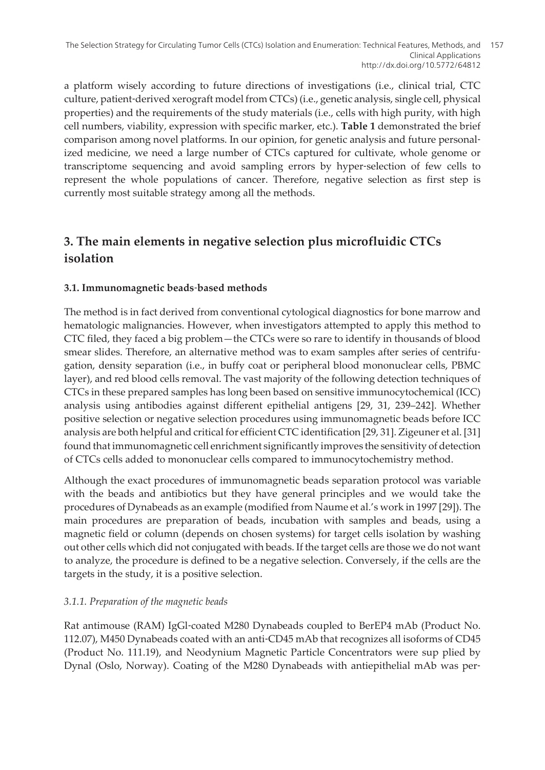a platform wisely according to future directions of investigations (i.e., clinical trial, CTC culture, patient-derived xerograft model from CTCs) (i.e., genetic analysis, single cell, physical properties) and the requirements of the study materials (i.e., cells with high purity, with high cell numbers, viability, expression with specific marker, etc.). **Table 1** demonstrated the brief comparison among novel platforms. In our opinion, for genetic analysis and future personalized medicine, we need a large number of CTCs captured for cultivate, whole genome or transcriptome sequencing and avoid sampling errors by hyper-selection of few cells to represent the whole populations of cancer. Therefore, negative selection as first step is currently most suitable strategy among all the methods.

## 3. The main elements in negative selection plus microfluidic CTCs isolation

### 3.1. Immunomagnetic beads-based methods

The method is in fact derived from conventional cytological diagnostics for bone marrow and hematologic malignancies. However, when investigators attempted to apply this method to CTC filed, they faced a big problem—the CTCs were so rare to identify in thousands of blood smear slides. Therefore, an alternative method was to exam samples after series of centrifugation, density separation (i.e., in buffy coat or peripheral blood mononuclear cells, PBMC layer), and red blood cells removal. The vast majority of the following detection techniques of CTCs in these prepared samples has long been based on sensitive immunocytochemical (ICC) analysis using antibodies against different epithelial antigens [29, 31, 239–242]. Whether positive selection or negative selection procedures using immunomagnetic beads before ICC analysis are both helpful and critical for efficient CTC identification [29, 31]. Zigeuner et al. [31] found that immunomagnetic cell enrichment significantly improves the sensitivity of detection of CTCs cells added to mononuclear cells compared to immunocytochemistry method.

Although the exact procedures of immunomagnetic beads separation protocol was variable with the beads and antibiotics but they have general principles and we would take the procedures of Dynabeads as an example (modified from Naume et al.'s work in 1997 [29]). The main procedures are preparation of beads, incubation with samples and beads, using a magnetic field or column (depends on chosen systems) for target cells isolation by washing out other cells which did not conjugated with beads. If the target cells are those we do not want to analyze, the procedure is defined to be a negative selection. Conversely, if the cells are the targets in the study, it is a positive selection.

#### *3.1.1. Preparation of the magnetic beads*

Rat antimouse (RAM) IgGl-coated M280 Dynabeads coupled to BerEP4 mAb (Product No. 112.07), M450 Dynabeads coated with an anti-CD45 mAb that recognizes all isoforms of CD45 (Product No. 111.19), and Neodynium Magnetic Particle Concentrators were sup plied by Dynal (Oslo, Norway). Coating of the M280 Dynabeads with antiepithelial mAb was per-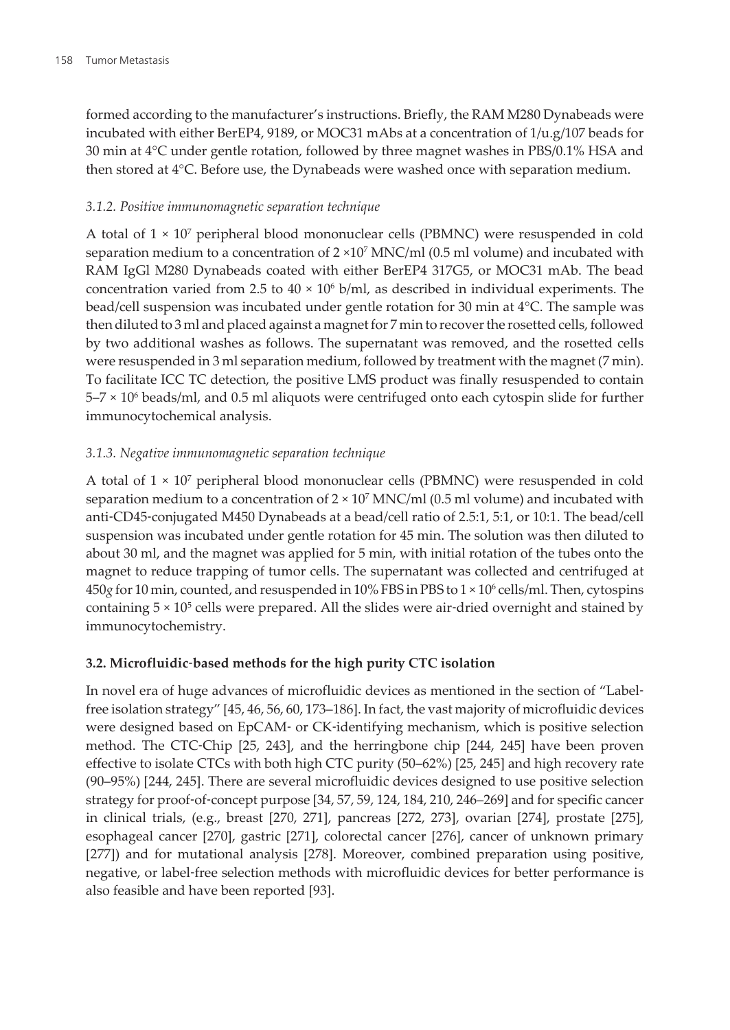formed according to the manufacturer's instructions. Briefly, the RAM M280 Dynabeads were incubated with either BerEP4, 9189, or MOC31 mAbs at a concentration of 1/u.g/107 beads for 30 min at 4°C under gentle rotation, followed by three magnet washes in PBS/0.1% HSA and then stored at 4°C. Before use, the Dynabeads were washed once with separation medium.

### *3.1.2. Positive immunomagnetic separation technique*

A total of $1 \times 10^7$ peripheral blood mononuclear cells (PBMNC) were resuspended in cold separation medium to a concentration of $2 \times 10^7$ MNC/ml (0.5 ml volume) and incubated with RAM IgGl M280 Dynabeads coated with either BerEP4 317G5, or MOC31 mAb. The bead concentration varied from 2.5 to $40 \times 10^6$ b/ml, as described in individual experiments. The bead/cell suspension was incubated under gentle rotation for 30 min at 4°C. The sample was then diluted to 3 ml and placed against a magnet for 7 min to recover the rosetted cells, followed by two additional washes as follows. The supernatant was removed, and the rosetted cells were resuspended in 3 ml separation medium, followed by treatment with the magnet (7 min). To facilitate ICC TC detection, the positive LMS product was finally resuspended to contain $5–7 \times 10^6$ beads/ml, and 0.5 ml aliquots were centrifuged onto each cytospin slide for further immunocytochemical analysis.

### *3.1.3. Negative immunomagnetic separation technique*

A total of $1 \times 10^7$ peripheral blood mononuclear cells (PBMNC) were resuspended in cold separation medium to a concentration of $2 \times 10^7$ MNC/ml (0.5 ml volume) and incubated with anti-CD45-conjugated M450 Dynabeads at a bead/cell ratio of 2.5:1, 5:1, or 10:1. The bead/cell suspension was incubated under gentle rotation for 45 min. The solution was then diluted to about 30 ml, and the magnet was applied for 5 min, with initial rotation of the tubes onto the magnet to reduce trapping of tumor cells. The supernatant was collected and centrifuged at 450*g* for 10 min, counted, and resuspended in 10% FBS in PBS to $1 \times 10^6$ cells/ml. Then, cytospins containing $5 \times 10^5$ cells were prepared. All the slides were air-dried overnight and stained by immunocytochemistry.

### **3.2. Microfluidic-based methods for the high purity CTC isolation**

In novel era of huge advances of microfluidic devices as mentioned in the section of "Label-free isolation strategy" [45, 46, 56, 60, 173–186]. In fact, the vast majority of microfluidic devices were designed based on EpCAM- or CK-identifying mechanism, which is positive selection method. The CTC-Chip [25, 243], and the herringbone chip [244, 245] have been proven effective to isolate CTCs with both high CTC purity (50–62%) [25, 245] and high recovery rate (90–95%) [244, 245]. There are several microfluidic devices designed to use positive selection strategy for proof-of-concept purpose [34, 57, 59, 124, 184, 210, 246–269] and for specific cancer in clinical trials, (e.g., breast [270, 271], pancreas [272, 273], ovarian [274], prostate [275], esophageal cancer [270], gastric [271], colorectal cancer [276], cancer of unknown primary [277]) and for mutational analysis [278]. Moreover, combined preparation using positive, negative, or label-free selection methods with microfluidic devices for better performance is also feasible and have been reported [93].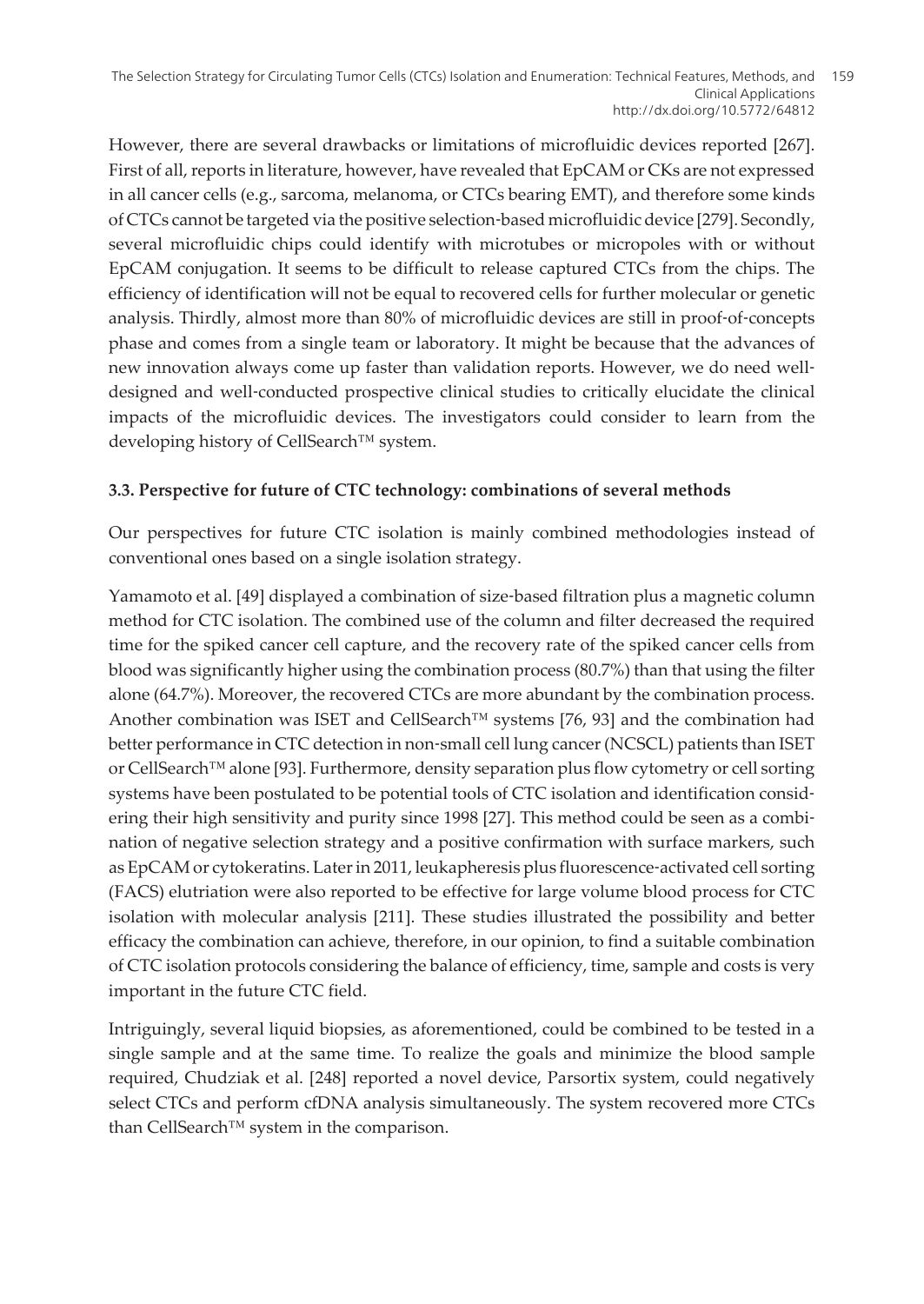However, there are several drawbacks or limitations of microfluidic devices reported [267]. First of all, reports in literature, however, have revealed that EpCAM or CKs are not expressed in all cancer cells (e.g., sarcoma, melanoma, or CTCs bearing EMT), and therefore some kinds of CTCs cannot be targeted via the positive selection-based microfluidic device [279]. Secondly, several microfluidic chips could identify with microtubes or micropoles with or without EpCAM conjugation. It seems to be difficult to release captured CTCs from the chips. The efficiency of identification will not be equal to recovered cells for further molecular or genetic analysis. Thirdly, almost more than 80% of microfluidic devices are still in proof-of-concepts phase and comes from a single team or laboratory. It might be because that the advances of new innovation always come up faster than validation reports. However, we do need well-designed and well-conducted prospective clinical studies to critically elucidate the clinical impacts of the microfluidic devices. The investigators could consider to learn from the developing history of CellSearch™ system.

### 3.3. Perspective for future of CTC technology: combinations of several methods

Our perspectives for future CTC isolation is mainly combined methodologies instead of conventional ones based on a single isolation strategy.

Yamamoto et al. [49] displayed a combination of size-based filtration plus a magnetic column method for CTC isolation. The combined use of the column and filter decreased the required time for the spiked cancer cell capture, and the recovery rate of the spiked cancer cells from blood was significantly higher using the combination process (80.7%) than that using the filter alone (64.7%). Moreover, the recovered CTCs are more abundant by the combination process. Another combination was ISET and CellSearch™ systems [76, 93] and the combination had better performance in CTC detection in non-small cell lung cancer (NCSCL) patients than ISET or CellSearch™ alone [93]. Furthermore, density separation plus flow cytometry or cell sorting systems have been postulated to be potential tools of CTC isolation and identification considering their high sensitivity and purity since 1998 [27]. This method could be seen as a combination of negative selection strategy and a positive confirmation with surface markers, such as EpCAM or cytokeratins. Later in 2011, leukapheresis plus fluorescence-activated cell sorting (FACS) elutriation were also reported to be effective for large volume blood process for CTC isolation with molecular analysis [211]. These studies illustrated the possibility and better efficacy the combination can achieve, therefore, in our opinion, to find a suitable combination of CTC isolation protocols considering the balance of efficiency, time, sample and costs is very important in the future CTC field.

Intriguingly, several liquid biopsies, as aforementioned, could be combined to be tested in a single sample and at the same time. To realize the goals and minimize the blood sample required, Chudziak et al. [248] reported a novel device, Parsortix system, could negatively select CTCs and perform cfDNA analysis simultaneously. The system recovered more CTCs than CellSearch™ system in the comparison.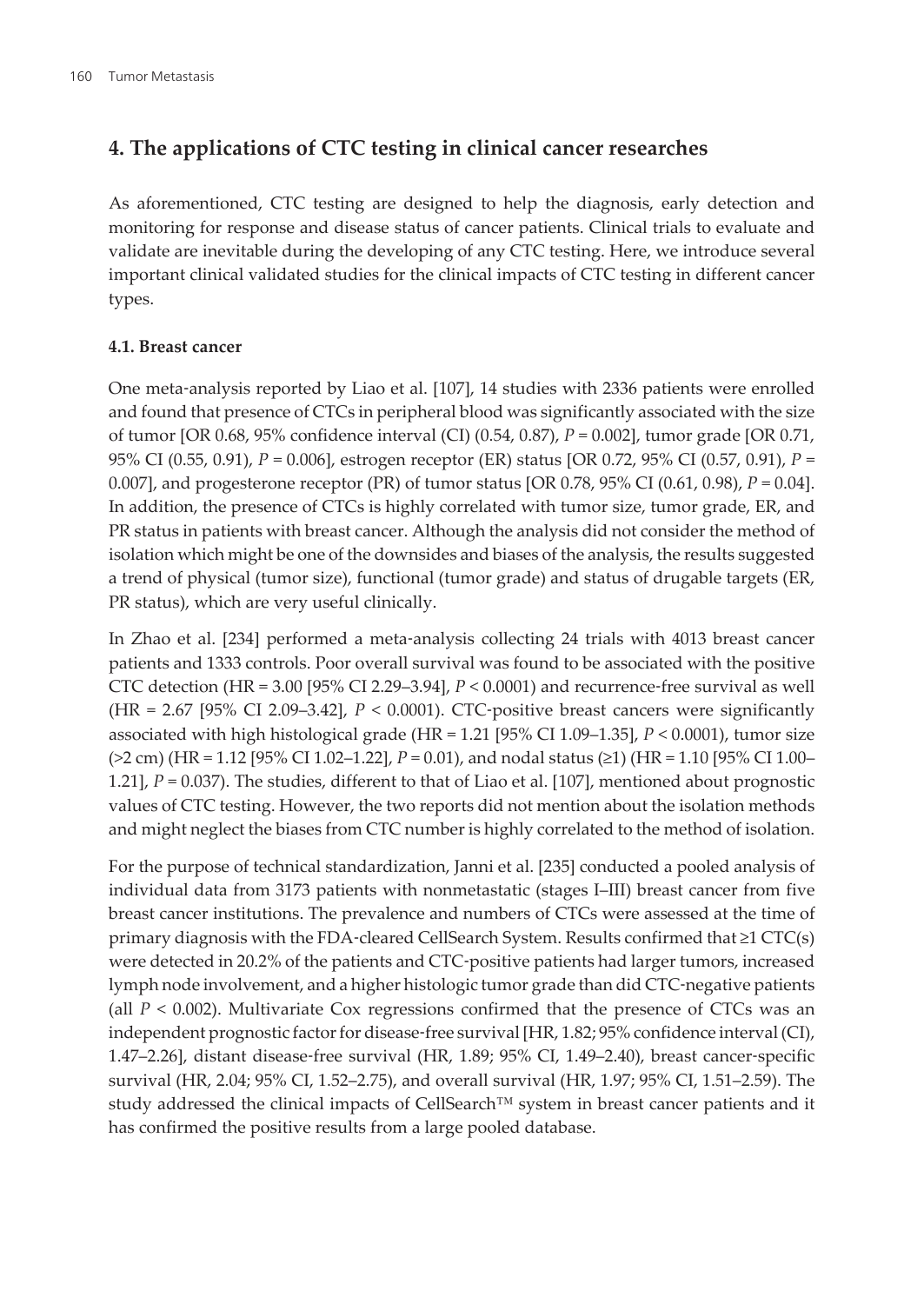## 4. The applications of CTC testing in clinical cancer researches

As aforementioned, CTC testing are designed to help the diagnosis, early detection and monitoring for response and disease status of cancer patients. Clinical trials to evaluate and validate are inevitable during the developing of any CTC testing. Here, we introduce several important clinical validated studies for the clinical impacts of CTC testing in different cancer types.

### 4.1. Breast cancer

One meta-analysis reported by Liao et al. [107], 14 studies with 2336 patients were enrolled and found that presence of CTCs in peripheral blood was significantly associated with the size of tumor [OR 0.68, 95% confidence interval (CI) (0.54, 0.87), $P = 0.002$], tumor grade [OR 0.71, 95% CI (0.55, 0.91), $P = 0.006$], estrogen receptor (ER) status [OR 0.72, 95% CI (0.57, 0.91), $P = 0.007$], and progesterone receptor (PR) of tumor status [OR 0.78, 95% CI (0.61, 0.98), $P = 0.04$]. In addition, the presence of CTCs is highly correlated with tumor size, tumor grade, ER, and PR status in patients with breast cancer. Although the analysis did not consider the method of isolation which might be one of the downsides and biases of the analysis, the results suggested a trend of physical (tumor size), functional (tumor grade) and status of drugable targets (ER, PR status), which are very useful clinically.

In Zhao et al. [234] performed a meta-analysis collecting 24 trials with 4013 breast cancer patients and 1333 controls. Poor overall survival was found to be associated with the positive CTC detection (HR = 3.00 [95% CI 2.29–3.94], $P < 0.0001$) and recurrence-free survival as well (HR = 2.67 [95% CI 2.09–3.42], $P < 0.0001$). CTC-positive breast cancers were significantly associated with high histological grade (HR = 1.21 [95% CI 1.09–1.35], $P < 0.0001$), tumor size (>2 cm) (HR = 1.12 [95% CI 1.02–1.22], $P = 0.01$), and nodal status (≥1) (HR = 1.10 [95% CI 1.00–1.21], $P = 0.037$). The studies, different to that of Liao et al. [107], mentioned about prognostic values of CTC testing. However, the two reports did not mention about the isolation methods and might neglect the biases from CTC number is highly correlated to the method of isolation.

For the purpose of technical standardization, Janni et al. [235] conducted a pooled analysis of individual data from 3173 patients with nonmetastatic (stages I–III) breast cancer from five breast cancer institutions. The prevalence and numbers of CTCs were assessed at the time of primary diagnosis with the FDA-cleared CellSearch System. Results confirmed that ≥1 CTC(s) were detected in 20.2% of the patients and CTC-positive patients had larger tumors, increased lymph node involvement, and a higher histologic tumor grade than did CTC-negative patients (all $P < 0.002$). Multivariate Cox regressions confirmed that the presence of CTCs was an independent prognostic factor for disease-free survival [HR, 1.82; 95% confidence interval (CI), 1.47–2.26], distant disease-free survival (HR, 1.89; 95% CI, 1.49–2.40), breast cancer-specific survival (HR, 2.04; 95% CI, 1.52–2.75), and overall survival (HR, 1.97; 95% CI, 1.51–2.59). The study addressed the clinical impacts of CellSearch™ system in breast cancer patients and it has confirmed the positive results from a large pooled database.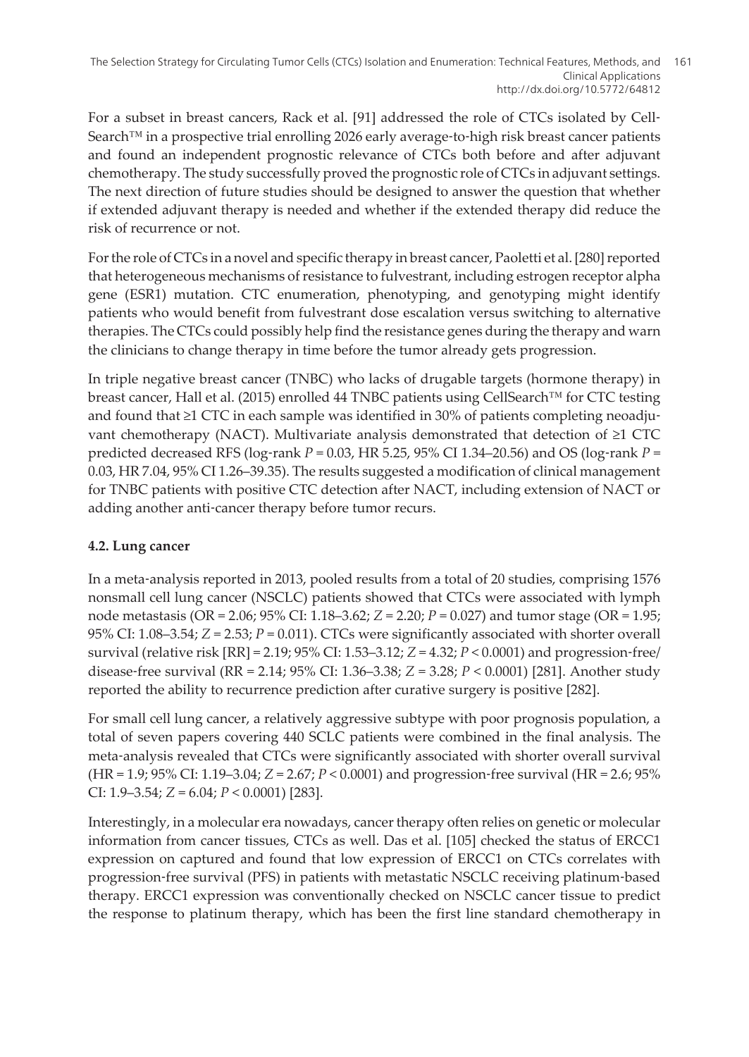For a subset in breast cancers, Rack et al. [91] addressed the role of CTCs isolated by CellSearch™ in a prospective trial enrolling 2026 early average-to-high risk breast cancer patients and found an independent prognostic relevance of CTCs both before and after adjuvant chemotherapy. The study successfully proved the prognostic role of CTCs in adjuvant settings. The next direction of future studies should be designed to answer the question that whether if extended adjuvant therapy is needed and whether if the extended therapy did reduce the risk of recurrence or not.

For the role of CTCs in a novel and specific therapy in breast cancer, Paoletti et al. [280] reported that heterogeneous mechanisms of resistance to fulvestrant, including estrogen receptor alpha gene (ESR1) mutation. CTC enumeration, phenotyping, and genotyping might identify patients who would benefit from fulvestrant dose escalation versus switching to alternative therapies. The CTCs could possibly help find the resistance genes during the therapy and warn the clinicians to change therapy in time before the tumor already gets progression.

In triple negative breast cancer (TNBC) who lacks of drugable targets (hormone therapy) in breast cancer, Hall et al. (2015) enrolled 44 TNBC patients using CellSearch™ for CTC testing and found that ≥1 CTC in each sample was identified in 30% of patients completing neoadjuvant chemotherapy (NACT). Multivariate analysis demonstrated that detection of ≥1 CTC predicted decreased RFS (log-rank $P = 0.03$, HR 5.25, 95% CI 1.34–20.56) and OS (log-rank $P = 0.03$, HR 7.04, 95% CI 1.26–39.35). The results suggested a modification of clinical management for TNBC patients with positive CTC detection after NACT, including extension of NACT or adding another anti-cancer therapy before tumor recurs.

### 4.2. Lung cancer

In a meta-analysis reported in 2013, pooled results from a total of 20 studies, comprising 1576 nonsmall cell lung cancer (NSCLC) patients showed that CTCs were associated with lymph node metastasis (OR = 2.06; 95% CI: 1.18–3.62; $Z = 2.20$; $P = 0.027$) and tumor stage (OR = 1.95; 95% CI: 1.08–3.54; $Z = 2.53$; $P = 0.011$). CTCs were significantly associated with shorter overall survival (relative risk [RR] = 2.19; 95% CI: 1.53–3.12; $Z = 4.32$; $P < 0.0001$) and progression-free/disease-free survival (RR = 2.14; 95% CI: 1.36–3.38; $Z = 3.28$; $P < 0.0001$) [281]. Another study reported the ability to recurrence prediction after curative surgery is positive [282].

For small cell lung cancer, a relatively aggressive subtype with poor prognosis population, a total of seven papers covering 440 SCLC patients were combined in the final analysis. The meta-analysis revealed that CTCs were significantly associated with shorter overall survival (HR = 1.9; 95% CI: 1.19–3.04; $Z = 2.67$; $P < 0.0001$) and progression-free survival (HR = 2.6; 95% CI: 1.9–3.54; $Z = 6.04$; $P < 0.0001$) [283].

Interestingly, in a molecular era nowadays, cancer therapy often relies on genetic or molecular information from cancer tissues, CTCs as well. Das et al. [105] checked the status of ERCC1 expression on captured and found that low expression of ERCC1 on CTCs correlates with progression-free survival (PFS) in patients with metastatic NSCLC receiving platinum-based therapy. ERCC1 expression was conventionally checked on NSCLC cancer tissue to predict the response to platinum therapy, which has been the first line standard chemotherapy in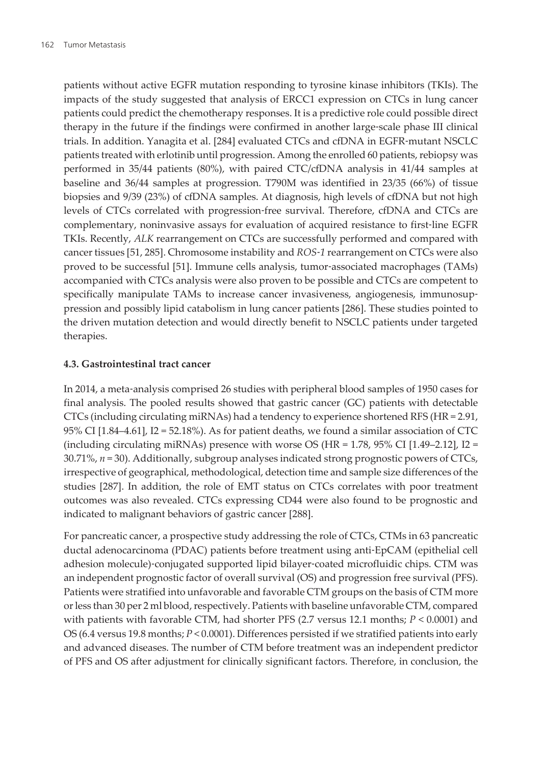patients without active EGFR mutation responding to tyrosine kinase inhibitors (TKIs). The impacts of the study suggested that analysis of ERCC1 expression on CTCs in lung cancer patients could predict the chemotherapy responses. It is a predictive role could possible direct therapy in the future if the findings were confirmed in another large-scale phase III clinical trials. In addition. Yanagita et al. [284] evaluated CTCs and cfDNA in EGFR-mutant NSCLC patients treated with erlotinib until progression. Among the enrolled 60 patients, rebiopsy was performed in 35/44 patients (80%), with paired CTC/cfDNA analysis in 41/44 samples at baseline and 36/44 samples at progression. T790M was identified in 23/35 (66%) of tissue biopsies and 9/39 (23%) of cfDNA samples. At diagnosis, high levels of cfDNA but not high levels of CTCs correlated with progression-free survival. Therefore, cfDNA and CTCs are complementary, noninvasive assays for evaluation of acquired resistance to first-line EGFR TKIs. Recently, *ALK* rearrangement on CTCs are successfully performed and compared with cancer tissues [51, 285]. Chromosome instability and *ROS-1* rearrangement on CTCs were also proved to be successful [51]. Immune cells analysis, tumor-associated macrophages (TAMs) accompanied with CTCs analysis were also proven to be possible and CTCs are competent to specifically manipulate TAMs to increase cancer invasiveness, angiogenesis, immunosuppression and possibly lipid catabolism in lung cancer patients [286]. These studies pointed to the driven mutation detection and would directly benefit to NSCLC patients under targeted therapies.

### 4.3. Gastrointestinal tract cancer

In 2014, a meta-analysis comprised 26 studies with peripheral blood samples of 1950 cases for final analysis. The pooled results showed that gastric cancer (GC) patients with detectable CTCs (including circulating miRNAs) had a tendency to experience shortened RFS (HR = 2.91, 95% CI [1.84–4.61], I2 = 52.18%). As for patient deaths, we found a similar association of CTC (including circulating miRNAs) presence with worse OS (HR = 1.78, 95% CI [1.49–2.12], I2 = 30.71%, *n* = 30). Additionally, subgroup analyses indicated strong prognostic powers of CTCs, irrespective of geographical, methodological, detection time and sample size differences of the studies [287]. In addition, the role of EMT status on CTCs correlates with poor treatment outcomes was also revealed. CTCs expressing CD44 were also found to be prognostic and indicated to malignant behaviors of gastric cancer [288].

For pancreatic cancer, a prospective study addressing the role of CTCs, CTMs in 63 pancreatic ductal adenocarcinoma (PDAC) patients before treatment using anti-EpCAM (epithelial cell adhesion molecule)-conjugated supported lipid bilayer-coated microfluidic chips. CTM was an independent prognostic factor of overall survival (OS) and progression free survival (PFS). Patients were stratified into unfavorable and favorable CTM groups on the basis of CTM more or less than 30 per 2 ml blood, respectively. Patients with baseline unfavorable CTM, compared with patients with favorable CTM, had shorter PFS (2.7 versus 12.1 months; $P < 0.0001$) and OS (6.4 versus 19.8 months; $P < 0.0001$). Differences persisted if we stratified patients into early and advanced diseases. The number of CTM before treatment was an independent predictor of PFS and OS after adjustment for clinically significant factors. Therefore, in conclusion, the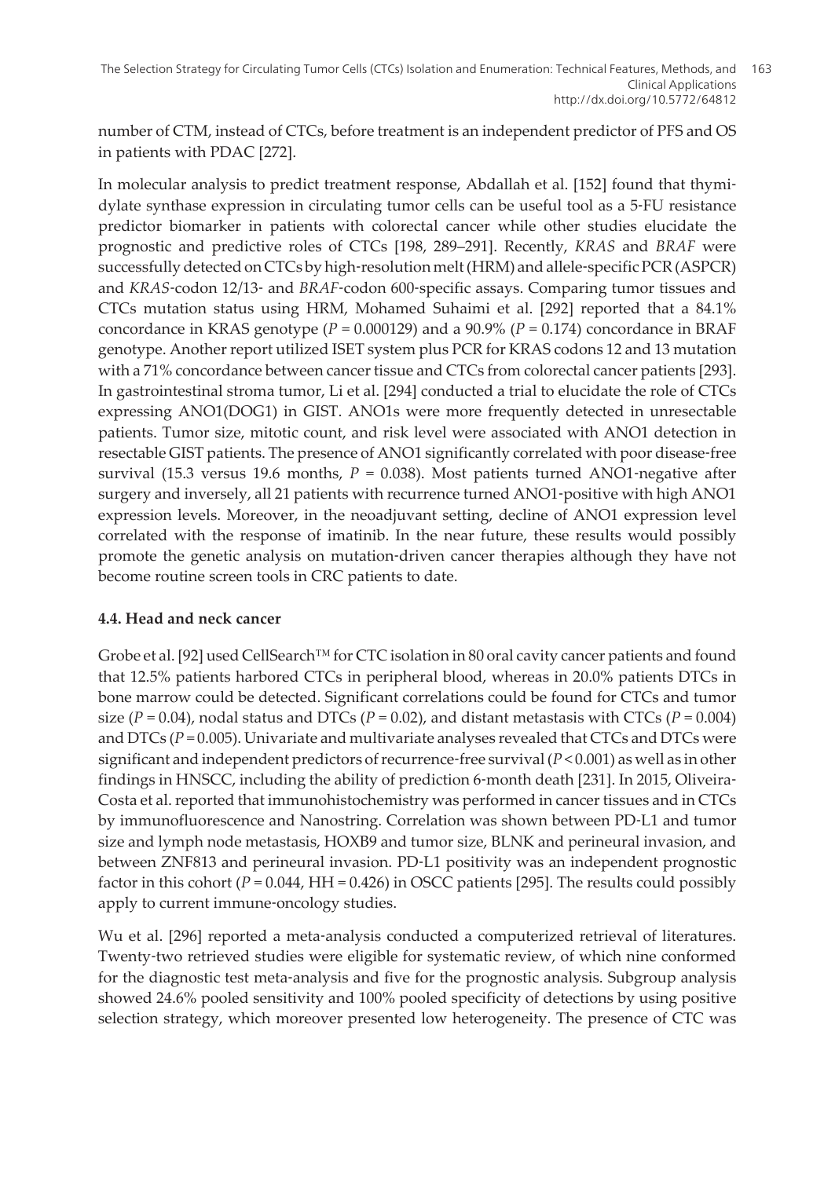number of CTM, instead of CTCs, before treatment is an independent predictor of PFS and OS in patients with PDAC [272].

In molecular analysis to predict treatment response, Abdallah et al. [152] found that thymidylate synthase expression in circulating tumor cells can be useful tool as a 5-FU resistance predictor biomarker in patients with colorectal cancer while other studies elucidate the prognostic and predictive roles of CTCs [198, 289–291]. Recently, *KRAS* and *BRAF* were successfully detected on CTCs by high-resolution melt (HRM) and allele-specific PCR (ASPCR) and *KRAS*-codon 12/13- and *BRAF*-codon 600-specific assays. Comparing tumor tissues and CTCs mutation status using HRM, Mohamed Suhaimi et al. [292] reported that a 84.1% concordance in KRAS genotype ($P$ = 0.000129) and a 90.9% ($P$ = 0.174) concordance in BRAF genotype. Another report utilized ISET system plus PCR for KRAS codons 12 and 13 mutation with a 71% concordance between cancer tissue and CTCs from colorectal cancer patients [293]. In gastrointestinal stroma tumor, Li et al. [294] conducted a trial to elucidate the role of CTCs expressing ANO1(DOG1) in GIST. ANO1s were more frequently detected in unresectable patients. Tumor size, mitotic count, and risk level were associated with ANO1 detection in resectable GIST patients. The presence of ANO1 significantly correlated with poor disease-free survival (15.3 versus 19.6 months, $P$ = 0.038). Most patients turned ANO1-negative after surgery and inversely, all 21 patients with recurrence turned ANO1-positive with high ANO1 expression levels. Moreover, in the neoadjuvant setting, decline of ANO1 expression level correlated with the response of imatinib. In the near future, these results would possibly promote the genetic analysis on mutation-driven cancer therapies although they have not become routine screen tools in CRC patients to date.

### 4.4. Head and neck cancer

Grobe et al. [92] used CellSearch™ for CTC isolation in 80 oral cavity cancer patients and found that 12.5% patients harbored CTCs in peripheral blood, whereas in 20.0% patients DTCs in bone marrow could be detected. Significant correlations could be found for CTCs and tumor size ($P$ = 0.04), nodal status and DTCs ($P$ = 0.02), and distant metastasis with CTCs ($P$ = 0.004) and DTCs ($P$ = 0.005). Univariate and multivariate analyses revealed that CTCs and DTCs were significant and independent predictors of recurrence-free survival ($P$ < 0.001) as well as in other findings in HNSCC, including the ability of prediction 6-month death [231]. In 2015, Oliveira-Costa et al. reported that immunohistochemistry was performed in cancer tissues and in CTCs by immunofluorescence and Nanostring. Correlation was shown between PD-L1 and tumor size and lymph node metastasis, HOXB9 and tumor size, BLNK and perineural invasion, and between ZNF813 and perineural invasion. PD-L1 positivity was an independent prognostic factor in this cohort ($P$ = 0.044, HH = 0.426) in OSCC patients [295]. The results could possibly apply to current immune-oncology studies.

Wu et al. [296] reported a meta-analysis conducted a computerized retrieval of literatures. Twenty-two retrieved studies were eligible for systematic review, of which nine conformed for the diagnostic test meta-analysis and five for the prognostic analysis. Subgroup analysis showed 24.6% pooled sensitivity and 100% pooled specificity of detections by using positive selection strategy, which moreover presented low heterogeneity. The presence of CTC was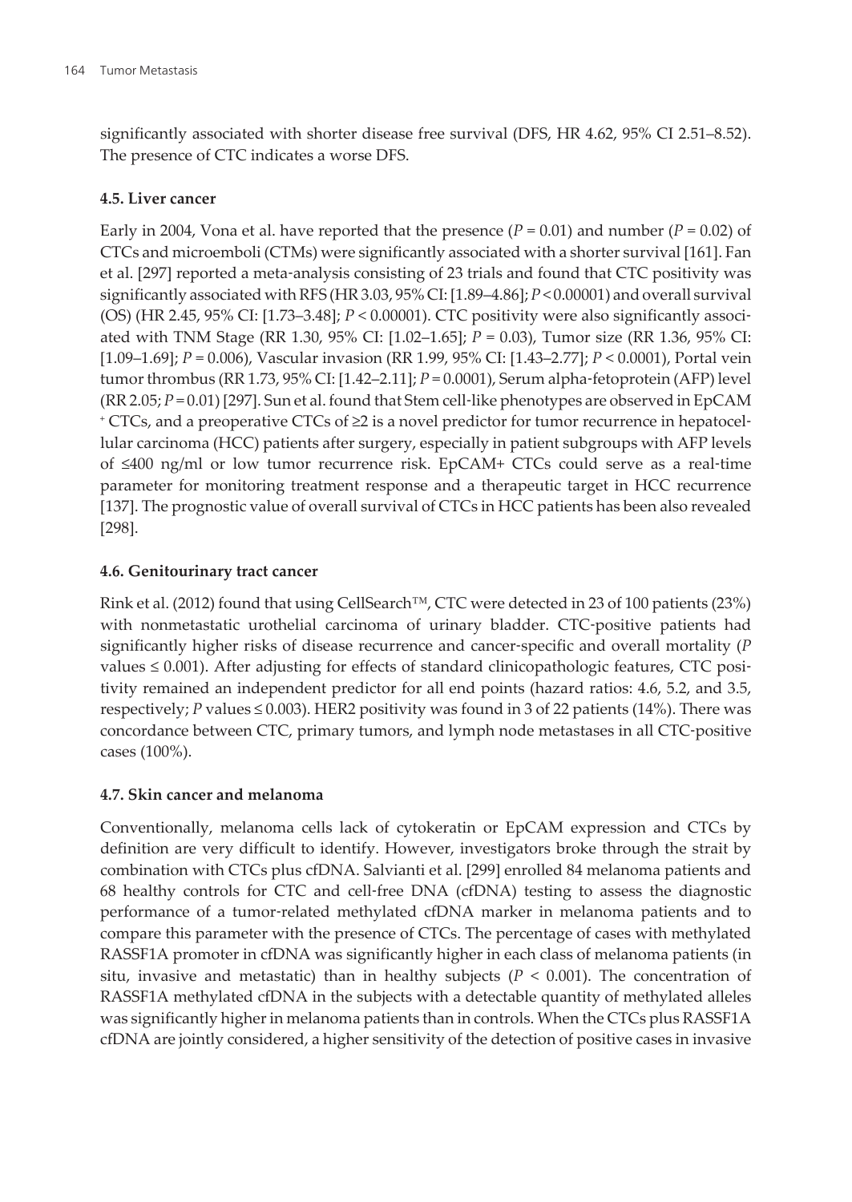significantly associated with shorter disease free survival (DFS, HR 4.62, 95% CI 2.51–8.52). The presence of CTC indicates a worse DFS.

### 4.5. Liver cancer

Early in 2004, Vona et al. have reported that the presence ($P = 0.01$) and number ($P = 0.02$) of CTCs and microemboli (CTMs) were significantly associated with a shorter survival [161]. Fan et al. [297] reported a meta-analysis consisting of 23 trials and found that CTC positivity was significantly associated with RFS (HR 3.03, 95% CI: [1.89–4.86]; $P < 0.00001$) and overall survival (OS) (HR 2.45, 95% CI: [1.73–3.48]; $P < 0.00001$). CTC positivity were also significantly associated with TNM Stage (RR 1.30, 95% CI: [1.02–1.65]; $P = 0.03$), Tumor size (RR 1.36, 95% CI: [1.09–1.69]; $P = 0.006$), Vascular invasion (RR 1.99, 95% CI: [1.43–2.77]; $P < 0.0001$), Portal vein tumor thrombus (RR 1.73, 95% CI: [1.42–2.11]; $P = 0.0001$), Serum alpha-fetoprotein (AFP) level (RR 2.05; $P = 0.01$) [297]. Sun et al. found that Stem cell-like phenotypes are observed in EpCAM$^{+}$ CTCs, and a preoperative CTCs of ≥2 is a novel predictor for tumor recurrence in hepatocellular carcinoma (HCC) patients after surgery, especially in patient subgroups with AFP levels of ≤400 ng/ml or low tumor recurrence risk. EpCAM+ CTCs could serve as a real-time parameter for monitoring treatment response and a therapeutic target in HCC recurrence [137]. The prognostic value of overall survival of CTCs in HCC patients has been also revealed [298].

### 4.6. Genitourinary tract cancer

Rink et al. (2012) found that using CellSearch™, CTC were detected in 23 of 100 patients (23%) with nonmetastatic urothelial carcinoma of urinary bladder. CTC-positive patients had significantly higher risks of disease recurrence and cancer-specific and overall mortality ($P$ values ≤ 0.001). After adjusting for effects of standard clinicopathologic features, CTC positivity remained an independent predictor for all end points (hazard ratios: 4.6, 5.2, and 3.5, respectively; $P$ values ≤ 0.003). HER2 positivity was found in 3 of 22 patients (14%). There was concordance between CTC, primary tumors, and lymph node metastases in all CTC-positive cases (100%).

### 4.7. Skin cancer and melanoma

Conventionally, melanoma cells lack of cytokeratin or EpCAM expression and CTCs by definition are very difficult to identify. However, investigators broke through the strait by combination with CTCs plus cfDNA. Salvianti et al. [299] enrolled 84 melanoma patients and 68 healthy controls for CTC and cell-free DNA (cfDNA) testing to assess the diagnostic performance of a tumor-related methylated cfDNA marker in melanoma patients and to compare this parameter with the presence of CTCs. The percentage of cases with methylated RASSF1A promoter in cfDNA was significantly higher in each class of melanoma patients (in situ, invasive and metastatic) than in healthy subjects ($P < 0.001$). The concentration of RASSF1A methylated cfDNA in the subjects with a detectable quantity of methylated alleles was significantly higher in melanoma patients than in controls. When the CTCs plus RASSF1A cfDNA are jointly considered, a higher sensitivity of the detection of positive cases in invasive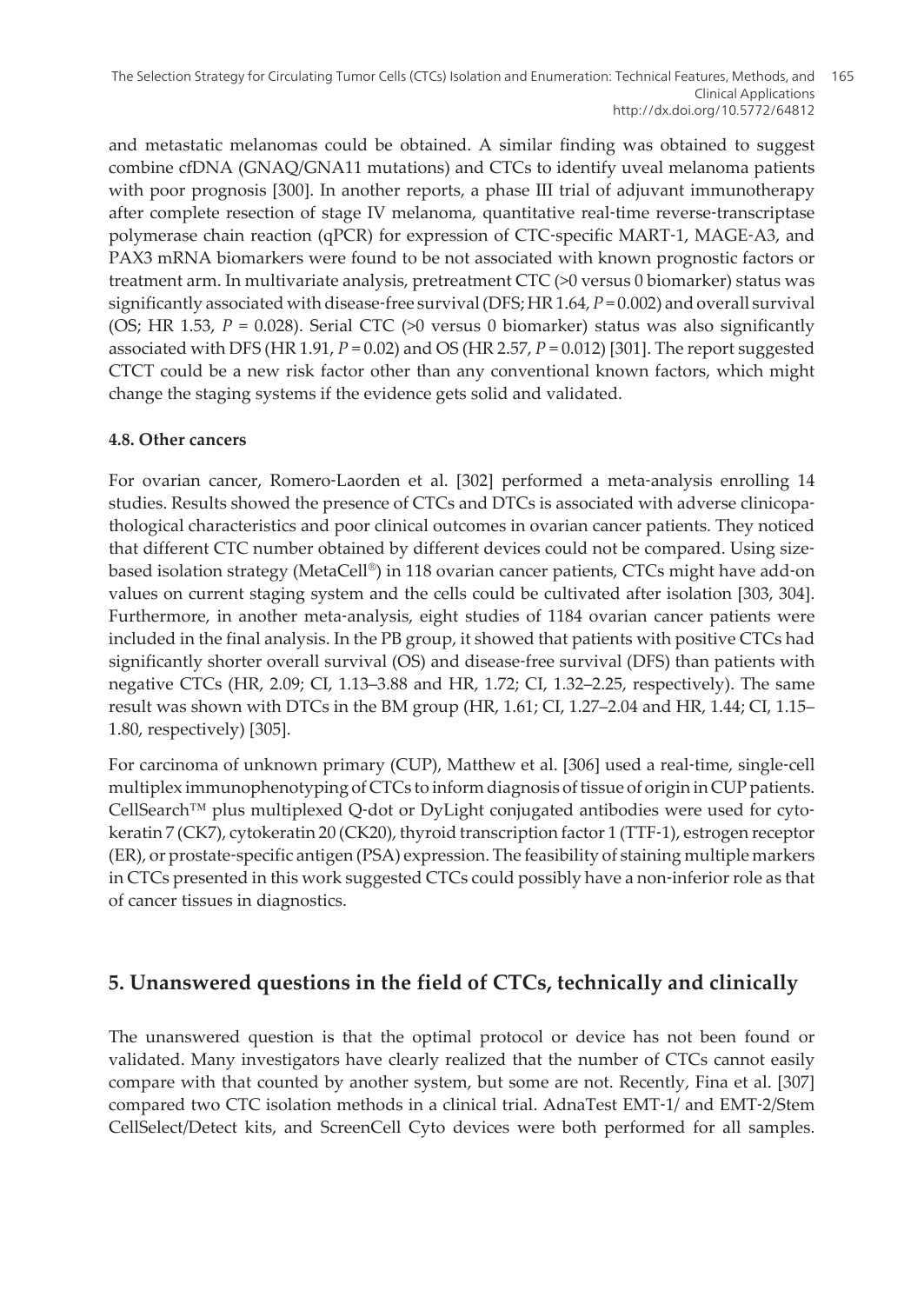and metastatic melanomas could be obtained. A similar finding was obtained to suggest combine cfDNA (GNAQ/GNA11 mutations) and CTCs to identify uveal melanoma patients with poor prognosis [300]. In another reports, a phase III trial of adjuvant immunotherapy after complete resection of stage IV melanoma, quantitative real-time reverse-transcriptase polymerase chain reaction (qPCR) for expression of CTC-specific MART-1, MAGE-A3, and PAX3 mRNA biomarkers were found to be not associated with known prognostic factors or treatment arm. In multivariate analysis, pretreatment CTC (>0 versus 0 biomarker) status was significantly associated with disease-free survival (DFS; HR 1.64, $P = 0.002$) and overall survival (OS; HR 1.53, $P = 0.028$). Serial CTC (>0 versus 0 biomarker) status was also significantly associated with DFS (HR 1.91, $P = 0.02$) and OS (HR 2.57, $P = 0.012$) [301]. The report suggested CTCT could be a new risk factor other than any conventional known factors, which might change the staging systems if the evidence gets solid and validated.

### 4.8. Other cancers

For ovarian cancer, Romero-Laorden et al. [302] performed a meta-analysis enrolling 14 studies. Results showed the presence of CTCs and DTCs is associated with adverse clinicopathological characteristics and poor clinical outcomes in ovarian cancer patients. They noticed that different CTC number obtained by different devices could not be compared. Using size-based isolation strategy (MetaCell®) in 118 ovarian cancer patients, CTCs might have add-on values on current staging system and the cells could be cultivated after isolation [303, 304]. Furthermore, in another meta-analysis, eight studies of 1184 ovarian cancer patients were included in the final analysis. In the PB group, it showed that patients with positive CTCs had significantly shorter overall survival (OS) and disease-free survival (DFS) than patients with negative CTCs (HR, 2.09; CI, 1.13–3.88 and HR, 1.72; CI, 1.32–2.25, respectively). The same result was shown with DTCs in the BM group (HR, 1.61; CI, 1.27–2.04 and HR, 1.44; CI, 1.15–1.80, respectively) [305].

For carcinoma of unknown primary (CUP), Matthew et al. [306] used a real-time, single-cell multiplex immunophenotyping of CTCs to inform diagnosis of tissue of origin in CUP patients. CellSearch™ plus multiplexed Q-dot or DyLight conjugated antibodies were used for cytokeratin 7 (CK7), cytokeratin 20 (CK20), thyroid transcription factor 1 (TTF-1), estrogen receptor (ER), or prostate-specific antigen (PSA) expression. The feasibility of staining multiple markers in CTCs presented in this work suggested CTCs could possibly have a non-inferior role as that of cancer tissues in diagnostics.

## 5. Unanswered questions in the field of CTCs, technically and clinically

The unanswered question is that the optimal protocol or device has not been found or validated. Many investigators have clearly realized that the number of CTCs cannot easily compare with that counted by another system, but some are not. Recently, Fina et al. [307] compared two CTC isolation methods in a clinical trial. AdnaTest EMT-1/ and EMT-2/Stem CellSelect/Detect kits, and ScreenCell Cyto devices were both performed for all samples.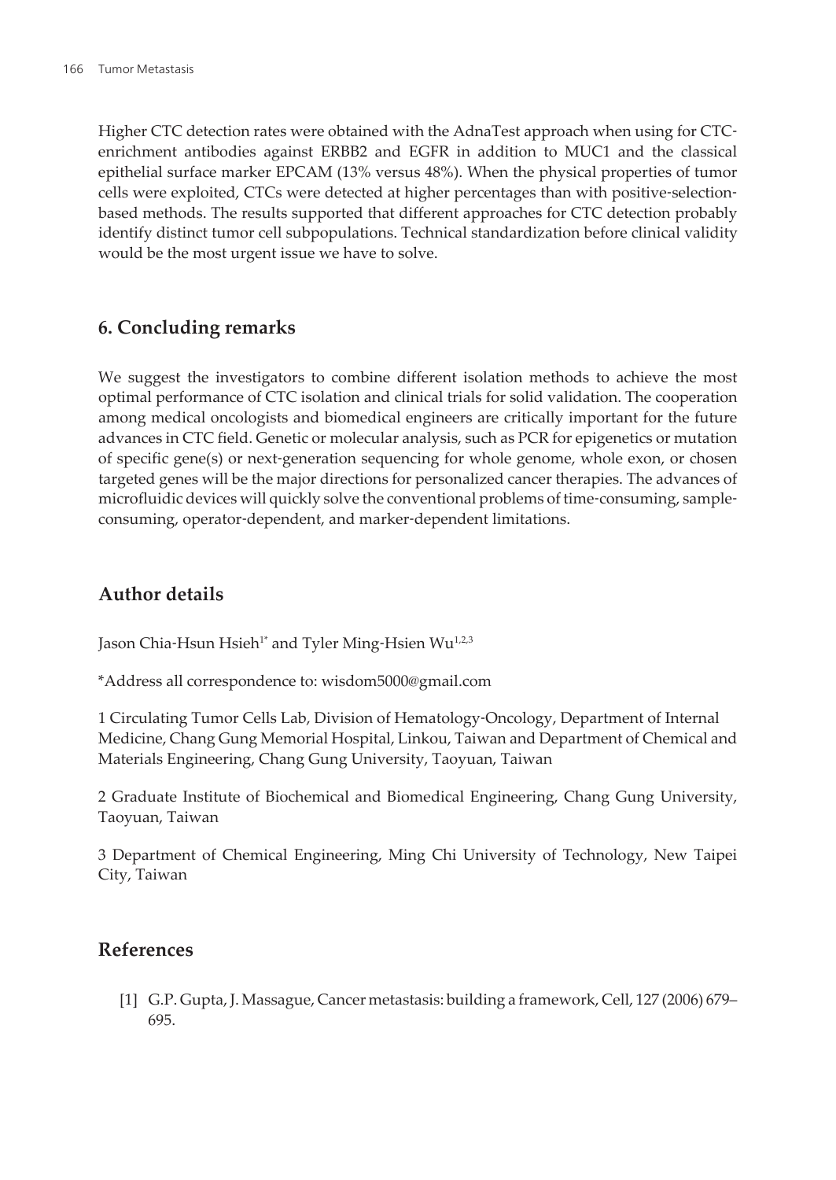Higher CTC detection rates were obtained with the AdnaTest approach when using for CTC-enrichment antibodies against ERBB2 and EGFR in addition to MUC1 and the classical epithelial surface marker EPCAM (13% versus 48%). When the physical properties of tumor cells were exploited, CTCs were detected at higher percentages than with positive-selection-based methods. The results supported that different approaches for CTC detection probably identify distinct tumor cell subpopulations. Technical standardization before clinical validity would be the most urgent issue we have to solve.

## 6. Concluding remarks

We suggest the investigators to combine different isolation methods to achieve the most optimal performance of CTC isolation and clinical trials for solid validation. The cooperation among medical oncologists and biomedical engineers are critically important for the future advances in CTC field. Genetic or molecular analysis, such as PCR for epigenetics or mutation of specific gene(s) or next-generation sequencing for whole genome, whole exon, or chosen targeted genes will be the major directions for personalized cancer therapies. The advances of microfluidic devices will quickly solve the conventional problems of time-consuming, sample-consuming, operator-dependent, and marker-dependent limitations.

## Author details

Jason Chia-Hsun Hsieh[1*] and Tyler Ming-Hsien Wu[1,2,3]

*Address all correspondence to: wisdom5000@gmail.com

1 Circulating Tumor Cells Lab, Division of Hematology-Oncology, Department of Internal Medicine, Chang Gung Memorial Hospital, Linkou, Taiwan and Department of Chemical and Materials Engineering, Chang Gung University, Taoyuan, Taiwan

2 Graduate Institute of Biochemical and Biomedical Engineering, Chang Gung University, Taoyuan, Taiwan

3 Department of Chemical Engineering, Ming Chi University of Technology, New Taipei City, Taiwan

## References

[1] G.P. Gupta, J. Massague, Cancer metastasis: building a framework, Cell, 127 (2006) 679–695.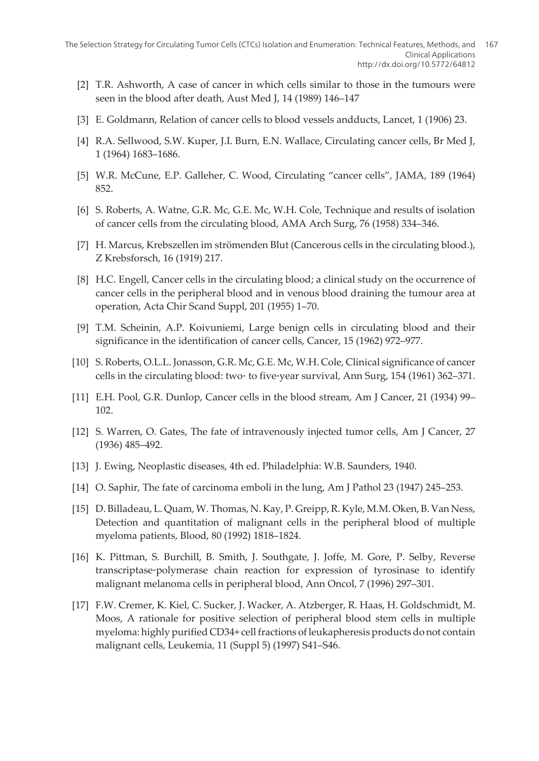[2] T.R. Ashworth, A case of cancer in which cells similar to those in the tumours were seen in the blood after death, Aust Med J, 14 (1989) 146–147

[3] E. Goldmann, Relation of cancer cells to blood vessels andducts, Lancet, 1 (1906) 23.

[4] R.A. Sellwood, S.W. Kuper, J.I. Burn, E.N. Wallace, Circulating cancer cells, Br Med J, 1 (1964) 1683–1686.

[5] W.R. McCune, E.P. Galleher, C. Wood, Circulating "cancer cells", JAMA, 189 (1964) 852.

[6] S. Roberts, A. Watne, G.R. Mc, G.E. Mc, W.H. Cole, Technique and results of isolation of cancer cells from the circulating blood, AMA Arch Surg, 76 (1958) 334–346.

[7] H. Marcus, Krebszellen im strömenden Blut (Cancerous cells in the circulating blood.), Z Krebsforsch, 16 (1919) 217.

[8] H.C. Engell, Cancer cells in the circulating blood; a clinical study on the occurrence of cancer cells in the peripheral blood and in venous blood draining the tumour area at operation, Acta Chir Scand Suppl, 201 (1955) 1–70.

[9] T.M. Scheinin, A.P. Koivuniemi, Large benign cells in circulating blood and their significance in the identification of cancer cells, Cancer, 15 (1962) 972–977.

[10] S. Roberts, O.L.L. Jonasson, G.R. Mc, G.E. Mc, W.H. Cole, Clinical significance of cancer cells in the circulating blood: two- to five-year survival, Ann Surg, 154 (1961) 362–371.

[11] E.H. Pool, G.R. Dunlop, Cancer cells in the blood stream, Am J Cancer, 21 (1934) 99–102.

[12] S. Warren, O. Gates, The fate of intravenously injected tumor cells, Am J Cancer, 27 (1936) 485–492.

[13] J. Ewing, Neoplastic diseases, 4th ed. Philadelphia: W.B. Saunders, 1940.

[14] O. Saphir, The fate of carcinoma emboli in the lung, Am J Pathol 23 (1947) 245–253.

[15] D. Billadeau, L. Quam, W. Thomas, N. Kay, P. Greipp, R. Kyle, M.M. Oken, B. Van Ness, Detection and quantitation of malignant cells in the peripheral blood of multiple myeloma patients, Blood, 80 (1992) 1818–1824.

[16] K. Pittman, S. Burchill, B. Smith, J. Southgate, J. Joffe, M. Gore, P. Selby, Reverse transcriptase-polymerase chain reaction for expression of tyrosinase to identify malignant melanoma cells in peripheral blood, Ann Oncol, 7 (1996) 297–301.

[17] F.W. Cremer, K. Kiel, C. Sucker, J. Wacker, A. Atzberger, R. Haas, H. Goldschmidt, M. Moos, A rationale for positive selection of peripheral blood stem cells in multiple myeloma: highly purified CD34+ cell fractions of leukapheresis products do not contain malignant cells, Leukemia, 11 (Suppl 5) (1997) S41–S46.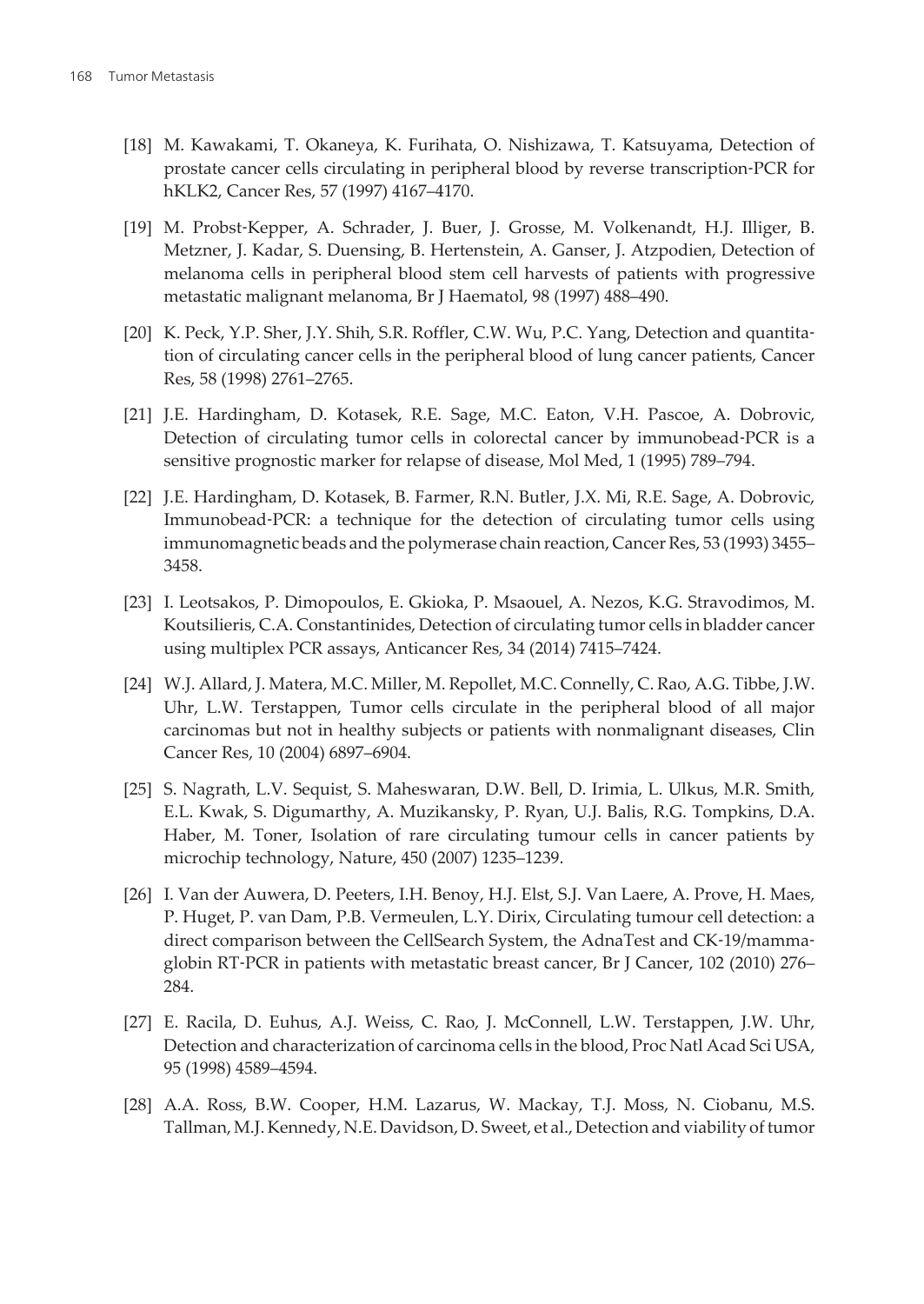[18] M. Kawakami, T. Okaneya, K. Furihata, O. Nishizawa, T. Katsuyama, Detection of prostate cancer cells circulating in peripheral blood by reverse transcription-PCR for hKLK2, Cancer Res, 57 (1997) 4167–4170.

[19] M. Probst-Kepper, A. Schrader, J. Buer, J. Grosse, M. Volkenandt, H.J. Illiger, B. Metzner, J. Kadar, S. Duensing, B. Hertenstein, A. Ganser, J. Atzpodien, Detection of melanoma cells in peripheral blood stem cell harvests of patients with progressive metastatic malignant melanoma, Br J Haematol, 98 (1997) 488–490.

[20] K. Peck, Y.P. Sher, J.Y. Shih, S.R. Roffler, C.W. Wu, P.C. Yang, Detection and quantitation of circulating cancer cells in the peripheral blood of lung cancer patients, Cancer Res, 58 (1998) 2761–2765.

[21] J.E. Hardingham, D. Kotasek, R.E. Sage, M.C. Eaton, V.H. Pascoe, A. Dobrovic, Detection of circulating tumor cells in colorectal cancer by immunobead-PCR is a sensitive prognostic marker for relapse of disease, Mol Med, 1 (1995) 789–794.

[22] J.E. Hardingham, D. Kotasek, B. Farmer, R.N. Butler, J.X. Mi, R.E. Sage, A. Dobrovic, Immunobead-PCR: a technique for the detection of circulating tumor cells using immunomagnetic beads and the polymerase chain reaction, Cancer Res, 53 (1993) 3455–3458.

[23] I. Leotsakos, P. Dimopoulos, E. Gkioka, P. Msaouel, A. Nezos, K.G. Stravodimos, M. Koutsilieris, C.A. Constantinides, Detection of circulating tumor cells in bladder cancer using multiplex PCR assays, Anticancer Res, 34 (2014) 7415–7424.

[24] W.J. Allard, J. Matera, M.C. Miller, M. Repollet, M.C. Connelly, C. Rao, A.G. Tibbe, J.W. Uhr, L.W. Terstappen, Tumor cells circulate in the peripheral blood of all major carcinomas but not in healthy subjects or patients with nonmalignant diseases, Clin Cancer Res, 10 (2004) 6897–6904.

[25] S. Nagrath, L.V. Sequist, S. Maheswaran, D.W. Bell, D. Irimia, L. Ulkus, M.R. Smith, E.L. Kwak, S. Digumarthy, A. Muzikansky, P. Ryan, U.J. Balis, R.G. Tompkins, D.A. Haber, M. Toner, Isolation of rare circulating tumour cells in cancer patients by microchip technology, Nature, 450 (2007) 1235–1239.

[26] I. Van der Auwera, D. Peeters, I.H. Benoy, H.J. Elst, S.J. Van Laere, A. Prove, H. Maes, P. Huget, P. van Dam, P.B. Vermeulen, L.Y. Dirix, Circulating tumour cell detection: a direct comparison between the CellSearch System, the AdnaTest and CK-19/mammaglobin RT-PCR in patients with metastatic breast cancer, Br J Cancer, 102 (2010) 276–284.

[27] E. Racila, D. Euhus, A.J. Weiss, C. Rao, J. McConnell, L.W. Terstappen, J.W. Uhr, Detection and characterization of carcinoma cells in the blood, Proc Natl Acad Sci USA, 95 (1998) 4589–4594.

[28] A.A. Ross, B.W. Cooper, H.M. Lazarus, W. Mackay, T.J. Moss, N. Ciobanu, M.S. Tallman, M.J. Kennedy, N.E. Davidson, D. Sweet, et al., Detection and viability of tumor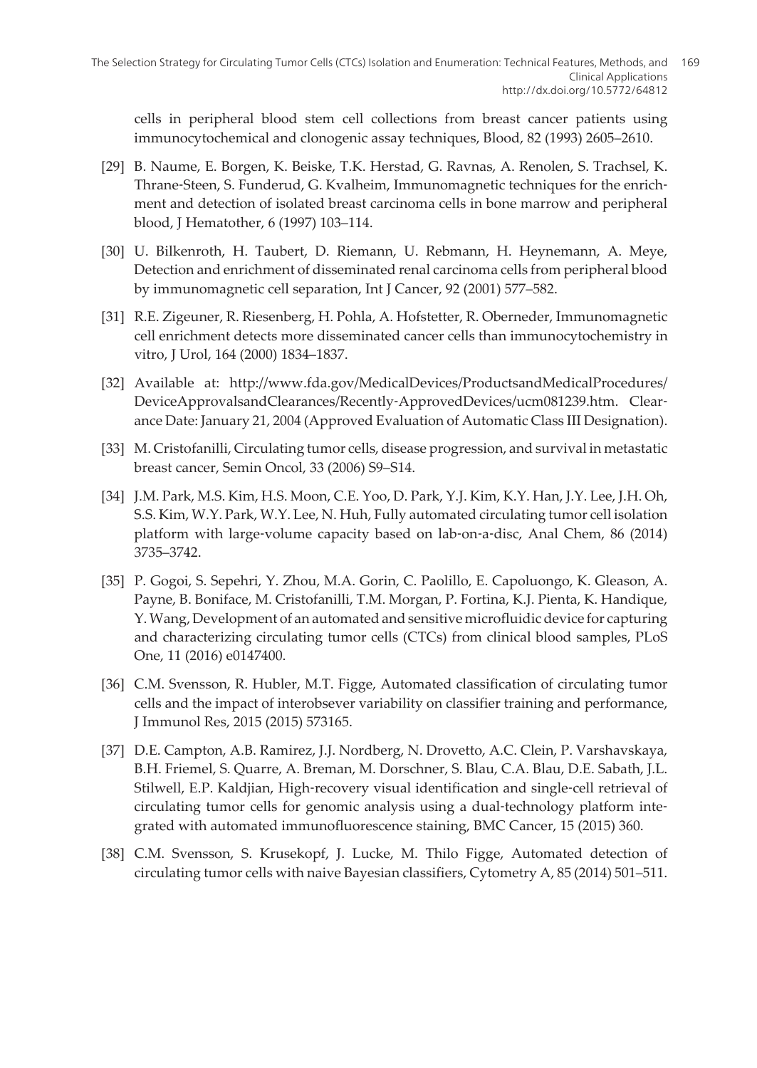cells in peripheral blood stem cell collections from breast cancer patients using immunocytochemical and clonogenic assay techniques, Blood, 82 (1993) 2605–2610.

[29] B. Naume, E. Borgen, K. Beiske, T.K. Herstad, G. Ravnas, A. Renolen, S. Trachsel, K. Thrane-Steen, S. Funderud, G. Kvalheim, Immunomagnetic techniques for the enrichment and detection of isolated breast carcinoma cells in bone marrow and peripheral blood, J Hematother, 6 (1997) 103–114.

[30] U. Bilkenroth, H. Taubert, D. Riemann, U. Rebmann, H. Heynemann, A. Meye, Detection and enrichment of disseminated renal carcinoma cells from peripheral blood by immunomagnetic cell separation, Int J Cancer, 92 (2001) 577–582.

[31] R.E. Zigeuner, R. Riesenberg, H. Pohla, A. Hofstetter, R. Oberneder, Immunomagnetic cell enrichment detects more disseminated cancer cells than immunocytochemistry in vitro, J Urol, 164 (2000) 1834–1837.

[32] Available at: http://www.fda.gov/MedicalDevices/ProductsandMedicalProcedures/DeviceApprovalsandClearances/Recently-ApprovedDevices/ucm081239.htm. Clearance Date: January 21, 2004 (Approved Evaluation of Automatic Class III Designation).

[33] M. Cristofanilli, Circulating tumor cells, disease progression, and survival in metastatic breast cancer, Semin Oncol, 33 (2006) S9–S14.

[34] J.M. Park, M.S. Kim, H.S. Moon, C.E. Yoo, D. Park, Y.J. Kim, K.Y. Han, J.Y. Lee, J.H. Oh, S.S. Kim, W.Y. Park, W.Y. Lee, N. Huh, Fully automated circulating tumor cell isolation platform with large-volume capacity based on lab-on-a-disc, Anal Chem, 86 (2014) 3735–3742.

[35] P. Gogoi, S. Sepehri, Y. Zhou, M.A. Gorin, C. Paolillo, E. Capoluongo, K. Gleason, A. Payne, B. Boniface, M. Cristofanilli, T.M. Morgan, P. Fortina, K.J. Pienta, K. Handique, Y. Wang, Development of an automated and sensitive microfluidic device for capturing and characterizing circulating tumor cells (CTCs) from clinical blood samples, PLoS One, 11 (2016) e0147400.

[36] C.M. Svensson, R. Hubler, M.T. Figge, Automated classification of circulating tumor cells and the impact of interobsevER variability on classifier training and performance, J Immunol Res, 2015 (2015) 573165.

[37] D.E. Campton, A.B. Ramirez, J.J. Nordberg, N. Drovetto, A.C. Clein, P. Varshavskaya, B.H. Friemel, S. Quarre, A. Breman, M. Dorschner, S. Blau, C.A. Blau, D.E. Sabath, J.L. Stilwell, E.P. Kaldjian, High-recovery visual identification and single-cell retrieval of circulating tumor cells for genomic analysis using a dual-technology platform integrated with automated immunofluorescence staining, BMC Cancer, 15 (2015) 360.

[38] C.M. Svensson, S. Krusekopf, J. Lucke, M. Thilo Figge, Automated detection of circulating tumor cells with naive Bayesian classifiers, Cytometry A, 85 (2014) 501–511.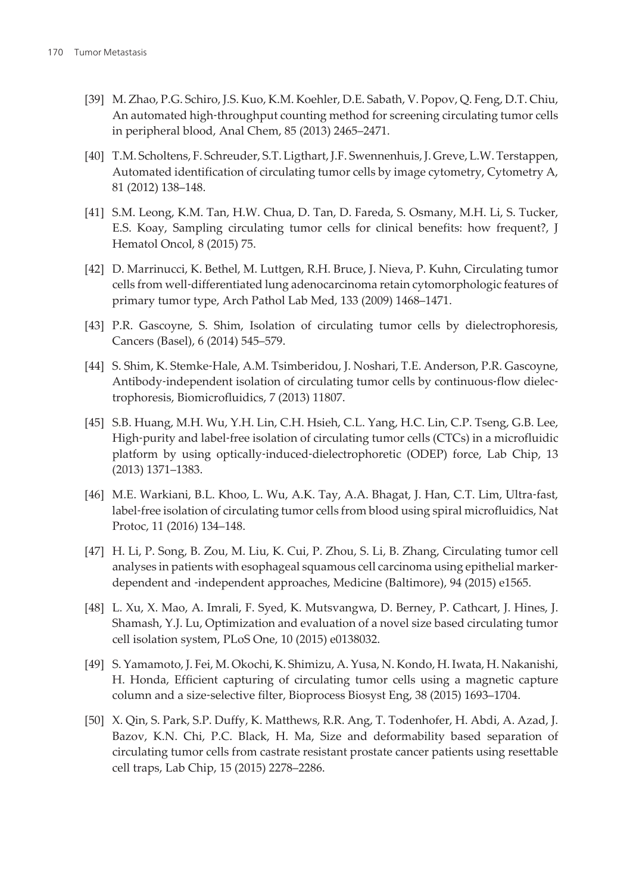[39] M. Zhao, P.G. Schiro, J.S. Kuo, K.M. Koehler, D.E. Sabath, V. Popov, Q. Feng, D.T. Chiu, An automated high-throughput counting method for screening circulating tumor cells in peripheral blood, Anal Chem, 85 (2013) 2465–2471.

[40] T.M. Scholtens, F. Schreuder, S.T. Ligthart, J.F. Swennenhuis, J. Greve, L.W. Terstappen, Automated identification of circulating tumor cells by image cytometry, Cytometry A, 81 (2012) 138–148.

[41] S.M. Leong, K.M. Tan, H.W. Chua, D. Tan, D. Fareda, S. Osmany, M.H. Li, S. Tucker, E.S. Koay, Sampling circulating tumor cells for clinical benefits: how frequent?, J Hematol Oncol, 8 (2015) 75.

[42] D. Marrinucci, K. Bethel, M. Luttgen, R.H. Bruce, J. Nieva, P. Kuhn, Circulating tumor cells from well-differentiated lung adenocarcinoma retain cytomorphologic features of primary tumor type, Arch Pathol Lab Med, 133 (2009) 1468–1471.

[43] P.R. Gascoyne, S. Shim, Isolation of circulating tumor cells by dielectrophoresis, Cancers (Basel), 6 (2014) 545–579.

[44] S. Shim, K. Stemke-Hale, A.M. Tsimberidou, J. Noshari, T.E. Anderson, P.R. Gascoyne, Antibody-independent isolation of circulating tumor cells by continuous-flow dielectrophoresis, Biomicrofluidics, 7 (2013) 11807.

[45] S.B. Huang, M.H. Wu, Y.H. Lin, C.H. Hsieh, C.L. Yang, H.C. Lin, C.P. Tseng, G.B. Lee, High-purity and label-free isolation of circulating tumor cells (CTCs) in a microfluidic platform by using optically-induced-dielectrophoretic (ODEP) force, Lab Chip, 13 (2013) 1371–1383.

[46] M.E. Warkiani, B.L. Khoo, L. Wu, A.K. Tay, A.A. Bhagat, J. Han, C.T. Lim, Ultra-fast, label-free isolation of circulating tumor cells from blood using spiral microfluidics, Nat Protoc, 11 (2016) 134–148.

[47] H. Li, P. Song, B. Zou, M. Liu, K. Cui, P. Zhou, S. Li, B. Zhang, Circulating tumor cell analyses in patients with esophageal squamous cell carcinoma using epithelial marker-dependent and -independent approaches, Medicine (Baltimore), 94 (2015) e1565.

[48] L. Xu, X. Mao, A. Imrali, F. Syed, K. Mutsvangwa, D. Berney, P. Cathcart, J. Hines, J. Shamash, Y.J. Lu, Optimization and evaluation of a novel size based circulating tumor cell isolation system, PLoS One, 10 (2015) e0138032.

[49] S. Yamamoto, J. Fei, M. Okochi, K. Shimizu, A. Yusa, N. Kondo, H. Iwata, H. Nakanishi, H. Honda, Efficient capturing of circulating tumor cells using a magnetic capture column and a size-selective filter, Bioprocess Biosyst Eng, 38 (2015) 1693–1704.

[50] X. Qin, S. Park, S.P. Duffy, K. Matthews, R.R. Ang, T. Todenhofer, H. Abdi, A. Azad, J. Bazov, K.N. Chi, P.C. Black, H. Ma, Size and deformability based separation of circulating tumor cells from castrate resistant prostate cancer patients using resettable cell traps, Lab Chip, 15 (2015) 2278–2286.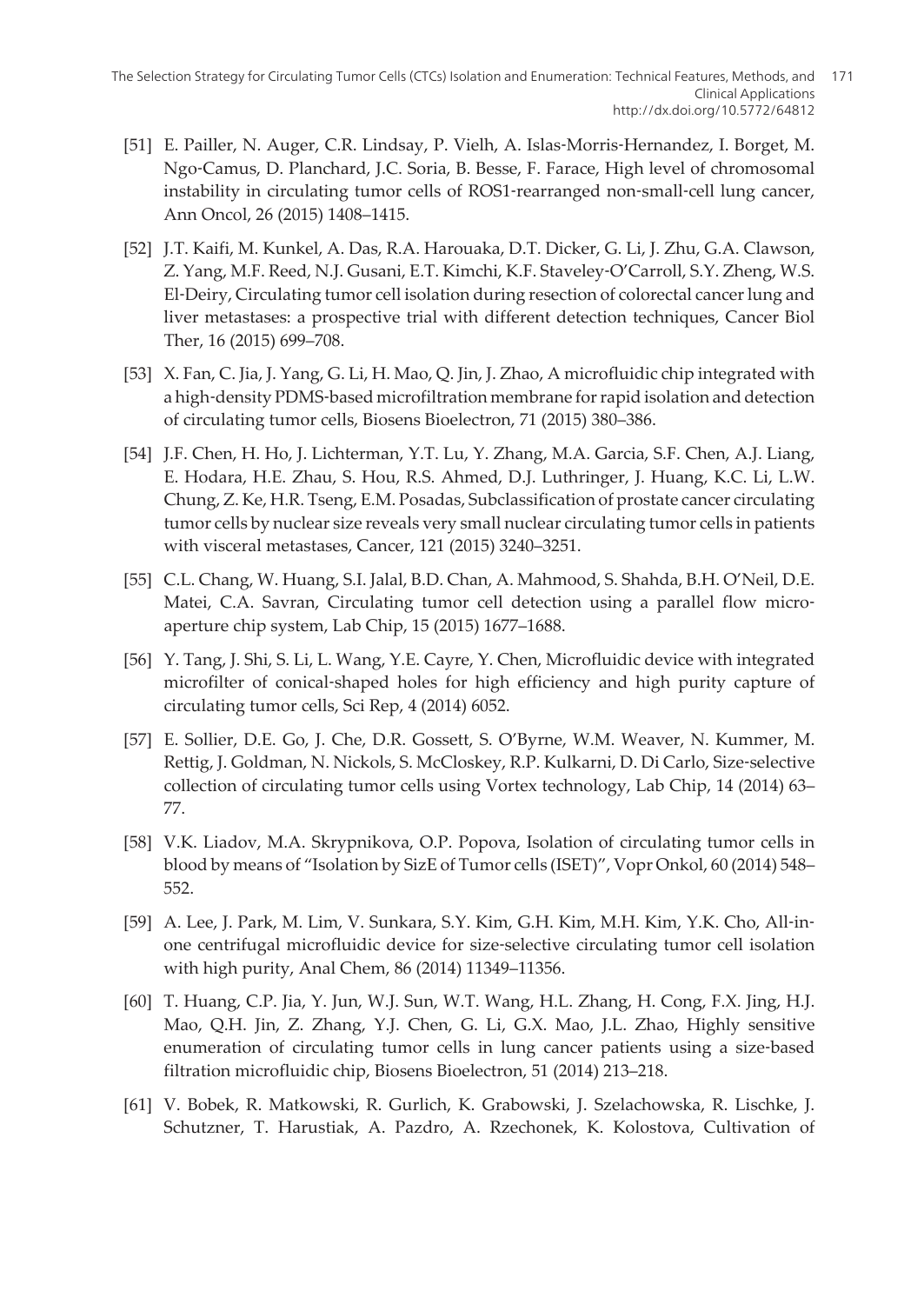[51] E. Pailler, N. Auger, C.R. Lindsay, P. Vielh, A. Islas-Morris-Hernandez, I. Borget, M. Ngo-Camus, D. Planchard, J.C. Soria, B. Besse, F. Farace, High level of chromosomal instability in circulating tumor cells of ROS1-rearranged non-small-cell lung cancer, Ann Oncol, 26 (2015) 1408–1415.

[52] J.T. Kaifi, M. Kunkel, A. Das, R.A. Harouaka, D.T. Dicker, G. Li, J. Zhu, G.A. Clawson, Z. Yang, M.F. Reed, N.J. Gusani, E.T. Kimchi, K.F. Staveley-O'Carroll, S.Y. Zheng, W.S. El-Deiry, Circulating tumor cell isolation during resection of colorectal cancer lung and liver metastases: a prospective trial with different detection techniques, Cancer Biol Ther, 16 (2015) 699–708.

[53] X. Fan, C. Jia, J. Yang, G. Li, H. Mao, Q. Jin, J. Zhao, A microfluidic chip integrated with a high-density PDMS-based microfiltration membrane for rapid isolation and detection of circulating tumor cells, Biosens Bioelectron, 71 (2015) 380–386.

[54] J.F. Chen, H. Ho, J. Lichterman, Y.T. Lu, Y. Zhang, M.A. Garcia, S.F. Chen, A.J. Liang, E. Hodara, H.E. Zhau, S. Hou, R.S. Ahmed, D.J. Luthringer, J. Huang, K.C. Li, L.W. Chung, Z. Ke, H.R. Tseng, E.M. Posadas, Subclassification of prostate cancer circulating tumor cells by nuclear size reveals very small nuclear circulating tumor cells in patients with visceral metastases, Cancer, 121 (2015) 3240–3251.

[55] C.L. Chang, W. Huang, S.I. Jalal, B.D. Chan, A. Mahmood, S. Shahda, B.H. O'Neil, D.E. Matei, C.A. Savran, Circulating tumor cell detection using a parallel flow micro-aperture chip system, Lab Chip, 15 (2015) 1677–1688.

[56] Y. Tang, J. Shi, S. Li, L. Wang, Y.E. Cayre, Y. Chen, Microfluidic device with integrated microfilter of conical-shaped holes for high efficiency and high purity capture of circulating tumor cells, Sci Rep, 4 (2014) 6052.

[57] E. Sollier, D.E. Go, J. Che, D.R. Gossett, S. O'Byrne, W.M. Weaver, N. Kummer, M. Rettig, J. Goldman, N. Nickols, S. McCloskey, R.P. Kulkarni, D. Di Carlo, Size-selective collection of circulating tumor cells using Vortex technology, Lab Chip, 14 (2014) 63–77.

[58] V.K. Liadov, M.A. Skrypnikova, O.P. Popova, Isolation of circulating tumor cells in blood by means of "Isolation by SizE of Tumor cells (ISET)", Vopr Onkol, 60 (2014) 548–552.

[59] A. Lee, J. Park, M. Lim, V. Sunkara, S.Y. Kim, G.H. Kim, M.H. Kim, Y.K. Cho, All-in-one centrifugal microfluidic device for size-selective circulating tumor cell isolation with high purity, Anal Chem, 86 (2014) 11349–11356.

[60] T. Huang, C.P. Jia, Y. Jun, W.J. Sun, W.T. Wang, H.L. Zhang, H. Cong, F.X. Jing, H.J. Mao, Q.H. Jin, Z. Zhang, Y.J. Chen, G. Li, G.X. Mao, J.L. Zhao, Highly sensitive enumeration of circulating tumor cells in lung cancer patients using a size-based filtration microfluidic chip, Biosens Bioelectron, 51 (2014) 213–218.

[61] V. Bobek, R. Matkowski, R. Gurlich, K. Grabowski, J. Szelachowska, R. Lischke, J. Schutzner, T. Harustiak, A. Pazdro, A. Rzechonek, K. Kolostova, Cultivation of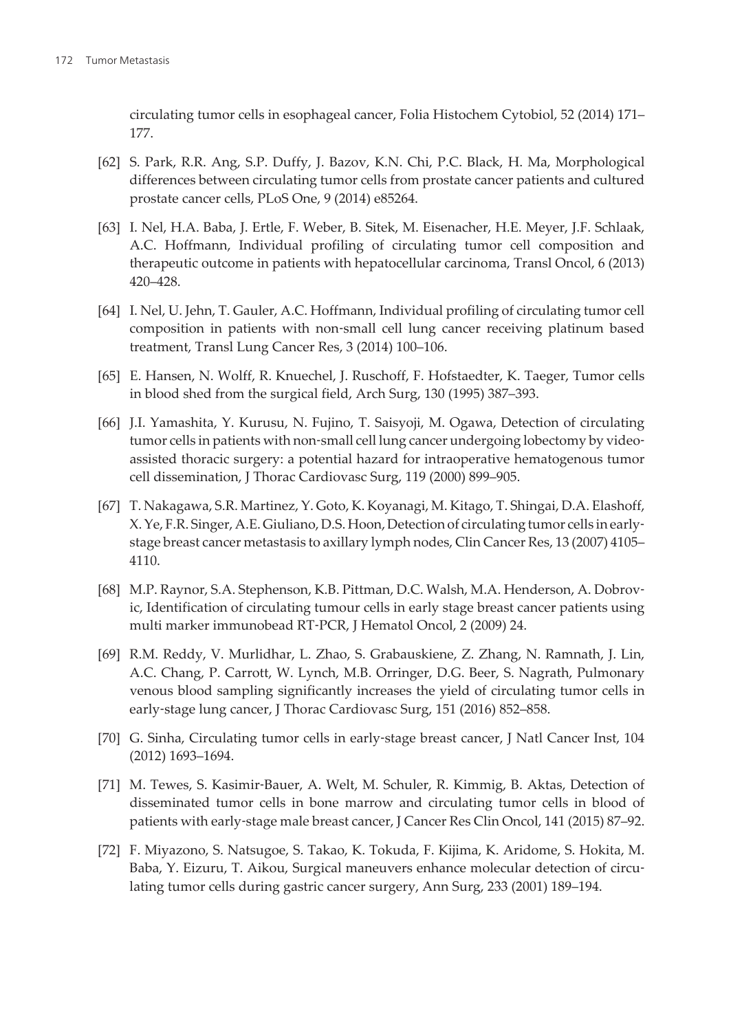circulating tumor cells in esophageal cancer, Folia Histochem Cytobiol, 52 (2014) 171–177.

[62] S. Park, R.R. Ang, S.P. Duffy, J. Bazov, K.N. Chi, P.C. Black, H. Ma, Morphological differences between circulating tumor cells from prostate cancer patients and cultured prostate cancer cells, PLoS One, 9 (2014) e85264.

[63] I. Nel, H.A. Baba, J. Ertle, F. Weber, B. Sitek, M. Eisenacher, H.E. Meyer, J.F. Schlaak, A.C. Hoffmann, Individual profiling of circulating tumor cell composition and therapeutic outcome in patients with hepatocellular carcinoma, Transl Oncol, 6 (2013) 420–428.

[64] I. Nel, U. Jehn, T. Gauler, A.C. Hoffmann, Individual profiling of circulating tumor cell composition in patients with non-small cell lung cancer receiving platinum based treatment, Transl Lung Cancer Res, 3 (2014) 100–106.

[65] E. Hansen, N. Wolff, R. Knuechel, J. Ruschoff, F. Hofstaedter, K. Taeger, Tumor cells in blood shed from the surgical field, Arch Surg, 130 (1995) 387–393.

[66] J.I. Yamashita, Y. Kurusu, N. Fujino, T. Saisyoji, M. Ogawa, Detection of circulating tumor cells in patients with non-small cell lung cancer undergoing lobectomy by video-assisted thoracic surgery: a potential hazard for intraoperative hematogenous tumor cell dissemination, J Thorac Cardiovasc Surg, 119 (2000) 899–905.

[67] T. Nakagawa, S.R. Martinez, Y. Goto, K. Koyanagi, M. Kitago, T. Shingai, D.A. Elashoff, X. Ye, F.R. Singer, A.E. Giuliano, D.S. Hoon, Detection of circulating tumor cells in early-stage breast cancer metastasis to axillary lymph nodes, Clin Cancer Res, 13 (2007) 4105–4110.

[68] M.P. Raynor, S.A. Stephenson, K.B. Pittman, D.C. Walsh, M.A. Henderson, A. Dobrovic, Identification of circulating tumour cells in early stage breast cancer patients using multi marker immunobead RT-PCR, J Hematol Oncol, 2 (2009) 24.

[69] R.M. Reddy, V. Murlidhar, L. Zhao, S. Grabauskiene, Z. Zhang, N. Ramnath, J. Lin, A.C. Chang, P. Carrott, W. Lynch, M.B. Orringer, D.G. Beer, S. Nagrath, Pulmonary venous blood sampling significantly increases the yield of circulating tumor cells in early-stage lung cancer, J Thorac Cardiovasc Surg, 151 (2016) 852–858.

[70] G. Sinha, Circulating tumor cells in early-stage breast cancer, J Natl Cancer Inst, 104 (2012) 1693–1694.

[71] M. Tewes, S. Kasimir-Bauer, A. Welt, M. Schuler, R. Kimmig, B. Aktas, Detection of disseminated tumor cells in bone marrow and circulating tumor cells in blood of patients with early-stage male breast cancer, J Cancer Res Clin Oncol, 141 (2015) 87–92.

[72] F. Miyazono, S. Natsugoe, S. Takao, K. Tokuda, F. Kijima, K. Aridome, S. Hokita, M. Baba, Y. Eizuru, T. Aikou, Surgical maneuvers enhance molecular detection of circulating tumor cells during gastric cancer surgery, Ann Surg, 233 (2001) 189–194.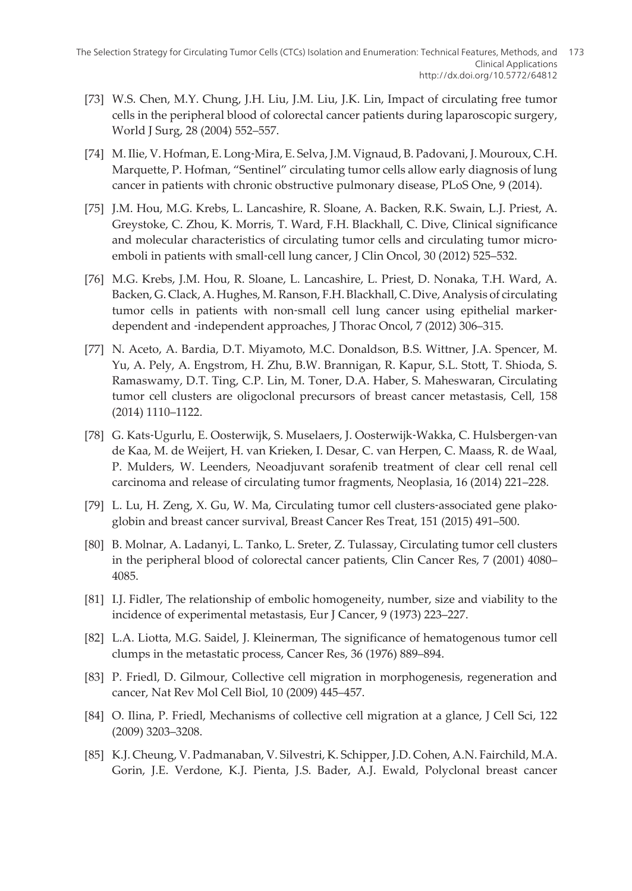[73] W.S. Chen, M.Y. Chung, J.H. Liu, J.M. Liu, J.K. Lin, Impact of circulating free tumor cells in the peripheral blood of colorectal cancer patients during laparoscopic surgery, World J Surg, 28 (2004) 552–557.

[74] M. Ilie, V. Hofman, E. Long-Mira, E. Selva, J.M. Vignaud, B. Padovani, J. Mouroux, C.H. Marquette, P. Hofman, "Sentinel" circulating tumor cells allow early diagnosis of lung cancer in patients with chronic obstructive pulmonary disease, PLoS One, 9 (2014).

[75] J.M. Hou, M.G. Krebs, L. Lancashire, R. Sloane, A. Backen, R.K. Swain, L.J. Priest, A. Greystoke, C. Zhou, K. Morris, T. Ward, F.H. Blackhall, C. Dive, Clinical significance and molecular characteristics of circulating tumor cells and circulating tumor microemboli in patients with small-cell lung cancer, J Clin Oncol, 30 (2012) 525–532.

[76] M.G. Krebs, J.M. Hou, R. Sloane, L. Lancashire, L. Priest, D. Nonaka, T.H. Ward, A. Backen, G. Clack, A. Hughes, M. Ranson, F.H. Blackhall, C. Dive, Analysis of circulating tumor cells in patients with non-small cell lung cancer using epithelial marker-dependent and -independent approaches, J Thorac Oncol, 7 (2012) 306–315.

[77] N. Aceto, A. Bardia, D.T. Miyamoto, M.C. Donaldson, B.S. Wittner, J.A. Spencer, M. Yu, A. Pely, A. Engstrom, H. Zhu, B.W. Brannigan, R. Kapur, S.L. Stott, T. Shioda, S. Ramaswamy, D.T. Ting, C.P. Lin, M. Toner, D.A. Haber, S. Maheswaran, Circulating tumor cell clusters are oligoclonal precursors of breast cancer metastasis, Cell, 158 (2014) 1110–1122.

[78] G. Kats-Ugurlu, E. Oosterwijk, S. Muselaers, J. Oosterwijk-Wakka, C. Hulsbergen-van de Kaa, M. de Weijert, H. van Krieken, I. Desar, C. van Herpen, C. Maass, R. de Waal, P. Mulders, W. Leenders, Neoadjuvant sorafenib treatment of clear cell renal cell carcinoma and release of circulating tumor fragments, Neoplasia, 16 (2014) 221–228.

[79] L. Lu, H. Zeng, X. Gu, W. Ma, Circulating tumor cell clusters-associated gene plakoglobin and breast cancer survival, Breast Cancer Res Treat, 151 (2015) 491–500.

[80] B. Molnar, A. Ladanyi, L. Tanko, L. Sreter, Z. Tulassay, Circulating tumor cell clusters in the peripheral blood of colorectal cancer patients, Clin Cancer Res, 7 (2001) 4080–4085.

[81] I.J. Fidler, The relationship of embolic homogeneity, number, size and viability to the incidence of experimental metastasis, Eur J Cancer, 9 (1973) 223–227.

[82] L.A. Liotta, M.G. Saidel, J. Kleinerman, The significance of hematogenous tumor cell clumps in the metastatic process, Cancer Res, 36 (1976) 889–894.

[83] P. Friedl, D. Gilmour, Collective cell migration in morphogenesis, regeneration and cancer, Nat Rev Mol Cell Biol, 10 (2009) 445–457.

[84] O. Ilina, P. Friedl, Mechanisms of collective cell migration at a glance, J Cell Sci, 122 (2009) 3203–3208.

[85] K.J. Cheung, V. Padmanaban, V. Silvestri, K. Schipper, J.D. Cohen, A.N. Fairchild, M.A. Gorin, J.E. Verdone, K.J. Pienta, J.S. Bader, A.J. Ewald, Polyclonal breast cancer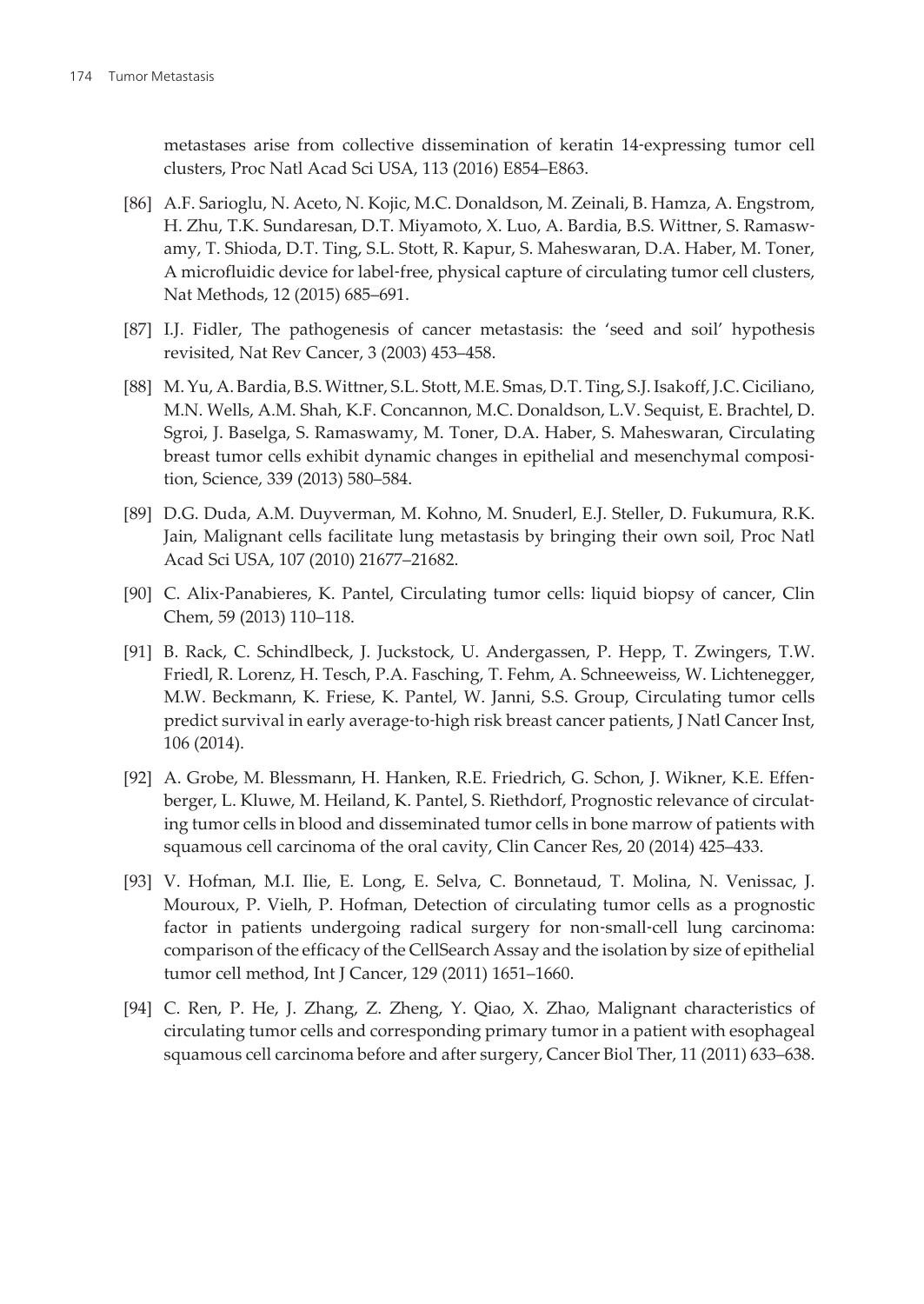metastases arise from collective dissemination of keratin 14-expressing tumor cell clusters, Proc Natl Acad Sci USA, 113 (2016) E854–E863.

[86] A.F. Sarioglu, N. Aceto, N. Kojic, M.C. Donaldson, M. Zeinali, B. Hamza, A. Engstrom, H. Zhu, T.K. Sundaresan, D.T. Miyamoto, X. Luo, A. Bardia, B.S. Wittner, S. Ramaswamy, T. Shioda, D.T. Ting, S.L. Stott, R. Kapur, S. Maheswaran, D.A. Haber, M. Toner, A microfluidic device for label-free, physical capture of circulating tumor cell clusters, Nat Methods, 12 (2015) 685–691.

[87] I.J. Fidler, The pathogenesis of cancer metastasis: the 'seed and soil' hypothesis revisited, Nat Rev Cancer, 3 (2003) 453–458.

[88] M. Yu, A. Bardia, B.S. Wittner, S.L. Stott, M.E. Smas, D.T. Ting, S.J. Isakoff, J.C. Ciciliano, M.N. Wells, A.M. Shah, K.F. Concannon, M.C. Donaldson, L.V. Sequist, E. Brachtel, D. Sgroi, J. Baselga, S. Ramaswamy, M. Toner, D.A. Haber, S. Maheswaran, Circulating breast tumor cells exhibit dynamic changes in epithelial and mesenchymal composition, Science, 339 (2013) 580–584.

[89] D.G. Duda, A.M. Duyverman, M. Kohno, M. Snuderl, E.J. Steller, D. Fukumura, R.K. Jain, Malignant cells facilitate lung metastasis by bringing their own soil, Proc Natl Acad Sci USA, 107 (2010) 21677–21682.

[90] C. Alix-Panabieres, K. Pantel, Circulating tumor cells: liquid biopsy of cancer, Clin Chem, 59 (2013) 110–118.

[91] B. Rack, C. Schindlbeck, J. Juckstock, U. Andergassen, P. Hepp, T. Zwingers, T.W. Friedl, R. Lorenz, H. Tesch, P.A. Fasching, T. Fehm, A. Schneeweiss, W. Lichtenegger, M.W. Beckmann, K. Friese, K. Pantel, W. Janni, S.S. Group, Circulating tumor cells predict survival in early average-to-high risk breast cancer patients, J Natl Cancer Inst, 106 (2014).

[92] A. Grobe, M. Blessmann, H. Hanken, R.E. Friedrich, G. Schon, J. Wikner, K.E. Effenberger, L. Kluwe, M. Heiland, K. Pantel, S. Riethdorf, Prognostic relevance of circulating tumor cells in blood and disseminated tumor cells in bone marrow of patients with squamous cell carcinoma of the oral cavity, Clin Cancer Res, 20 (2014) 425–433.

[93] V. Hofman, M.I. Ilie, E. Long, E. Selva, C. Bonnetaud, T. Molina, N. Venissac, J. Mouroux, P. Vielh, P. Hofman, Detection of circulating tumor cells as a prognostic factor in patients undergoing radical surgery for non-small-cell lung carcinoma: comparison of the efficacy of the CellSearch Assay and the isolation by size of epithelial tumor cell method, Int J Cancer, 129 (2011) 1651–1660.

[94] C. Ren, P. He, J. Zhang, Z. Zheng, Y. Qiao, X. Zhao, Malignant characteristics of circulating tumor cells and corresponding primary tumor in a patient with esophageal squamous cell carcinoma before and after surgery, Cancer Biol Ther, 11 (2011) 633–638.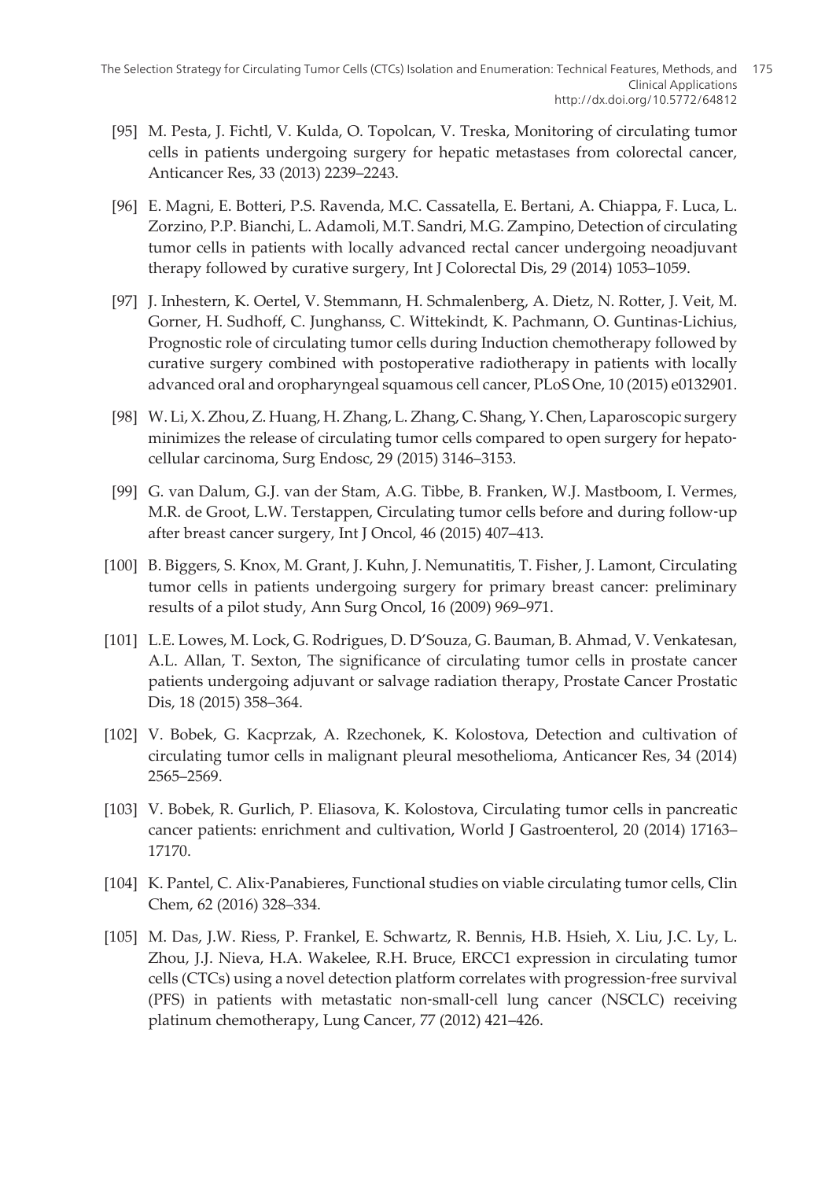[95] M. Pesta, J. Fichtl, V. Kulda, O. Topolcan, V. Treska, Monitoring of circulating tumor cells in patients undergoing surgery for hepatic metastases from colorectal cancer, Anticancer Res, 33 (2013) 2239–2243.

[96] E. Magni, E. Botteri, P.S. Ravenda, M.C. Cassatella, E. Bertani, A. Chiappa, F. Luca, L. Zorzino, P.P. Bianchi, L. Adamoli, M.T. Sandri, M.G. Zampino, Detection of circulating tumor cells in patients with locally advanced rectal cancer undergoing neoadjuvant therapy followed by curative surgery, Int J Colorectal Dis, 29 (2014) 1053–1059.

[97] J. Inhestern, K. Oertel, V. Stemmann, H. Schmalenberg, A. Dietz, N. Rotter, J. Veit, M. Gorner, H. Sudhoff, C. Junghanss, C. Wittekindt, K. Pachmann, O. Guntinas-Lichius, Prognostic role of circulating tumor cells during Induction chemotherapy followed by curative surgery combined with postoperative radiotherapy in patients with locally advanced oral and oropharyngeal squamous cell cancer, PLoS One, 10 (2015) e0132901.

[98] W. Li, X. Zhou, Z. Huang, H. Zhang, L. Zhang, C. Shang, Y. Chen, Laparoscopic surgery minimizes the release of circulating tumor cells compared to open surgery for hepatocellular carcinoma, Surg Endosc, 29 (2015) 3146–3153.

[99] G. van Dalum, G.J. van der Stam, A.G. Tibbe, B. Franken, W.J. Mastboom, I. Vermes, M.R. de Groot, L.W. Terstappen, Circulating tumor cells before and during follow-up after breast cancer surgery, Int J Oncol, 46 (2015) 407–413.

[100] B. Biggers, S. Knox, M. Grant, J. Kuhn, J. Nemunatitis, T. Fisher, J. Lamont, Circulating tumor cells in patients undergoing surgery for primary breast cancer: preliminary results of a pilot study, Ann Surg Oncol, 16 (2009) 969–971.

[101] L.E. Lowes, M. Lock, G. Rodrigues, D. D'Souza, G. Bauman, B. Ahmad, V. Venkatesan, A.L. Allan, T. Sexton, The significance of circulating tumor cells in prostate cancer patients undergoing adjuvant or salvage radiation therapy, Prostate Cancer Prostatic Dis, 18 (2015) 358–364.

[102] V. Bobek, G. Kacprzak, A. Rzechonek, K. Kolostova, Detection and cultivation of circulating tumor cells in malignant pleural mesothelioma, Anticancer Res, 34 (2014) 2565–2569.

[103] V. Bobek, R. Gurlich, P. Eliasova, K. Kolostova, Circulating tumor cells in pancreatic cancer patients: enrichment and cultivation, World J Gastroenterol, 20 (2014) 17163–17170.

[104] K. Pantel, C. Alix-Panabieres, Functional studies on viable circulating tumor cells, Clin Chem, 62 (2016) 328–334.

[105] M. Das, J.W. Riess, P. Frankel, E. Schwartz, R. Bennis, H.B. Hsieh, X. Liu, J.C. Ly, L. Zhou, J.J. Nieva, H.A. Wakelee, R.H. Bruce, ERCC1 expression in circulating tumor cells (CTCs) using a novel detection platform correlates with progression-free survival (PFS) in patients with metastatic non-small-cell lung cancer (NSCLC) receiving platinum chemotherapy, Lung Cancer, 77 (2012) 421–426.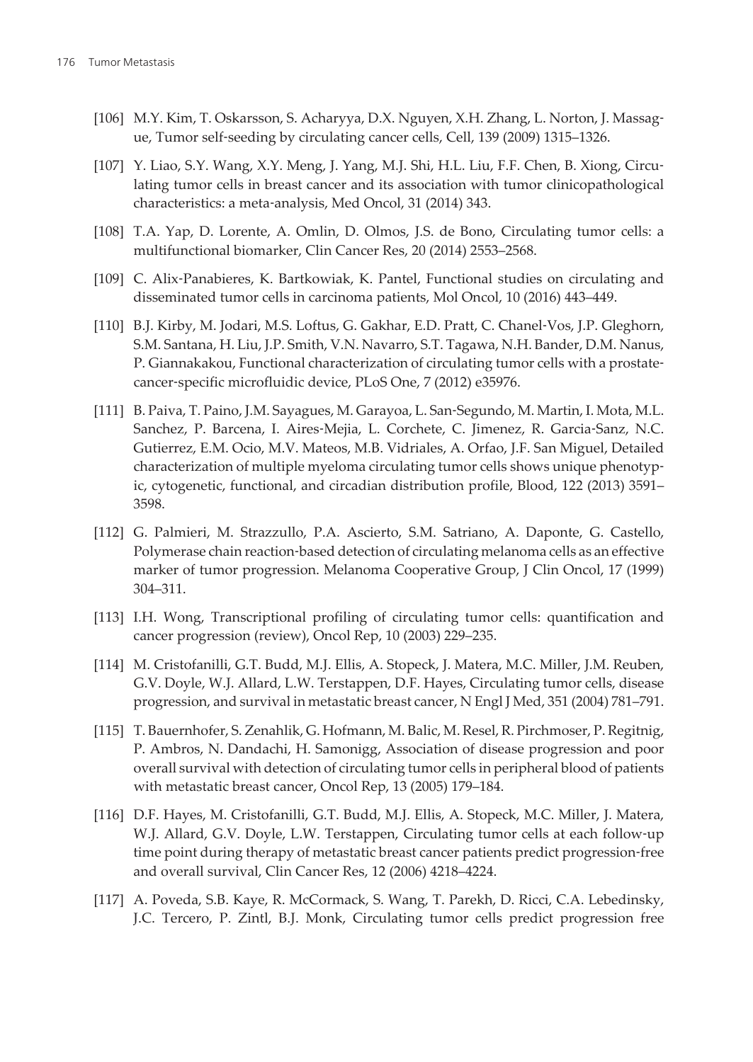[106] M.Y. Kim, T. Oskarsson, S. Acharyya, D.X. Nguyen, X.H. Zhang, L. Norton, J. Massague, Tumor self-seeding by circulating cancer cells, Cell, 139 (2009) 1315–1326.

[107] Y. Liao, S.Y. Wang, X.Y. Meng, J. Yang, M.J. Shi, H.L. Liu, F.F. Chen, B. Xiong, Circulating tumor cells in breast cancer and its association with tumor clinicopathological characteristics: a meta-analysis, Med Oncol, 31 (2014) 343.

[108] T.A. Yap, D. Lorente, A. Omlin, D. Olmos, J.S. de Bono, Circulating tumor cells: a multifunctional biomarker, Clin Cancer Res, 20 (2014) 2553–2568.

[109] C. Alix-Panabieres, K. Bartkowiak, K. Pantel, Functional studies on circulating and disseminated tumor cells in carcinoma patients, Mol Oncol, 10 (2016) 443–449.

[110] B.J. Kirby, M. Jodari, M.S. Loftus, G. Gakhar, E.D. Pratt, C. Chanel-Vos, J.P. Gleghorn, S.M. Santana, H. Liu, J.P. Smith, V.N. Navarro, S.T. Tagawa, N.H. Bander, D.M. Nanus, P. Giannakakou, Functional characterization of circulating tumor cells with a prostate-cancer-specific microfluidic device, PLoS One, 7 (2012) e35976.

[111] B. Paiva, T. Paino, J.M. Sayagues, M. Garayoa, L. San-Segundo, M. Martin, I. Mota, M.L. Sanchez, P. Barcena, I. Aires-Mejia, L. Corchete, C. Jimenez, R. Garcia-Sanz, N.C. Gutierrez, E.M. Ocio, M.V. Mateos, M.B. Vidriales, A. Orfao, J.F. San Miguel, Detailed characterization of multiple myeloma circulating tumor cells shows unique phenotypic, cytogenetic, functional, and circadian distribution profile, Blood, 122 (2013) 3591–3598.

[112] G. Palmieri, M. Strazzullo, P.A. Ascierto, S.M. Satriano, A. Daponte, G. Castello, Polymerase chain reaction-based detection of circulating melanoma cells as an effective marker of tumor progression. Melanoma Cooperative Group, J Clin Oncol, 17 (1999) 304–311.

[113] I.H. Wong, Transcriptional profiling of circulating tumor cells: quantification and cancer progression (review), Oncol Rep, 10 (2003) 229–235.

[114] M. Cristofanilli, G.T. Budd, M.J. Ellis, A. Stopeck, J. Matera, M.C. Miller, J.M. Reuben, G.V. Doyle, W.J. Allard, L.W. Terstappen, D.F. Hayes, Circulating tumor cells, disease progression, and survival in metastatic breast cancer, N Engl J Med, 351 (2004) 781–791.

[115] T. Bauernhofer, S. Zenahlik, G. Hofmann, M. Balic, M. Resel, R. Pirchmoser, P. Regitnig, P. Ambros, N. Dandachi, H. Samonigg, Association of disease progression and poor overall survival with detection of circulating tumor cells in peripheral blood of patients with metastatic breast cancer, Oncol Rep, 13 (2005) 179–184.

[116] D.F. Hayes, M. Cristofanilli, G.T. Budd, M.J. Ellis, A. Stopeck, M.C. Miller, J. Matera, W.J. Allard, G.V. Doyle, L.W. Terstappen, Circulating tumor cells at each follow-up time point during therapy of metastatic breast cancer patients predict progression-free and overall survival, Clin Cancer Res, 12 (2006) 4218–4224.

[117] A. Poveda, S.B. Kaye, R. McCormack, S. Wang, T. Parekh, D. Ricci, C.A. Lebedinsky, J.C. Tercero, P. Zintl, B.J. Monk, Circulating tumor cells predict progression free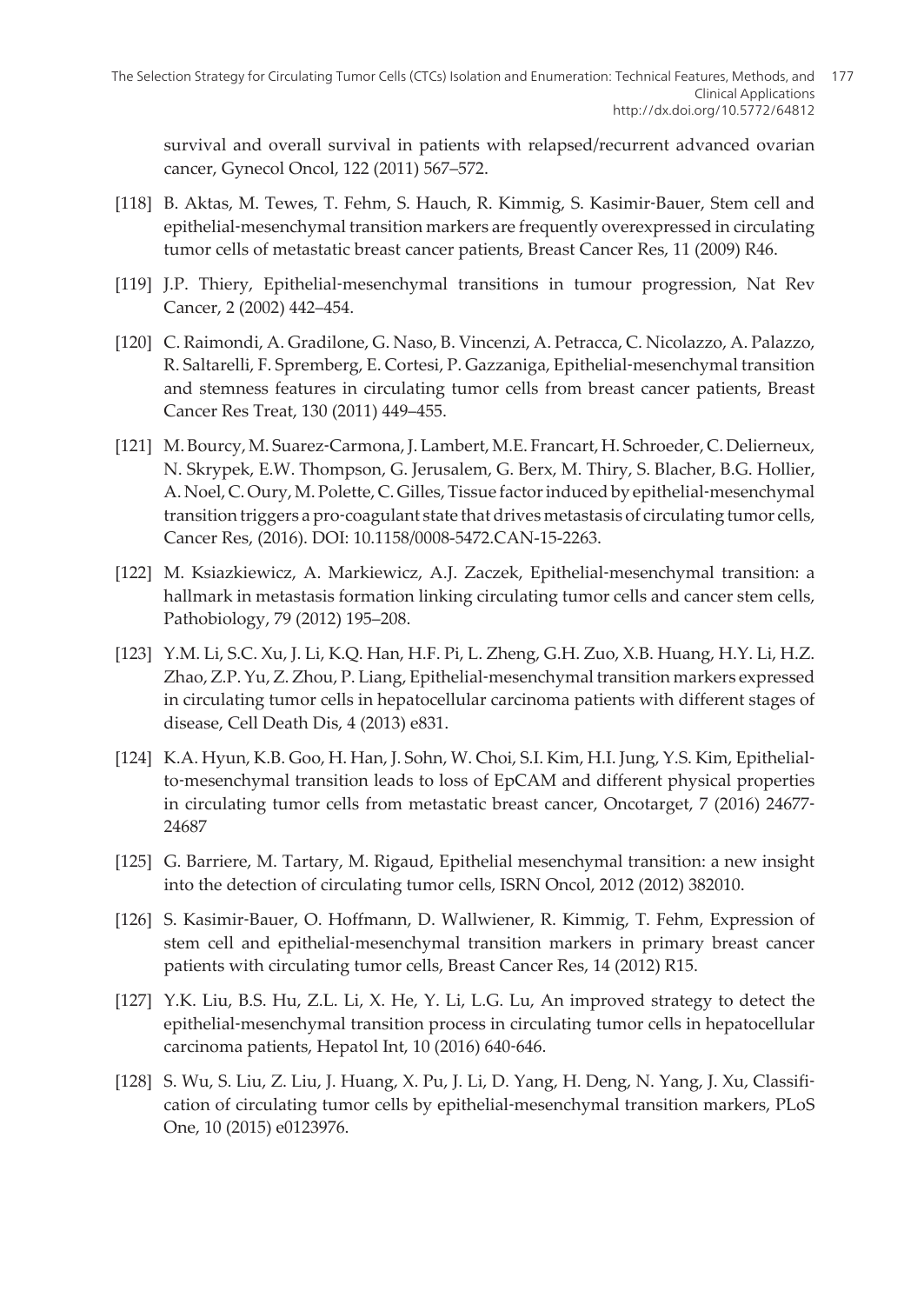survival and overall survival in patients with relapsed/recurrent advanced ovarian cancer, Gynecol Oncol, 122 (2011) 567–572.

[118] B. Aktas, M. Tewes, T. Fehm, S. Hauch, R. Kimmig, S. Kasimir-Bauer, Stem cell and epithelial-mesenchymal transition markers are frequently overexpressed in circulating tumor cells of metastatic breast cancer patients, Breast Cancer Res, 11 (2009) R46.

[119] J.P. Thiery, Epithelial-mesenchymal transitions in tumour progression, Nat Rev Cancer, 2 (2002) 442–454.

[120] C. Raimondi, A. Gradilone, G. Naso, B. Vincenzi, A. Petracca, C. Nicolazzo, A. Palazzo, R. Saltarelli, F. Spremberg, E. Cortesi, P. Gazzaniga, Epithelial-mesenchymal transition and stemness features in circulating tumor cells from breast cancer patients, Breast Cancer Res Treat, 130 (2011) 449–455.

[121] M. Bourcy, M. Suarez-Carmona, J. Lambert, M.E. Francart, H. Schroeder, C. Delierneux, N. Skrypek, E.W. Thompson, G. Jerusalem, G. Berx, M. Thiry, S. Blacher, B.G. Hollier, A. Noel, C. Oury, M. Polette, C. Gilles, Tissue factor induced by epithelial-mesenchymal transition triggers a pro-coagulant state that drives metastasis of circulating tumor cells, Cancer Res, (2016). DOI: 10.1158/0008-5472.CAN-15-2263.

[122] M. Ksiazkiewicz, A. Markiewicz, A.J. Zaczek, Epithelial-mesenchymal transition: a hallmark in metastasis formation linking circulating tumor cells and cancer stem cells, Pathobiology, 79 (2012) 195–208.

[123] Y.M. Li, S.C. Xu, J. Li, K.Q. Han, H.F. Pi, L. Zheng, G.H. Zuo, X.B. Huang, H.Y. Li, H.Z. Zhao, Z.P. Yu, Z. Zhou, P. Liang, Epithelial-mesenchymal transition markers expressed in circulating tumor cells in hepatocellular carcinoma patients with different stages of disease, Cell Death Dis, 4 (2013) e831.

[124] K.A. Hyun, K.B. Goo, H. Han, J. Sohn, W. Choi, S.I. Kim, H.I. Jung, Y.S. Kim, Epithelial-to-mesenchymal transition leads to loss of EpCAM and different physical properties in circulating tumor cells from metastatic breast cancer, Oncotarget, 7 (2016) 24677-24687

[125] G. Barriere, M. Tartary, M. Rigaud, Epithelial mesenchymal transition: a new insight into the detection of circulating tumor cells, ISRN Oncol, 2012 (2012) 382010.

[126] S. Kasimir-Bauer, O. Hoffmann, D. Wallwiener, R. Kimmig, T. Fehm, Expression of stem cell and epithelial-mesenchymal transition markers in primary breast cancer patients with circulating tumor cells, Breast Cancer Res, 14 (2012) R15.

[127] Y.K. Liu, B.S. Hu, Z.L. Li, X. He, Y. Li, L.G. Lu, An improved strategy to detect the epithelial-mesenchymal transition process in circulating tumor cells in hepatocellular carcinoma patients, Hepatol Int, 10 (2016) 640-646.

[128] S. Wu, S. Liu, Z. Liu, J. Huang, X. Pu, J. Li, D. Yang, H. Deng, N. Yang, J. Xu, Classification of circulating tumor cells by epithelial-mesenchymal transition markers, PLoS One, 10 (2015) e0123976.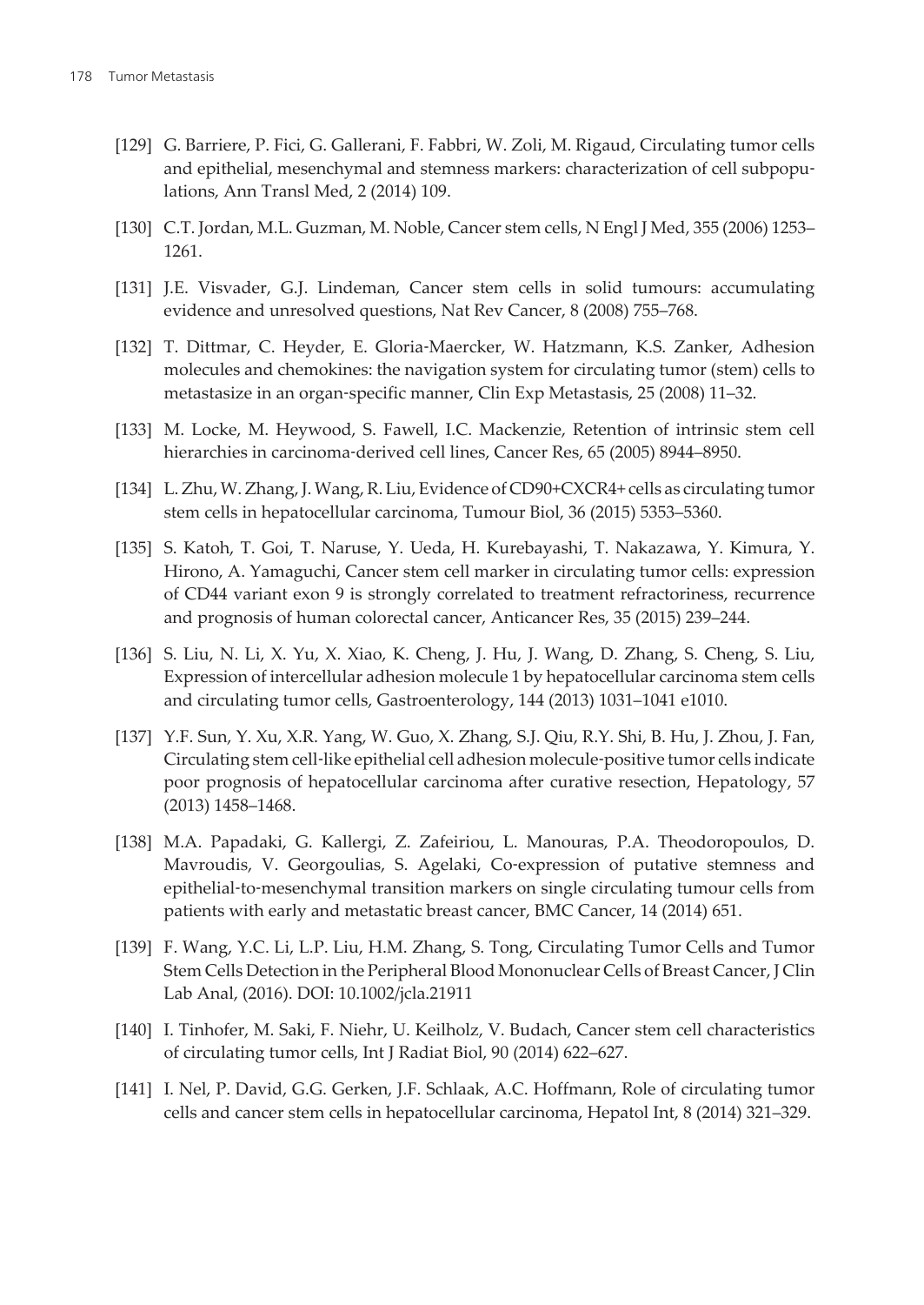[129] G. Barriere, P. Fici, G. Gallerani, F. Fabbri, W. Zoli, M. Rigaud, Circulating tumor cells and epithelial, mesenchymal and stemness markers: characterization of cell subpopulations, Ann Transl Med, 2 (2014) 109.

[130] C.T. Jordan, M.L. Guzman, M. Noble, Cancer stem cells, N Engl J Med, 355 (2006) 1253–1261.

[131] J.E. Visvader, G.J. Lindeman, Cancer stem cells in solid tumours: accumulating evidence and unresolved questions, Nat Rev Cancer, 8 (2008) 755–768.

[132] T. Dittmar, C. Heyder, E. Gloria-Maercker, W. Hatzmann, K.S. Zanker, Adhesion molecules and chemokines: the navigation system for circulating tumor (stem) cells to metastasize in an organ-specific manner, Clin Exp Metastasis, 25 (2008) 11–32.

[133] M. Locke, M. Heywood, S. Fawell, I.C. Mackenzie, Retention of intrinsic stem cell hierarchies in carcinoma-derived cell lines, Cancer Res, 65 (2005) 8944–8950.

[134] L. Zhu, W. Zhang, J. Wang, R. Liu, Evidence of CD90+CXCR4+ cells as circulating tumor stem cells in hepatocellular carcinoma, Tumour Biol, 36 (2015) 5353–5360.

[135] S. Katoh, T. Goi, T. Naruse, Y. Ueda, H. Kurebayashi, T. Nakazawa, Y. Kimura, Y. Hirono, A. Yamaguchi, Cancer stem cell marker in circulating tumor cells: expression of CD44 variant exon 9 is strongly correlated to treatment refractoriness, recurrence and prognosis of human colorectal cancer, Anticancer Res, 35 (2015) 239–244.

[136] S. Liu, N. Li, X. Yu, X. Xiao, K. Cheng, J. Hu, J. Wang, D. Zhang, S. Cheng, S. Liu, Expression of intercellular adhesion molecule 1 by hepatocellular carcinoma stem cells and circulating tumor cells, Gastroenterology, 144 (2013) 1031–1041 e1010.

[137] Y.F. Sun, Y. Xu, X.R. Yang, W. Guo, X. Zhang, S.J. Qiu, R.Y. Shi, B. Hu, J. Zhou, J. Fan, Circulating stem cell-like epithelial cell adhesion molecule-positive tumor cells indicate poor prognosis of hepatocellular carcinoma after curative resection, Hepatology, 57 (2013) 1458–1468.

[138] M.A. Papadaki, G. Kallergi, Z. Zafeiriou, L. Manouras, P.A. Theodoropoulos, D. Mavroudis, V. Georgoulias, S. Agelaki, Co-expression of putative stemness and epithelial-to-mesenchymal transition markers on single circulating tumour cells from patients with early and metastatic breast cancer, BMC Cancer, 14 (2014) 651.

[139] F. Wang, Y.C. Li, L.P. Liu, H.M. Zhang, S. Tong, Circulating Tumor Cells and Tumor Stem Cells Detection in the Peripheral Blood Mononuclear Cells of Breast Cancer, J Clin Lab Anal, (2016). DOI: 10.1002/jcla.21911

[140] I. Tinhofer, M. Saki, F. Niehr, U. Keilholz, V. Budach, Cancer stem cell characteristics of circulating tumor cells, Int J Radiat Biol, 90 (2014) 622–627.

[141] I. Nel, P. David, G.G. Gerken, J.F. Schlaak, A.C. Hoffmann, Role of circulating tumor cells and cancer stem cells in hepatocellular carcinoma, Hepatol Int, 8 (2014) 321–329.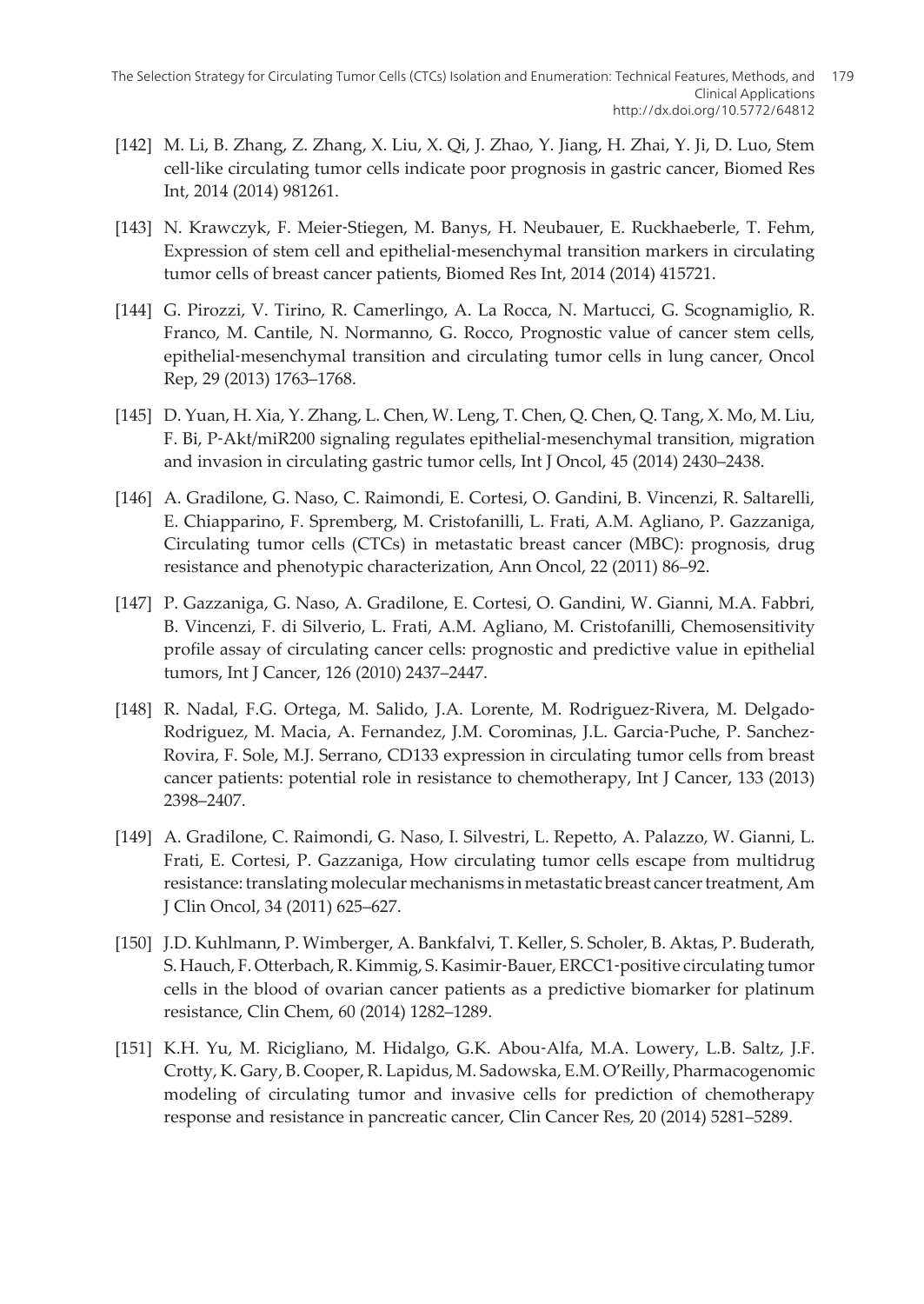[142] M. Li, B. Zhang, Z. Zhang, X. Liu, X. Qi, J. Zhao, Y. Jiang, H. Zhai, Y. Ji, D. Luo, Stem cell-like circulating tumor cells indicate poor prognosis in gastric cancer, Biomed Res Int, 2014 (2014) 981261.

[143] N. Krawczyk, F. Meier-Stiegen, M. Banys, H. Neubauer, E. Ruckhaeberle, T. Fehm, Expression of stem cell and epithelial-mesenchymal transition markers in circulating tumor cells of breast cancer patients, Biomed Res Int, 2014 (2014) 415721.

[144] G. Pirozzi, V. Tirino, R. Camerlingo, A. La Rocca, N. Martucci, G. Scognamiglio, R. Franco, M. Cantile, N. Normanno, G. Rocco, Prognostic value of cancer stem cells, epithelial-mesenchymal transition and circulating tumor cells in lung cancer, Oncol Rep, 29 (2013) 1763–1768.

[145] D. Yuan, H. Xia, Y. Zhang, L. Chen, W. Leng, T. Chen, Q. Chen, Q. Tang, X. Mo, M. Liu, F. Bi, P-Akt/miR200 signaling regulates epithelial-mesenchymal transition, migration and invasion in circulating gastric tumor cells, Int J Oncol, 45 (2014) 2430–2438.

[146] A. Gradilone, G. Naso, C. Raimondi, E. Cortesi, O. Gandini, B. Vincenzi, R. Saltarelli, E. Chiapparino, F. Spremberg, M. Cristofanilli, L. Frati, A.M. Agliano, P. Gazzaniga, Circulating tumor cells (CTCs) in metastatic breast cancer (MBC): prognosis, drug resistance and phenotypic characterization, Ann Oncol, 22 (2011) 86–92.

[147] P. Gazzaniga, G. Naso, A. Gradilone, E. Cortesi, O. Gandini, W. Gianni, M.A. Fabbri, B. Vincenzi, F. di Silverio, L. Frati, A.M. Agliano, M. Cristofanilli, Chemosensitivity profile assay of circulating cancer cells: prognostic and predictive value in epithelial tumors, Int J Cancer, 126 (2010) 2437–2447.

[148] R. Nadal, F.G. Ortega, M. Salido, J.A. Lorente, M. Rodriguez-Rivera, M. Delgado-Rodriguez, M. Macia, A. Fernandez, J.M. Corominas, J.L. Garcia-Puche, P. Sanchez-Rovira, F. Sole, M.J. Serrano, CD133 expression in circulating tumor cells from breast cancer patients: potential role in resistance to chemotherapy, Int J Cancer, 133 (2013) 2398–2407.

[149] A. Gradilone, C. Raimondi, G. Naso, I. Silvestri, L. Repetto, A. Palazzo, W. Gianni, L. Frati, E. Cortesi, P. Gazzaniga, How circulating tumor cells escape from multidrug resistance: translating molecular mechanisms in metastatic breast cancer treatment, Am J Clin Oncol, 34 (2011) 625–627.

[150] J.D. Kuhlmann, P. Wimberger, A. Bankfalvi, T. Keller, S. Scholer, B. Aktas, P. Buderath, S. Hauch, F. Otterbach, R. Kimmig, S. Kasimir-Bauer, ERCC1-positive circulating tumor cells in the blood of ovarian cancer patients as a predictive biomarker for platinum resistance, Clin Chem, 60 (2014) 1282–1289.

[151] K.H. Yu, M. Ricigliano, M. Hidalgo, G.K. Abou-Alfa, M.A. Lowery, L.B. Saltz, J.F. Crotty, K. Gary, B. Cooper, R. Lapidus, M. Sadowska, E.M. O'Reilly, Pharmacogenomic modeling of circulating tumor and invasive cells for prediction of chemotherapy response and resistance in pancreatic cancer, Clin Cancer Res, 20 (2014) 5281–5289.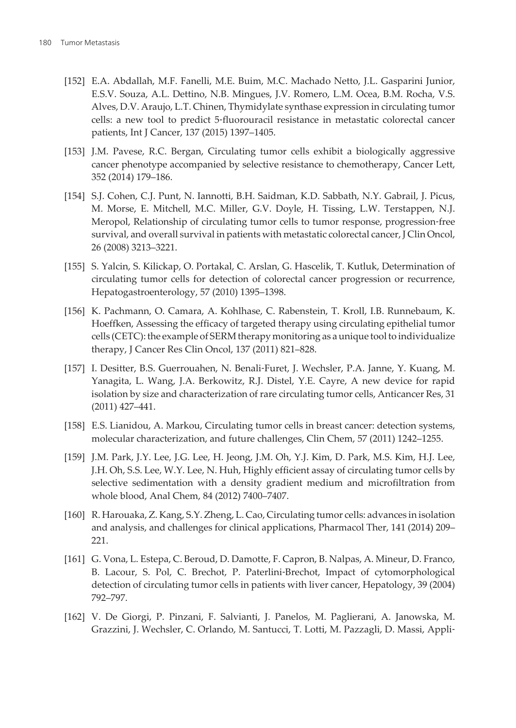[152] E.A. Abdallah, M.F. Fanelli, M.E. Buim, M.C. Machado Netto, J.L. Gasparini Junior, E.S.V. Souza, A.L. Dettino, N.B. Mingues, J.V. Romero, L.M. Ocea, B.M. Rocha, V.S. Alves, D.V. Araujo, L.T. Chinen, Thymidylate synthase expression in circulating tumor cells: a new tool to predict 5-fluorouracil resistance in metastatic colorectal cancer patients, Int J Cancer, 137 (2015) 1397–1405.

[153] J.M. Pavese, R.C. Bergan, Circulating tumor cells exhibit a biologically aggressive cancer phenotype accompanied by selective resistance to chemotherapy, Cancer Lett, 352 (2014) 179–186.

[154] S.J. Cohen, C.J. Punt, N. Iannotti, B.H. Saidman, K.D. Sabbath, N.Y. Gabrail, J. Picus, M. Morse, E. Mitchell, M.C. Miller, G.V. Doyle, H. Tissing, L.W. Terstappen, N.J. Meropol, Relationship of circulating tumor cells to tumor response, progression-free survival, and overall survival in patients with metastatic colorectal cancer, J Clin Oncol, 26 (2008) 3213–3221.

[155] S. Yalcin, S. Kilickap, O. Portakal, C. Arslan, G. Hascelik, T. Kutluk, Determination of circulating tumor cells for detection of colorectal cancer progression or recurrence, Hepatogastroenterology, 57 (2010) 1395–1398.

[156] K. Pachmann, O. Camara, A. Kohlhase, C. Rabenstein, T. Kroll, I.B. Runnebaum, K. Hoeffken, Assessing the efficacy of targeted therapy using circulating epithelial tumor cells (CETC): the example of SERM therapy monitoring as a unique tool to individualize therapy, J Cancer Res Clin Oncol, 137 (2011) 821–828.

[157] I. Desitter, B.S. Guerrouahen, N. Benali-Furet, J. Wechsler, P.A. Janne, Y. Kuang, M. Yanagita, L. Wang, J.A. Berkowitz, R.J. Distel, Y.E. Cayre, A new device for rapid isolation by size and characterization of rare circulating tumor cells, Anticancer Res, 31 (2011) 427–441.

[158] E.S. Lianidou, A. Markou, Circulating tumor cells in breast cancer: detection systems, molecular characterization, and future challenges, Clin Chem, 57 (2011) 1242–1255.

[159] J.M. Park, J.Y. Lee, J.G. Lee, H. Jeong, J.M. Oh, Y.J. Kim, D. Park, M.S. Kim, H.J. Lee, J.H. Oh, S.S. Lee, W.Y. Lee, N. Huh, Highly efficient assay of circulating tumor cells by selective sedimentation with a density gradient medium and microfiltration from whole blood, Anal Chem, 84 (2012) 7400–7407.

[160] R. Harouaka, Z. Kang, S.Y. Zheng, L. Cao, Circulating tumor cells: advances in isolation and analysis, and challenges for clinical applications, Pharmacol Ther, 141 (2014) 209–221.

[161] G. Vona, L. Estepa, C. Beroud, D. Damotte, F. Capron, B. Nalpas, A. Mineur, D. Franco, B. Lacour, S. Pol, C. Brechot, P. Paterlini-Brechot, Impact of cytomorphological detection of circulating tumor cells in patients with liver cancer, Hepatology, 39 (2004) 792–797.

[162] V. De Giorgi, P. Pinzani, F. Salvianti, J. Panelos, M. Paglierani, A. Janowska, M. Grazzini, J. Wechsler, C. Orlando, M. Santucci, T. Lotti, M. Pazzagli, D. Massi, Appli-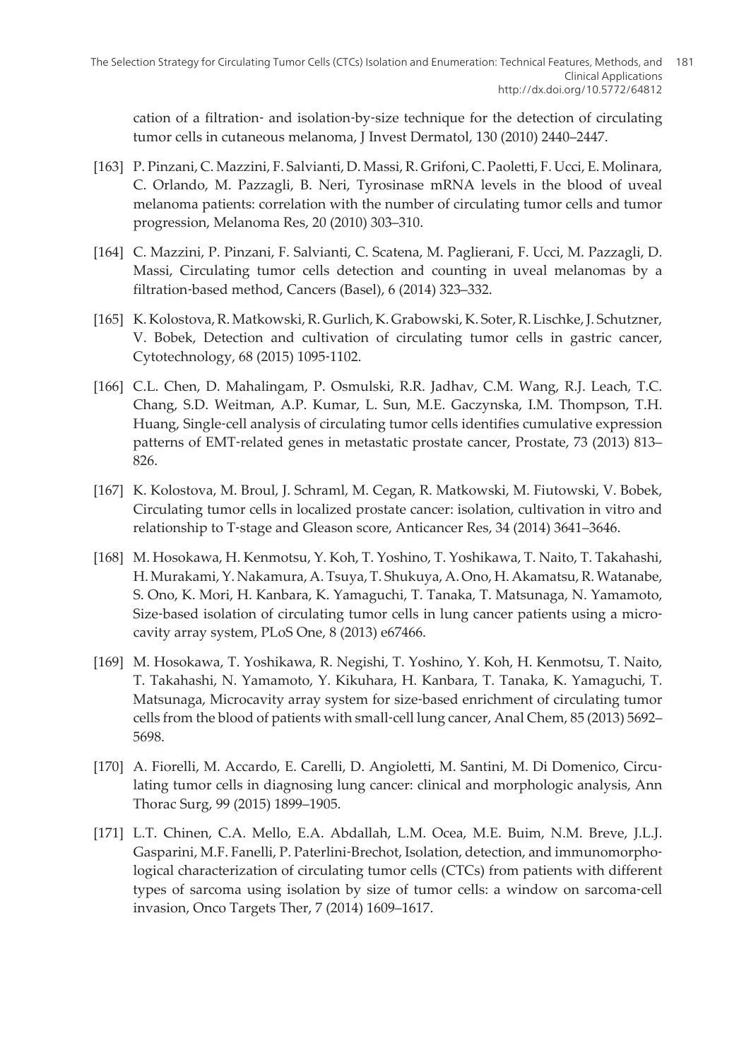cation of a filtration- and isolation-by-size technique for the detection of circulating tumor cells in cutaneous melanoma, J Invest Dermatol, 130 (2010) 2440–2447.

[163] P. Pinzani, C. Mazzini, F. Salvianti, D. Massi, R. Grifoni, C. Paoletti, F. Ucci, E. Molinara, C. Orlando, M. Pazzagli, B. Neri, Tyrosinase mRNA levels in the blood of uveal melanoma patients: correlation with the number of circulating tumor cells and tumor progression, Melanoma Res, 20 (2010) 303–310.

[164] C. Mazzini, P. Pinzani, F. Salvianti, C. Scatena, M. Paglierani, F. Ucci, M. Pazzagli, D. Massi, Circulating tumor cells detection and counting in uveal melanomas by a filtration-based method, Cancers (Basel), 6 (2014) 323–332.

[165] K. Kolostova, R. Matkowski, R. Gurlich, K. Grabowski, K. Soter, R. Lischke, J. Schutzner, V. Bobek, Detection and cultivation of circulating tumor cells in gastric cancer, Cytotechnology, 68 (2015) 1095-1102.

[166] C.L. Chen, D. Mahalingam, P. Osmulski, R.R. Jadhav, C.M. Wang, R.J. Leach, T.C. Chang, S.D. Weitman, A.P. Kumar, L. Sun, M.E. Gaczynska, I.M. Thompson, T.H. Huang, Single-cell analysis of circulating tumor cells identifies cumulative expression patterns of EMT-related genes in metastatic prostate cancer, Prostate, 73 (2013) 813–826.

[167] K. Kolostova, M. Broul, J. Schraml, M. Cegan, R. Matkowski, M. Fiutowski, V. Bobek, Circulating tumor cells in localized prostate cancer: isolation, cultivation in vitro and relationship to T-stage and Gleason score, Anticancer Res, 34 (2014) 3641–3646.

[168] M. Hosokawa, H. Kenmotsu, Y. Koh, T. Yoshino, T. Yoshikawa, T. Naito, T. Takahashi, H. Murakami, Y. Nakamura, A. Tsuya, T. Shukuya, A. Ono, H. Akamatsu, R. Watanabe, S. Ono, K. Mori, H. Kanbara, K. Yamaguchi, T. Tanaka, T. Matsunaga, N. Yamamoto, Size-based isolation of circulating tumor cells in lung cancer patients using a microcavity array system, PLoS One, 8 (2013) e67466.

[169] M. Hosokawa, T. Yoshikawa, R. Negishi, T. Yoshino, Y. Koh, H. Kenmotsu, T. Naito, T. Takahashi, N. Yamamoto, Y. Kikuhara, H. Kanbara, T. Tanaka, K. Yamaguchi, T. Matsunaga, Microcavity array system for size-based enrichment of circulating tumor cells from the blood of patients with small-cell lung cancer, Anal Chem, 85 (2013) 5692–5698.

[170] A. Fiorelli, M. Accardo, E. Carelli, D. Angioletti, M. Santini, M. Di Domenico, Circulating tumor cells in diagnosing lung cancer: clinical and morphologic analysis, Ann Thorac Surg, 99 (2015) 1899–1905.

[171] L.T. Chinen, C.A. Mello, E.A. Abdallah, L.M. Ocea, M.E. Buim, N.M. Breve, J.L.J. Gasparini, M.F. Fanelli, P. Paterlini-Brechot, Isolation, detection, and immunomorphological characterization of circulating tumor cells (CTCs) from patients with different types of sarcoma using isolation by size of tumor cells: a window on sarcoma-cell invasion, Onco Targets Ther, 7 (2014) 1609–1617.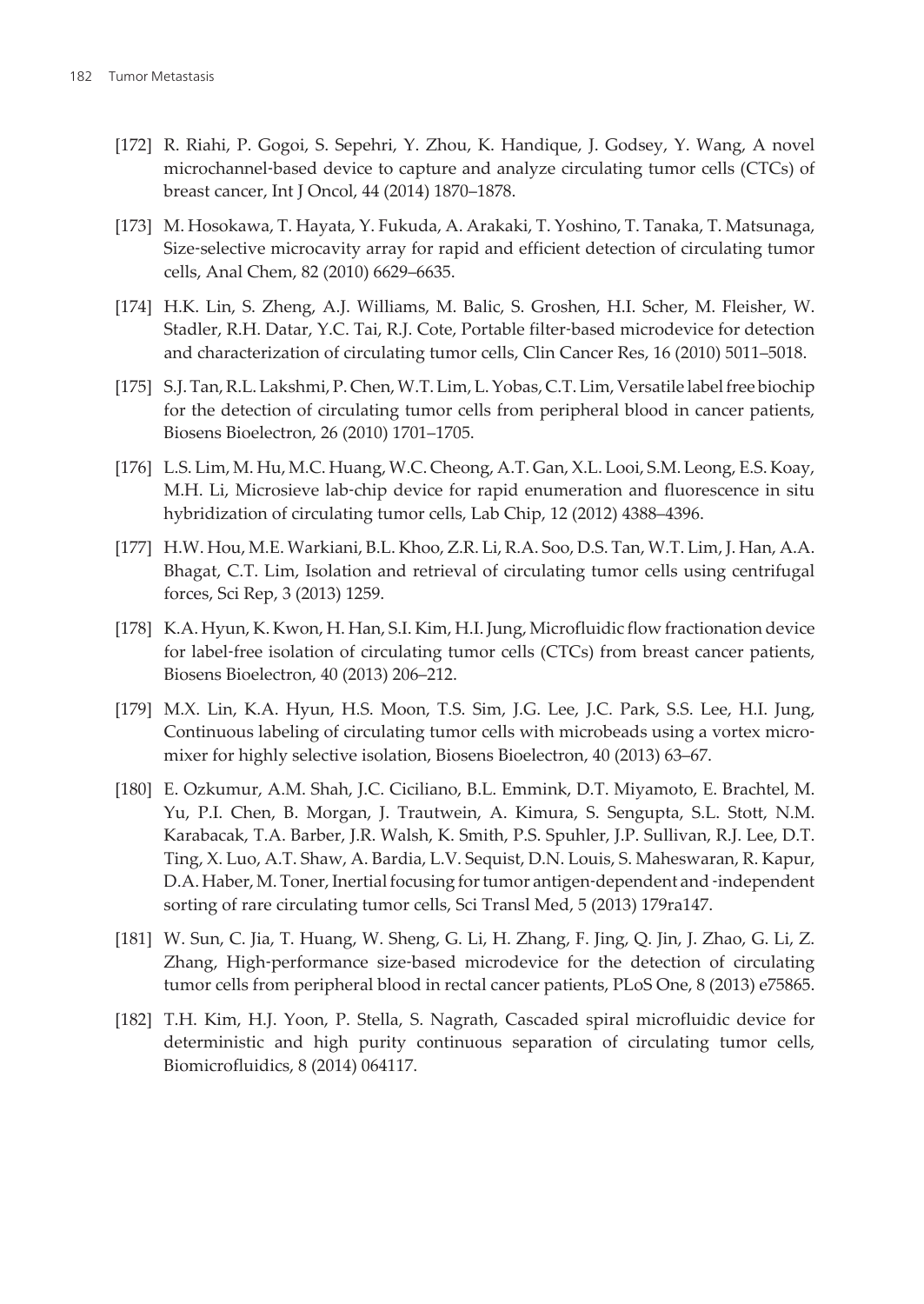[172] R. Riahi, P. Gogoi, S. Sepehri, Y. Zhou, K. Handique, J. Godsey, Y. Wang, A novel microchannel-based device to capture and analyze circulating tumor cells (CTCs) of breast cancer, Int J Oncol, 44 (2014) 1870–1878.

[173] M. Hosokawa, T. Hayata, Y. Fukuda, A. Arakaki, T. Yoshino, T. Tanaka, T. Matsunaga, Size-selective microcavity array for rapid and efficient detection of circulating tumor cells, Anal Chem, 82 (2010) 6629–6635.

[174] H.K. Lin, S. Zheng, A.J. Williams, M. Balic, S. Groshen, H.I. Scher, M. Fleisher, W. Stadler, R.H. Datar, Y.C. Tai, R.J. Cote, Portable filter-based microdevice for detection and characterization of circulating tumor cells, Clin Cancer Res, 16 (2010) 5011–5018.

[175] S.J. Tan, R.L. Lakshmi, P. Chen, W.T. Lim, L. Yobas, C.T. Lim, Versatile label free biochip for the detection of circulating tumor cells from peripheral blood in cancer patients, Biosens Bioelectron, 26 (2010) 1701–1705.

[176] L.S. Lim, M. Hu, M.C. Huang, W.C. Cheong, A.T. Gan, X.L. Looi, S.M. Leong, E.S. Koay, M.H. Li, Microsieve lab-chip device for rapid enumeration and fluorescence in situ hybridization of circulating tumor cells, Lab Chip, 12 (2012) 4388–4396.

[177] H.W. Hou, M.E. Warkiani, B.L. Khoo, Z.R. Li, R.A. Soo, D.S. Tan, W.T. Lim, J. Han, A.A. Bhagat, C.T. Lim, Isolation and retrieval of circulating tumor cells using centrifugal forces, Sci Rep, 3 (2013) 1259.

[178] K.A. Hyun, K. Kwon, H. Han, S.I. Kim, H.I. Jung, Microfluidic flow fractionation device for label-free isolation of circulating tumor cells (CTCs) from breast cancer patients, Biosens Bioelectron, 40 (2013) 206–212.

[179] M.X. Lin, K.A. Hyun, H.S. Moon, T.S. Sim, J.G. Lee, J.C. Park, S.S. Lee, H.I. Jung, Continuous labeling of circulating tumor cells with microbeads using a vortex micromixer for highly selective isolation, Biosens Bioelectron, 40 (2013) 63–67.

[180] E. Ozkumur, A.M. Shah, J.C. Ciciliano, B.L. Emmink, D.T. Miyamoto, E. Brachtel, M. Yu, P.I. Chen, B. Morgan, J. Trautwein, A. Kimura, S. Sengupta, S.L. Stott, N.M. Karabacak, T.A. Barber, J.R. Walsh, K. Smith, P.S. Spuhler, J.P. Sullivan, R.J. Lee, D.T. Ting, X. Luo, A.T. Shaw, A. Bardia, L.V. Sequist, D.N. Louis, S. Maheswaran, R. Kapur, D.A. Haber, M. Toner, Inertial focusing for tumor antigen-dependent and -independent sorting of rare circulating tumor cells, Sci Transl Med, 5 (2013) 179ra147.

[181] W. Sun, C. Jia, T. Huang, W. Sheng, G. Li, H. Zhang, F. Jing, Q. Jin, J. Zhao, G. Li, Z. Zhang, High-performance size-based microdevice for the detection of circulating tumor cells from peripheral blood in rectal cancer patients, PLoS One, 8 (2013) e75865.

[182] T.H. Kim, H.J. Yoon, P. Stella, S. Nagrath, Cascaded spiral microfluidic device for deterministic and high purity continuous separation of circulating tumor cells, Biomicrofluidics, 8 (2014) 064117.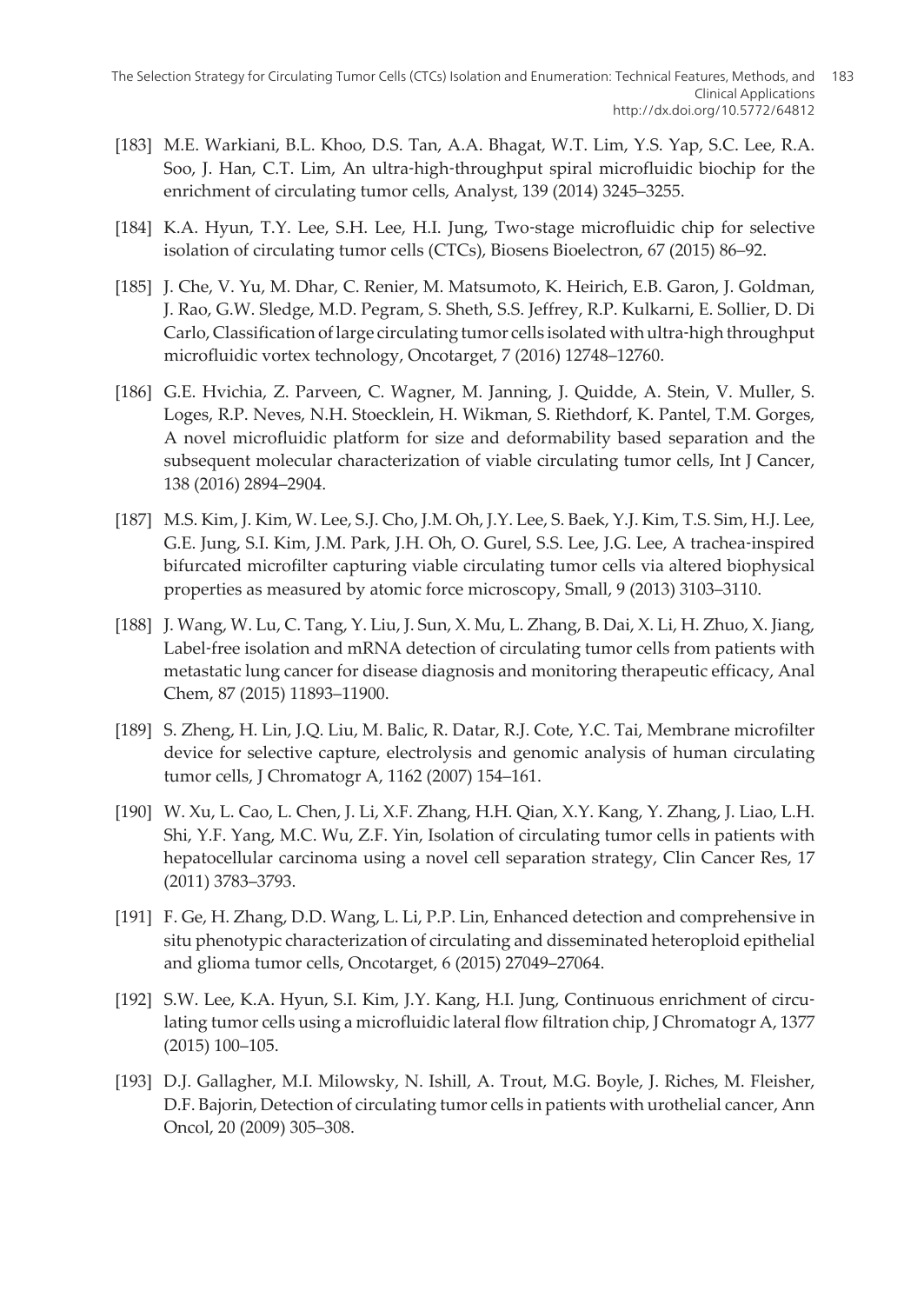[183] M.E. Warkiani, B.L. Khoo, D.S. Tan, A.A. Bhagat, W.T. Lim, Y.S. Yap, S.C. Lee, R.A. Soo, J. Han, C.T. Lim, An ultra-high-throughput spiral microfluidic biochip for the enrichment of circulating tumor cells, Analyst, 139 (2014) 3245–3255.

[184] K.A. Hyun, T.Y. Lee, S.H. Lee, H.I. Jung, Two-stage microfluidic chip for selective isolation of circulating tumor cells (CTCs), Biosens Bioelectron, 67 (2015) 86–92.

[185] J. Che, V. Yu, M. Dhar, C. Renier, M. Matsumoto, K. Heirich, E.B. Garon, J. Goldman, J. Rao, G.W. Sledge, M.D. Pegram, S. Sheth, S.S. Jeffrey, R.P. Kulkarni, E. Sollier, D. Di Carlo, Classification of large circulating tumor cells isolated with ultra-high throughput microfluidic vortex technology, Oncotarget, 7 (2016) 12748–12760.

[186] G.E. Hvichia, Z. Parveen, C. Wagner, M. Janning, J. Quidde, A. Stein, V. Muller, S. Loges, R.P. Neves, N.H. Stoecklein, H. Wikman, S. Riethdorf, K. Pantel, T.M. Gorges, A novel microfluidic platform for size and deformability based separation and the subsequent molecular characterization of viable circulating tumor cells, Int J Cancer, 138 (2016) 2894–2904.

[187] M.S. Kim, J. Kim, W. Lee, S.J. Cho, J.M. Oh, J.Y. Lee, S. Baek, Y.J. Kim, T.S. Sim, H.J. Lee, G.E. Jung, S.I. Kim, J.M. Park, J.H. Oh, O. Gurel, S.S. Lee, J.G. Lee, A trachea-inspired bifurcated microfilter capturing viable circulating tumor cells via altered biophysical properties as measured by atomic force microscopy, Small, 9 (2013) 3103–3110.

[188] J. Wang, W. Lu, C. Tang, Y. Liu, J. Sun, X. Mu, L. Zhang, B. Dai, X. Li, H. Zhuo, X. Jiang, Label-free isolation and mRNA detection of circulating tumor cells from patients with metastatic lung cancer for disease diagnosis and monitoring therapeutic efficacy, Anal Chem, 87 (2015) 11893–11900.

[189] S. Zheng, H. Lin, J.Q. Liu, M. Balic, R. Datar, R.J. Cote, Y.C. Tai, Membrane microfilter device for selective capture, electrolysis and genomic analysis of human circulating tumor cells, J Chromatogr A, 1162 (2007) 154–161.

[190] W. Xu, L. Cao, L. Chen, J. Li, X.F. Zhang, H.H. Qian, X.Y. Kang, Y. Zhang, J. Liao, L.H. Shi, Y.F. Yang, M.C. Wu, Z.F. Yin, Isolation of circulating tumor cells in patients with hepatocellular carcinoma using a novel cell separation strategy, Clin Cancer Res, 17 (2011) 3783–3793.

[191] F. Ge, H. Zhang, D.D. Wang, L. Li, P.P. Lin, Enhanced detection and comprehensive in situ phenotypic characterization of circulating and disseminated heteroploid epithelial and glioma tumor cells, Oncotarget, 6 (2015) 27049–27064.

[192] S.W. Lee, K.A. Hyun, S.I. Kim, J.Y. Kang, H.I. Jung, Continuous enrichment of circulating tumor cells using a microfluidic lateral flow filtration chip, J Chromatogr A, 1377 (2015) 100–105.

[193] D.J. Gallagher, M.I. Milowsky, N. Ishill, A. Trout, M.G. Boyle, J. Riches, M. Fleisher, D.F. Bajorin, Detection of circulating tumor cells in patients with urothelial cancer, Ann Oncol, 20 (2009) 305–308.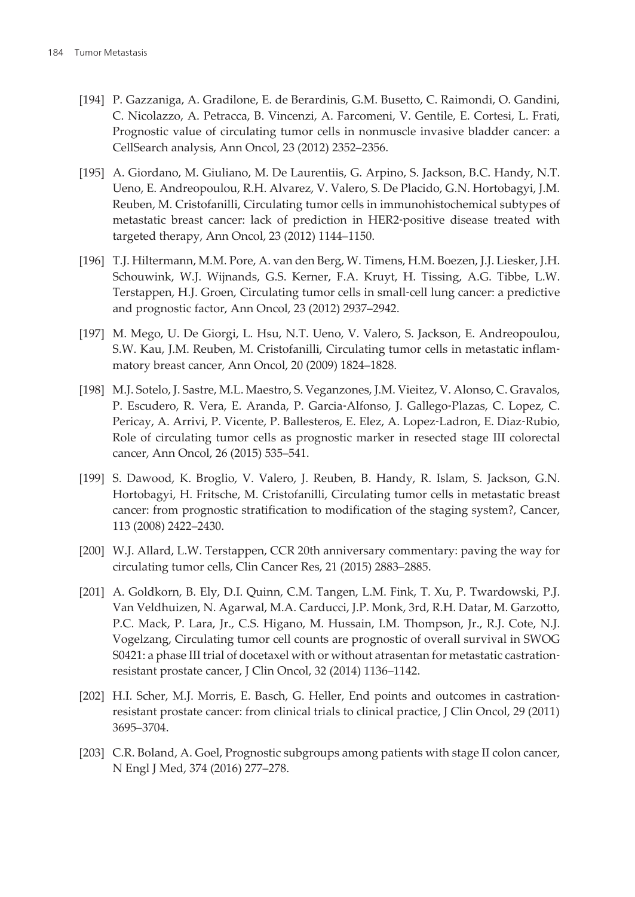[194] P. Gazzaniga, A. Gradilone, E. de Berardinis, G.M. Busetto, C. Raimondi, O. Gandini, C. Nicolazzo, A. Petracca, B. Vincenzi, A. Farcomeni, V. Gentile, E. Cortesi, L. Frati, Prognostic value of circulating tumor cells in nonmuscle invasive bladder cancer: a CellSearch analysis, Ann Oncol, 23 (2012) 2352–2356.

[195] A. Giordano, M. Giuliano, M. De Laurentiis, G. Arpino, S. Jackson, B.C. Handy, N.T. Ueno, E. Andreopoulou, R.H. Alvarez, V. Valero, S. De Placido, G.N. Hortobagyi, J.M. Reuben, M. Cristofanilli, Circulating tumor cells in immunohistochemical subtypes of metastatic breast cancer: lack of prediction in HER2-positive disease treated with targeted therapy, Ann Oncol, 23 (2012) 1144–1150.

[196] T.J. Hiltermann, M.M. Pore, A. van den Berg, W. Timens, H.M. Boezen, J.J. Liesker, J.H. Schouwink, W.J. Wijnands, G.S. Kerner, F.A. Kruyt, H. Tissing, A.G. Tibbe, L.W. Terstappen, H.J. Groen, Circulating tumor cells in small-cell lung cancer: a predictive and prognostic factor, Ann Oncol, 23 (2012) 2937–2942.

[197] M. Mego, U. De Giorgi, L. Hsu, N.T. Ueno, V. Valero, S. Jackson, E. Andreopoulou, S.W. Kau, J.M. Reuben, M. Cristofanilli, Circulating tumor cells in metastatic inflammatory breast cancer, Ann Oncol, 20 (2009) 1824–1828.

[198] M.J. Sotelo, J. Sastre, M.L. Maestro, S. Veganzones, J.M. Vieitez, V. Alonso, C. Gravalos, P. Escudero, R. Vera, E. Aranda, P. Garcia-Alfonso, J. Gallego-Plazas, C. Lopez, C. Pericay, A. Arrivi, P. Vicente, P. Ballesteros, E. Elez, A. Lopez-Ladron, E. Diaz-Rubio, Role of circulating tumor cells as prognostic marker in resected stage III colorectal cancer, Ann Oncol, 26 (2015) 535–541.

[199] S. Dawood, K. Broglio, V. Valero, J. Reuben, B. Handy, R. Islam, S. Jackson, G.N. Hortobagyi, H. Fritsche, M. Cristofanilli, Circulating tumor cells in metastatic breast cancer: from prognostic stratification to modification of the staging system?, Cancer, 113 (2008) 2422–2430.

[200] W.J. Allard, L.W. Terstappen, CCR 20th anniversary commentary: paving the way for circulating tumor cells, Clin Cancer Res, 21 (2015) 2883–2885.

[201] A. Goldkorn, B. Ely, D.I. Quinn, C.M. Tangen, L.M. Fink, T. Xu, P. Twardowski, P.J. Van Veldhuizen, N. Agarwal, M.A. Carducci, J.P. Monk, 3rd, R.H. Datar, M. Garzotto, P.C. Mack, P. Lara, Jr., C.S. Higano, M. Hussain, I.M. Thompson, Jr., R.J. Cote, N.J. Vogelzang, Circulating tumor cell counts are prognostic of overall survival in SWOG S0421: a phase III trial of docetaxel with or without atrasentan for metastatic castration-resistant prostate cancer, J Clin Oncol, 32 (2014) 1136–1142.

[202] H.I. Scher, M.J. Morris, E. Basch, G. Heller, End points and outcomes in castration-resistant prostate cancer: from clinical trials to clinical practice, J Clin Oncol, 29 (2011) 3695–3704.

[203] C.R. Boland, A. Goel, Prognostic subgroups among patients with stage II colon cancer, N Engl J Med, 374 (2016) 277–278.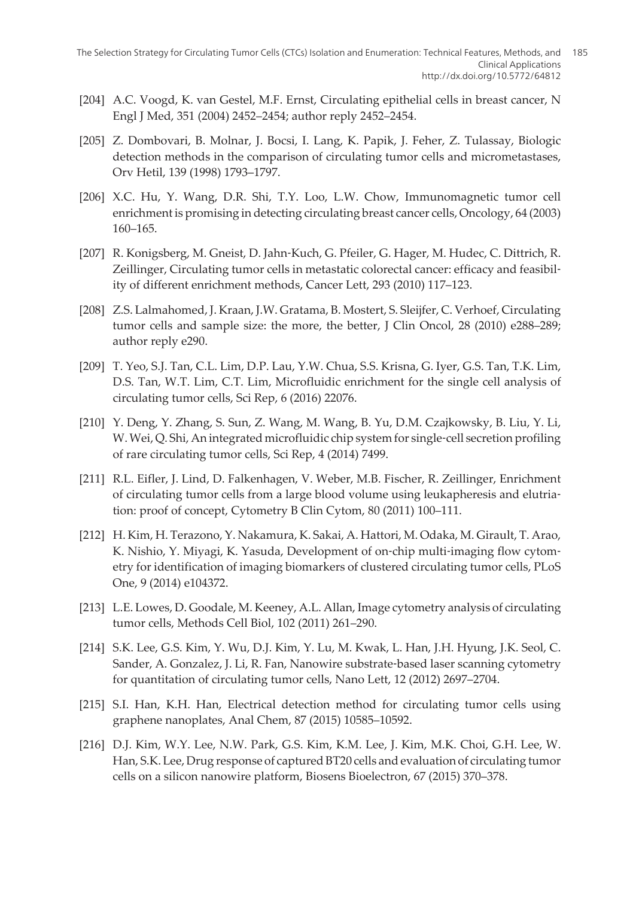[204] A.C. Voogd, K. van Gestel, M.F. Ernst, Circulating epithelial cells in breast cancer, N Engl J Med, 351 (2004) 2452–2454; author reply 2452–2454.

[205] Z. Dombovari, B. Molnar, J. Bocsi, I. Lang, K. Papik, J. Feher, Z. Tulassay, Biologic detection methods in the comparison of circulating tumor cells and micrometastases, Orv Hetil, 139 (1998) 1793–1797.

[206] X.C. Hu, Y. Wang, D.R. Shi, T.Y. Loo, L.W. Chow, Immunomagnetic tumor cell enrichment is promising in detecting circulating breast cancer cells, Oncology, 64 (2003) 160–165.

[207] R. Konigsberg, M. Gneist, D. Jahn-Kuch, G. Pfeiler, G. Hager, M. Hudec, C. Dittrich, R. Zeillinger, Circulating tumor cells in metastatic colorectal cancer: efficacy and feasibility of different enrichment methods, Cancer Lett, 293 (2010) 117–123.

[208] Z.S. Lalmahomed, J. Kraan, J.W. Gratama, B. Mostert, S. Sleijfer, C. Verhoef, Circulating tumor cells and sample size: the more, the better, J Clin Oncol, 28 (2010) e288–289; author reply e290.

[209] T. Yeo, S.J. Tan, C.L. Lim, D.P. Lau, Y.W. Chua, S.S. Krisna, G. Iyer, G.S. Tan, T.K. Lim, D.S. Tan, W.T. Lim, C.T. Lim, Microfluidic enrichment for the single cell analysis of circulating tumor cells, Sci Rep, 6 (2016) 22076.

[210] Y. Deng, Y. Zhang, S. Sun, Z. Wang, M. Wang, B. Yu, D.M. Czajkowsky, B. Liu, Y. Li, W. Wei, Q. Shi, An integrated microfluidic chip system for single-cell secretion profiling of rare circulating tumor cells, Sci Rep, 4 (2014) 7499.

[211] R.L. Eifler, J. Lind, D. Falkenhagen, V. Weber, M.B. Fischer, R. Zeillinger, Enrichment of circulating tumor cells from a large blood volume using leukapheresis and elutriation: proof of concept, Cytometry B Clin Cytom, 80 (2011) 100–111.

[212] H. Kim, H. Terazono, Y. Nakamura, K. Sakai, A. Hattori, M. Odaka, M. Girault, T. Arao, K. Nishio, Y. Miyagi, K. Yasuda, Development of on-chip multi-imaging flow cytometry for identification of imaging biomarkers of clustered circulating tumor cells, PLoS One, 9 (2014) e104372.

[213] L.E. Lowes, D. Goodale, M. Keeney, A.L. Allan, Image cytometry analysis of circulating tumor cells, Methods Cell Biol, 102 (2011) 261–290.

[214] S.K. Lee, G.S. Kim, Y. Wu, D.J. Kim, Y. Lu, M. Kwak, L. Han, J.H. Hyung, J.K. Seol, C. Sander, A. Gonzalez, J. Li, R. Fan, Nanowire substrate-based laser scanning cytometry for quantitation of circulating tumor cells, Nano Lett, 12 (2012) 2697–2704.

[215] S.I. Han, K.H. Han, Electrical detection method for circulating tumor cells using graphene nanoplates, Anal Chem, 87 (2015) 10585–10592.

[216] D.J. Kim, W.Y. Lee, N.W. Park, G.S. Kim, K.M. Lee, J. Kim, M.K. Choi, G.H. Lee, W. Han, S.K. Lee, Drug response of captured BT20 cells and evaluation of circulating tumor cells on a silicon nanowire platform, Biosens Bioelectron, 67 (2015) 370–378.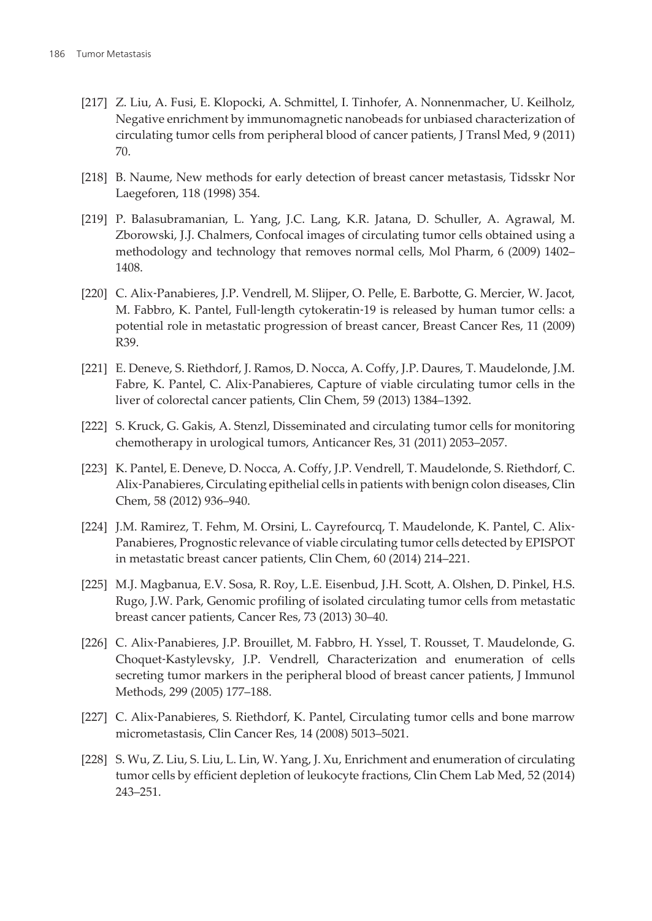[217] Z. Liu, A. Fusi, E. Klopocki, A. Schmittel, I. Tinhofer, A. Nonnenmacher, U. Keilholz, Negative enrichment by immunomagnetic nanobeads for unbiased characterization of circulating tumor cells from peripheral blood of cancer patients, J Transl Med, 9 (2011) 70.

[218] B. Naume, New methods for early detection of breast cancer metastasis, Tidsskr Nor Laegeforen, 118 (1998) 354.

[219] P. Balasubramanian, L. Yang, J.C. Lang, K.R. Jatana, D. Schuller, A. Agrawal, M. Zborowski, J.J. Chalmers, Confocal images of circulating tumor cells obtained using a methodology and technology that removes normal cells, Mol Pharm, 6 (2009) 1402–1408.

[220] C. Alix-Panabieres, J.P. Vendrell, M. Slijper, O. Pelle, E. Barbotte, G. Mercier, W. Jacot, M. Fabbro, K. Pantel, Full-length cytokeratin-19 is released by human tumor cells: a potential role in metastatic progression of breast cancer, Breast Cancer Res, 11 (2009) R39.

[221] E. Deneve, S. Riethdorf, J. Ramos, D. Nocca, A. Coffy, J.P. Daures, T. Maudelonde, J.M. Fabre, K. Pantel, C. Alix-Panabieres, Capture of viable circulating tumor cells in the liver of colorectal cancer patients, Clin Chem, 59 (2013) 1384–1392.

[222] S. Kruck, G. Gakis, A. Stenzl, Disseminated and circulating tumor cells for monitoring chemotherapy in urological tumors, Anticancer Res, 31 (2011) 2053–2057.

[223] K. Pantel, E. Deneve, D. Nocca, A. Coffy, J.P. Vendrell, T. Maudelonde, S. Riethdorf, C. Alix-Panabieres, Circulating epithelial cells in patients with benign colon diseases, Clin Chem, 58 (2012) 936–940.

[224] J.M. Ramirez, T. Fehm, M. Orsini, L. Cayrefourcq, T. Maudelonde, K. Pantel, C. Alix-Panabieres, Prognostic relevance of viable circulating tumor cells detected by EPISPOT in metastatic breast cancer patients, Clin Chem, 60 (2014) 214–221.

[225] M.J. Magbanua, E.V. Sosa, R. Roy, L.E. Eisenbud, J.H. Scott, A. Olshen, D. Pinkel, H.S. Rugo, J.W. Park, Genomic profiling of isolated circulating tumor cells from metastatic breast cancer patients, Cancer Res, 73 (2013) 30–40.

[226] C. Alix-Panabieres, J.P. Brouillet, M. Fabbro, H. Yssel, T. Rousset, T. Maudelonde, G. Choquet-Kastylevsky, J.P. Vendrell, Characterization and enumeration of cells secreting tumor markers in the peripheral blood of breast cancer patients, J Immunol Methods, 299 (2005) 177–188.

[227] C. Alix-Panabieres, S. Riethdorf, K. Pantel, Circulating tumor cells and bone marrow micrometastasis, Clin Cancer Res, 14 (2008) 5013–5021.

[228] S. Wu, Z. Liu, S. Liu, L. Lin, W. Yang, J. Xu, Enrichment and enumeration of circulating tumor cells by efficient depletion of leukocyte fractions, Clin Chem Lab Med, 52 (2014) 243–251.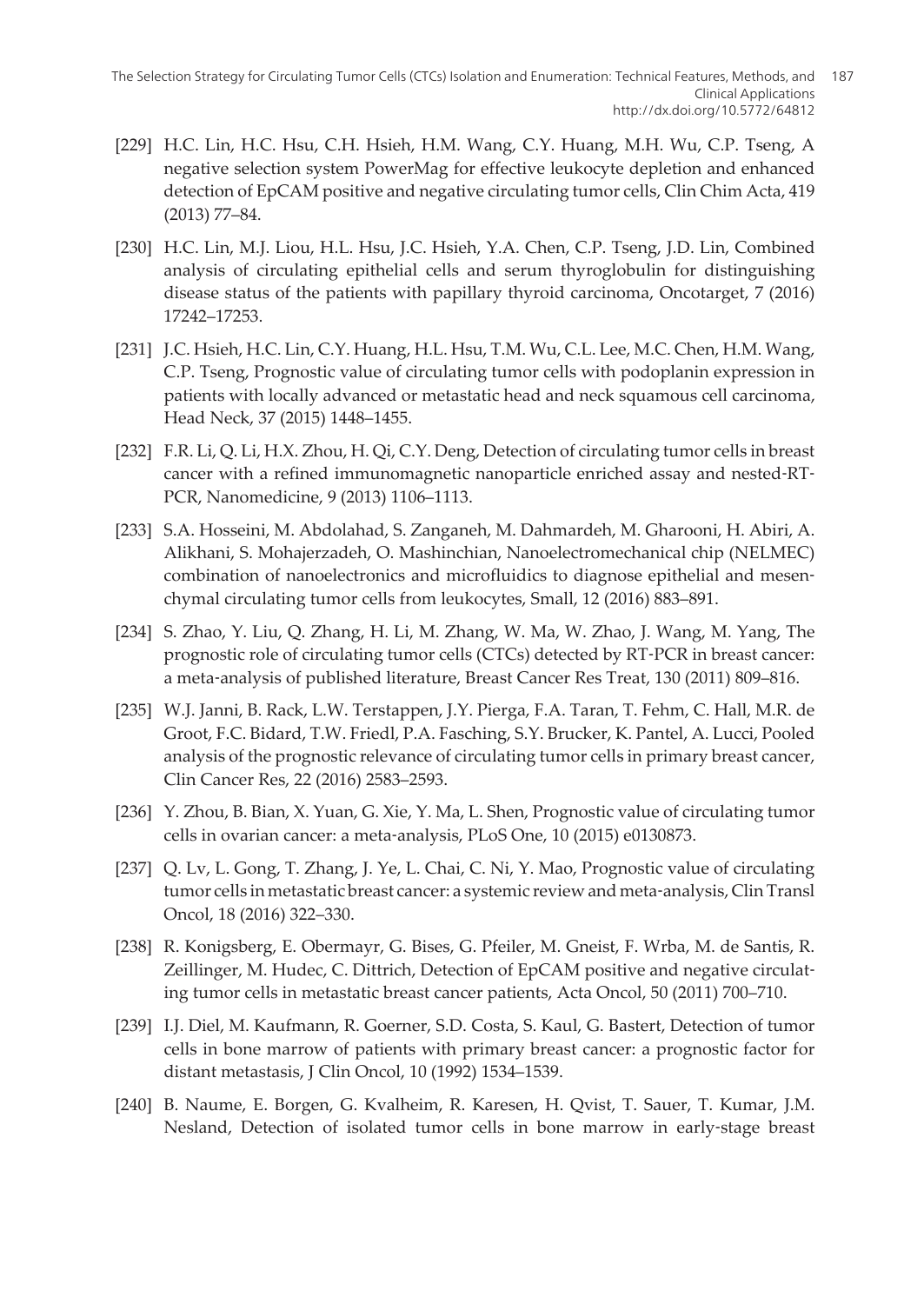[229] H.C. Lin, H.C. Hsu, C.H. Hsieh, H.M. Wang, C.Y. Huang, M.H. Wu, C.P. Tseng, A negative selection system PowerMag for effective leukocyte depletion and enhanced detection of EpCAM positive and negative circulating tumor cells, Clin Chim Acta, 419 (2013) 77–84.

[230] H.C. Lin, M.J. Liou, H.L. Hsu, J.C. Hsieh, Y.A. Chen, C.P. Tseng, J.D. Lin, Combined analysis of circulating epithelial cells and serum thyroglobulin for distinguishing disease status of the patients with papillary thyroid carcinoma, Oncotarget, 7 (2016) 17242–17253.

[231] J.C. Hsieh, H.C. Lin, C.Y. Huang, H.L. Hsu, T.M. Wu, C.L. Lee, M.C. Chen, H.M. Wang, C.P. Tseng, Prognostic value of circulating tumor cells with podoplanin expression in patients with locally advanced or metastatic head and neck squamous cell carcinoma, Head Neck, 37 (2015) 1448–1455.

[232] F.R. Li, Q. Li, H.X. Zhou, H. Qi, C.Y. Deng, Detection of circulating tumor cells in breast cancer with a refined immunomagnetic nanoparticle enriched assay and nested-RT-PCR, Nanomedicine, 9 (2013) 1106–1113.

[233] S.A. Hosseini, M. Abdolahad, S. Zanganeh, M. Dahmardeh, M. Gharooni, H. Abiri, A. Alikhani, S. Mohajerzadeh, O. Mashinchian, Nanoelectromechanical chip (NELMEC) combination of nanoelectronics and microfluidics to diagnose epithelial and mesenchymal circulating tumor cells from leukocytes, Small, 12 (2016) 883–891.

[234] S. Zhao, Y. Liu, Q. Zhang, H. Li, M. Zhang, W. Ma, W. Zhao, J. Wang, M. Yang, The prognostic role of circulating tumor cells (CTCs) detected by RT-PCR in breast cancer: a meta-analysis of published literature, Breast Cancer Res Treat, 130 (2011) 809–816.

[235] W.J. Janni, B. Rack, L.W. Terstappen, J.Y. Pierga, F.A. Taran, T. Fehm, C. Hall, M.R. de Groot, F.C. Bidard, T.W. Friedl, P.A. Fasching, S.Y. Brucker, K. Pantel, A. Lucci, Pooled analysis of the prognostic relevance of circulating tumor cells in primary breast cancer, Clin Cancer Res, 22 (2016) 2583–2593.

[236] Y. Zhou, B. Bian, X. Yuan, G. Xie, Y. Ma, L. Shen, Prognostic value of circulating tumor cells in ovarian cancer: a meta-analysis, PLoS One, 10 (2015) e0130873.

[237] Q. Lv, L. Gong, T. Zhang, J. Ye, L. Chai, C. Ni, Y. Mao, Prognostic value of circulating tumor cells in metastatic breast cancer: a systemic review and meta-analysis, Clin Transl Oncol, 18 (2016) 322–330.

[238] R. Konigsberg, E. Obermayr, G. Bises, G. Pfeiler, M. Gneist, F. Wrba, M. de Santis, R. Zeillinger, M. Hudec, C. Dittrich, Detection of EpCAM positive and negative circulating tumor cells in metastatic breast cancer patients, Acta Oncol, 50 (2011) 700–710.

[239] I.J. Diel, M. Kaufmann, R. Goerner, S.D. Costa, S. Kaul, G. Bastert, Detection of tumor cells in bone marrow of patients with primary breast cancer: a prognostic factor for distant metastasis, J Clin Oncol, 10 (1992) 1534–1539.

[240] B. Naume, E. Borgen, G. Kvalheim, R. Karesen, H. Qvist, T. Sauer, T. Kumar, J.M. Nesland, Detection of isolated tumor cells in bone marrow in early-stage breast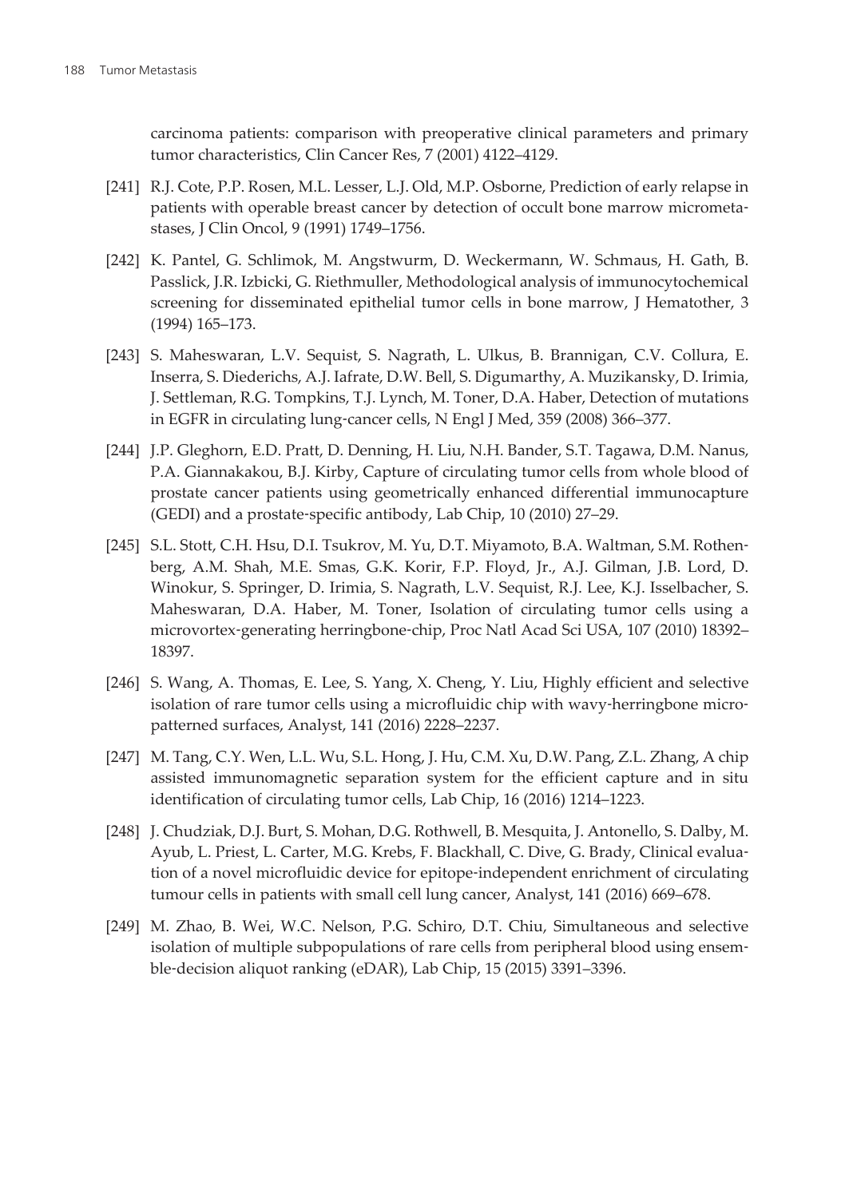carcinoma patients: comparison with preoperative clinical parameters and primary tumor characteristics, Clin Cancer Res, 7 (2001) 4122–4129.

[241] R.J. Cote, P.P. Rosen, M.L. Lesser, L.J. Old, M.P. Osborne, Prediction of early relapse in patients with operable breast cancer by detection of occult bone marrow micrometastases, J Clin Oncol, 9 (1991) 1749–1756.

[242] K. Pantel, G. Schlimok, M. Angstwurm, D. Weckermann, W. Schmaus, H. Gath, B. Passlick, J.R. Izbicki, G. Riethmuller, Methodological analysis of immunocytochemical screening for disseminated epithelial tumor cells in bone marrow, J Hematother, 3 (1994) 165–173.

[243] S. Maheswaran, L.V. Sequist, S. Nagrath, L. Ulkus, B. Brannigan, C.V. Collura, E. Inserra, S. Diederichs, A.J. Iafrate, D.W. Bell, S. Digumarthy, A. Muzikansky, D. Irimia, J. Settleman, R.G. Tompkins, T.J. Lynch, M. Toner, D.A. Haber, Detection of mutations in EGFR in circulating lung-cancer cells, N Engl J Med, 359 (2008) 366–377.

[244] J.P. Gleghorn, E.D. Pratt, D. Denning, H. Liu, N.H. Bander, S.T. Tagawa, D.M. Nanus, P.A. Giannakakou, B.J. Kirby, Capture of circulating tumor cells from whole blood of prostate cancer patients using geometrically enhanced differential immunocapture (GEDI) and a prostate-specific antibody, Lab Chip, 10 (2010) 27–29.

[245] S.L. Stott, C.H. Hsu, D.I. Tsukrov, M. Yu, D.T. Miyamoto, B.A. Waltman, S.M. Rothenberg, A.M. Shah, M.E. Smas, G.K. Korir, F.P. Floyd, Jr., A.J. Gilman, J.B. Lord, D. Winokur, S. Springer, D. Irimia, S. Nagrath, L.V. Sequist, R.J. Lee, K.J. Isselbacher, S. Maheswaran, D.A. Haber, M. Toner, Isolation of circulating tumor cells using a microvortex-generating herringbone-chip, Proc Natl Acad Sci USA, 107 (2010) 18392–18397.

[246] S. Wang, A. Thomas, E. Lee, S. Yang, X. Cheng, Y. Liu, Highly efficient and selective isolation of rare tumor cells using a microfluidic chip with wavy-herringbone micropatterned surfaces, Analyst, 141 (2016) 2228–2237.

[247] M. Tang, C.Y. Wen, L.L. Wu, S.L. Hong, J. Hu, C.M. Xu, D.W. Pang, Z.L. Zhang, A chip assisted immunomagnetic separation system for the efficient capture and in situ identification of circulating tumor cells, Lab Chip, 16 (2016) 1214–1223.

[248] J. Chudziak, D.J. Burt, S. Mohan, D.G. Rothwell, B. Mesquita, J. Antonello, S. Dalby, M. Ayub, L. Priest, L. Carter, M.G. Krebs, F. Blackhall, C. Dive, G. Brady, Clinical evaluation of a novel microfluidic device for epitope-independent enrichment of circulating tumour cells in patients with small cell lung cancer, Analyst, 141 (2016) 669–678.

[249] M. Zhao, B. Wei, W.C. Nelson, P.G. Schiro, D.T. Chiu, Simultaneous and selective isolation of multiple subpopulations of rare cells from peripheral blood using ensemble-decision aliquot ranking (eDAR), Lab Chip, 15 (2015) 3391–3396.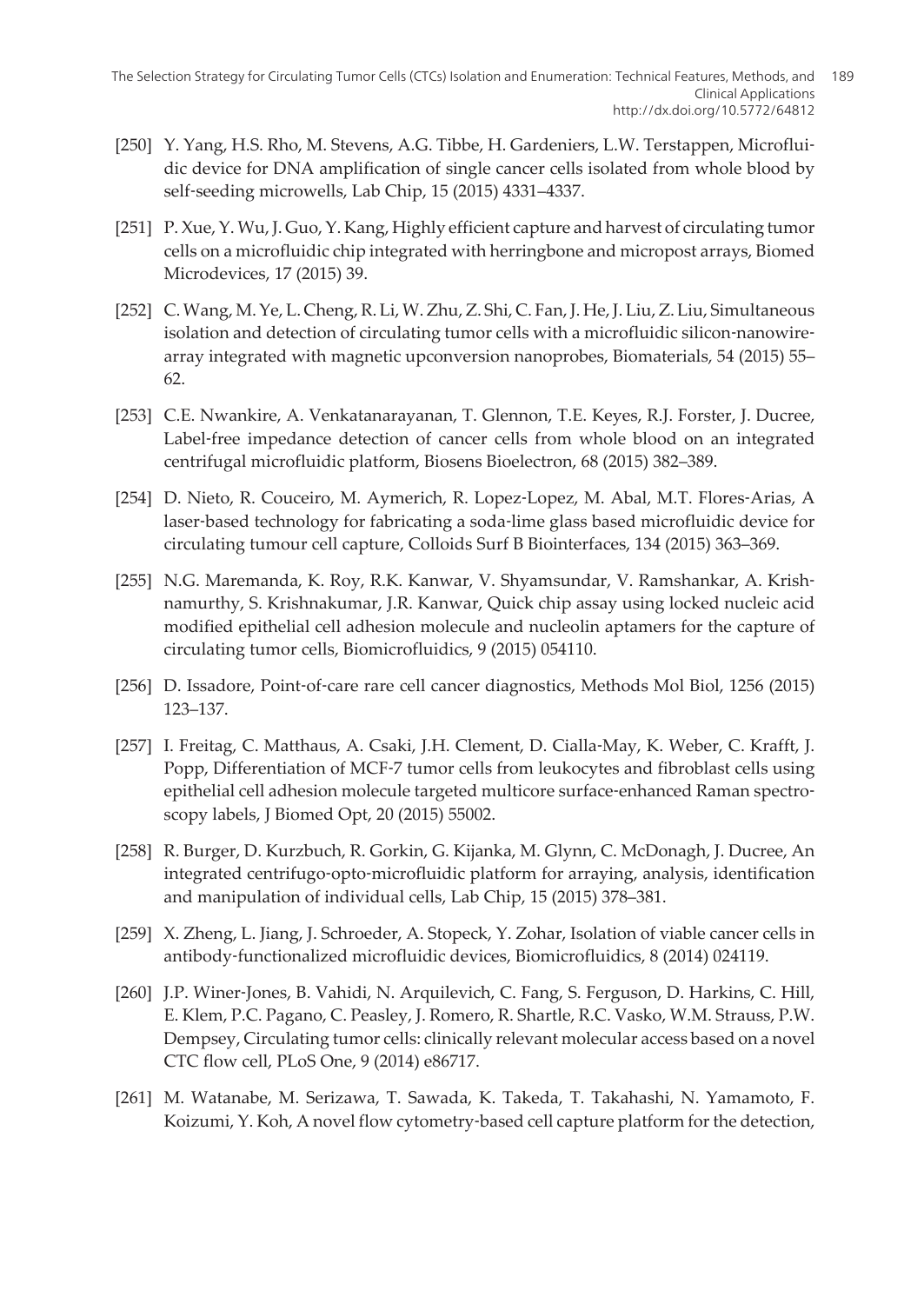[250] Y. Yang, H.S. Rho, M. Stevens, A.G. Tibbe, H. Gardeniers, L.W. Terstappen, Microfluidic device for DNA amplification of single cancer cells isolated from whole blood by self-seeding microwells, Lab Chip, 15 (2015) 4331–4337.

[251] P. Xue, Y. Wu, J. Guo, Y. Kang, Highly efficient capture and harvest of circulating tumor cells on a microfluidic chip integrated with herringbone and micropost arrays, Biomed Microdevices, 17 (2015) 39.

[252] C. Wang, M. Ye, L. Cheng, R. Li, W. Zhu, Z. Shi, C. Fan, J. He, J. Liu, Z. Liu, Simultaneous isolation and detection of circulating tumor cells with a microfluidic silicon-nanowire-array integrated with magnetic upconversion nanoprobes, Biomaterials, 54 (2015) 55–62.

[253] C.E. Nwankire, A. Venkatanarayanan, T. Glennon, T.E. Keyes, R.J. Forster, J. Ducree, Label-free impedance detection of cancer cells from whole blood on an integrated centrifugal microfluidic platform, Biosens Bioelectron, 68 (2015) 382–389.

[254] D. Nieto, R. Couceiro, M. Aymerich, R. Lopez-Lopez, M. Abal, M.T. Flores-Arias, A laser-based technology for fabricating a soda-lime glass based microfluidic device for circulating tumour cell capture, Colloids Surf B Biointerfaces, 134 (2015) 363–369.

[255] N.G. Maremanda, K. Roy, R.K. Kanwar, V. Shyamsundar, V. Ramshankar, A. Krishnamurthy, S. Krishnakumar, J.R. Kanwar, Quick chip assay using locked nucleic acid modified epithelial cell adhesion molecule and nucleolin aptamers for the capture of circulating tumor cells, Biomicrofluidics, 9 (2015) 054110.

[256] D. Issadore, Point-of-care rare cell cancer diagnostics, Methods Mol Biol, 1256 (2015) 123–137.

[257] I. Freitag, C. Matthaus, A. Csaki, J.H. Clement, D. Cialla-May, K. Weber, C. Krafft, J. Popp, Differentiation of MCF-7 tumor cells from leukocytes and fibroblast cells using epithelial cell adhesion molecule targeted multicore surface-enhanced Raman spectroscopy labels, J Biomed Opt, 20 (2015) 55002.

[258] R. Burger, D. Kurzbuch, R. Gorkin, G. Kijanka, M. Glynn, C. McDonagh, J. Ducree, An integrated centrifugo-opto-microfluidic platform for arraying, analysis, identification and manipulation of individual cells, Lab Chip, 15 (2015) 378–381.

[259] X. Zheng, L. Jiang, J. Schroeder, A. Stopeck, Y. Zohar, Isolation of viable cancer cells in antibody-functionalized microfluidic devices, Biomicrofluidics, 8 (2014) 024119.

[260] J.P. Winer-Jones, B. Vahidi, N. Arquilevich, C. Fang, S. Ferguson, D. Harkins, C. Hill, E. Klem, P.C. Pagano, C. Peasley, J. Romero, R. Shartle, R.C. Vasko, W.M. Strauss, P.W. Dempsey, Circulating tumor cells: clinically relevant molecular access based on a novel CTC flow cell, PLoS One, 9 (2014) e86717.

[261] M. Watanabe, M. Serizawa, T. Sawada, K. Takeda, T. Takahashi, N. Yamamoto, F. Koizumi, Y. Koh, A novel flow cytometry-based cell capture platform for the detection,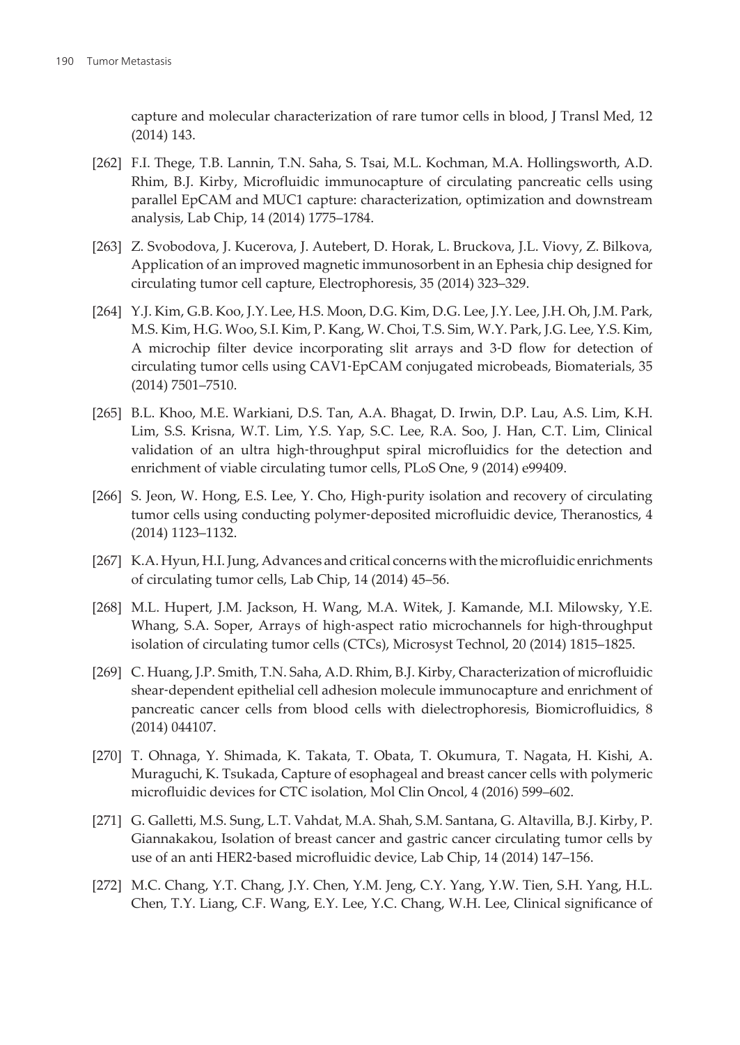capture and molecular characterization of rare tumor cells in blood, J Transl Med, 12 (2014) 143.

[262] F.I. Thege, T.B. Lannin, T.N. Saha, S. Tsai, M.L. Kochman, M.A. Hollingsworth, A.D. Rhim, B.J. Kirby, Microfluidic immunocapture of circulating pancreatic cells using parallel EpCAM and MUC1 capture: characterization, optimization and downstream analysis, Lab Chip, 14 (2014) 1775–1784.

[263] Z. Svobodova, J. Kucerova, J. Autebert, D. Horak, L. Bruckova, J.L. Viovy, Z. Bilkova, Application of an improved magnetic immunosorbent in an Ephesia chip designed for circulating tumor cell capture, Electrophoresis, 35 (2014) 323–329.

[264] Y.J. Kim, G.B. Koo, J.Y. Lee, H.S. Moon, D.G. Kim, D.G. Lee, J.Y. Lee, J.H. Oh, J.M. Park, M.S. Kim, H.G. Woo, S.I. Kim, P. Kang, W. Choi, T.S. Sim, W.Y. Park, J.G. Lee, Y.S. Kim, A microchip filter device incorporating slit arrays and 3-D flow for detection of circulating tumor cells using CAV1-EpCAM conjugated microbeads, Biomaterials, 35 (2014) 7501–7510.

[265] B.L. Khoo, M.E. Warkiani, D.S. Tan, A.A. Bhagat, D. Irwin, D.P. Lau, A.S. Lim, K.H. Lim, S.S. Krisna, W.T. Lim, Y.S. Yap, S.C. Lee, R.A. Soo, J. Han, C.T. Lim, Clinical validation of an ultra high-throughput spiral microfluidics for the detection and enrichment of viable circulating tumor cells, PLoS One, 9 (2014) e99409.

[266] S. Jeon, W. Hong, E.S. Lee, Y. Cho, High-purity isolation and recovery of circulating tumor cells using conducting polymer-deposited microfluidic device, Theranostics, 4 (2014) 1123–1132.

[267] K.A. Hyun, H.I. Jung, Advances and critical concerns with the microfluidic enrichments of circulating tumor cells, Lab Chip, 14 (2014) 45–56.

[268] M.L. Hupert, J.M. Jackson, H. Wang, M.A. Witek, J. Kamande, M.I. Milowsky, Y.E. Whang, S.A. Soper, Arrays of high-aspect ratio microchannels for high-throughput isolation of circulating tumor cells (CTCs), Microsyst Technol, 20 (2014) 1815–1825.

[269] C. Huang, J.P. Smith, T.N. Saha, A.D. Rhim, B.J. Kirby, Characterization of microfluidic shear-dependent epithelial cell adhesion molecule immunocapture and enrichment of pancreatic cancer cells from blood cells with dielectrophoresis, Biomicrofluidics, 8 (2014) 044107.

[270] T. Ohnaga, Y. Shimada, K. Takata, T. Obata, T. Okumura, T. Nagata, H. Kishi, A. Muraguchi, K. Tsukada, Capture of esophageal and breast cancer cells with polymeric microfluidic devices for CTC isolation, Mol Clin Oncol, 4 (2016) 599–602.

[271] G. Galletti, M.S. Sung, L.T. Vahdat, M.A. Shah, S.M. Santana, G. Altavilla, B.J. Kirby, P. Giannakakou, Isolation of breast cancer and gastric cancer circulating tumor cells by use of an anti HER2-based microfluidic device, Lab Chip, 14 (2014) 147–156.

[272] M.C. Chang, Y.T. Chang, J.Y. Chen, Y.M. Jeng, C.Y. Yang, Y.W. Tien, S.H. Yang, H.L. Chen, T.Y. Liang, C.F. Wang, E.Y. Lee, Y.C. Chang, W.H. Lee, Clinical significance of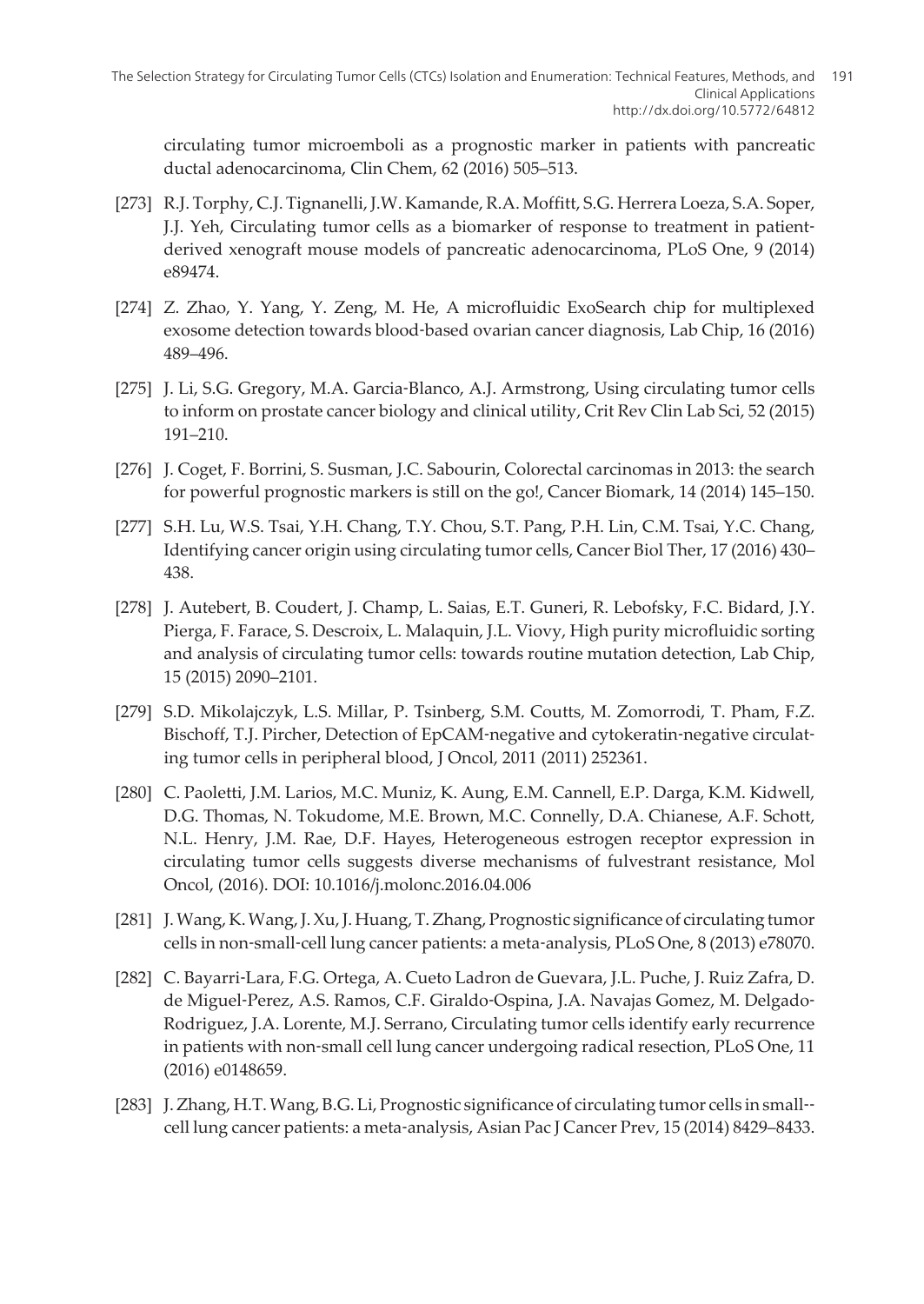circulating tumor microemboli as a prognostic marker in patients with pancreatic ductal adenocarcinoma, Clin Chem, 62 (2016) 505–513.

[273] R.J. Torphy, C.J. Tignanelli, J.W. Kamande, R.A. Moffitt, S.G. Herrera Loeza, S.A. Soper, J.J. Yeh, Circulating tumor cells as a biomarker of response to treatment in patient-derived xenograft mouse models of pancreatic adenocarcinoma, PLoS One, 9 (2014) e89474.

[274] Z. Zhao, Y. Yang, Y. Zeng, M. He, A microfluidic ExoSearch chip for multiplexed exosome detection towards blood-based ovarian cancer diagnosis, Lab Chip, 16 (2016) 489–496.

[275] J. Li, S.G. Gregory, M.A. Garcia-Blanco, A.J. Armstrong, Using circulating tumor cells to inform on prostate cancer biology and clinical utility, Crit Rev Clin Lab Sci, 52 (2015) 191–210.

[276] J. Coget, F. Borrini, S. Susman, J.C. Sabourin, Colorectal carcinomas in 2013: the search for powerful prognostic markers is still on the go!, Cancer Biomark, 14 (2014) 145–150.

[277] S.H. Lu, W.S. Tsai, Y.H. Chang, T.Y. Chou, S.T. Pang, P.H. Lin, C.M. Tsai, Y.C. Chang, Identifying cancer origin using circulating tumor cells, Cancer Biol Ther, 17 (2016) 430–438.

[278] J. Autebert, B. Coudert, J. Champ, L. Saias, E.T. Guneri, R. Lebofsky, F.C. Bidard, J.Y. Pierga, F. Farace, S. Descroix, L. Malaquin, J.L. Viovy, High purity microfluidic sorting and analysis of circulating tumor cells: towards routine mutation detection, Lab Chip, 15 (2015) 2090–2101.

[279] S.D. Mikolajczyk, L.S. Millar, P. Tsinberg, S.M. Coutts, M. Zomorrodi, T. Pham, F.Z. Bischoff, T.J. Pircher, Detection of EpCAM-negative and cytokeratin-negative circulating tumor cells in peripheral blood, J Oncol, 2011 (2011) 252361.

[280] C. Paoletti, J.M. Larios, M.C. Muniz, K. Aung, E.M. Cannell, E.P. Darga, K.M. Kidwell, D.G. Thomas, N. Tokudome, M.E. Brown, M.C. Connelly, D.A. Chianese, A.F. Schott, N.L. Henry, J.M. Rae, D.F. Hayes, Heterogeneous estrogen receptor expression in circulating tumor cells suggests diverse mechanisms of fulvestrant resistance, Mol Oncol, (2016). DOI: 10.1016/j.molonc.2016.04.006

[281] J. Wang, K. Wang, J. Xu, J. Huang, T. Zhang, Prognostic significance of circulating tumor cells in non-small-cell lung cancer patients: a meta-analysis, PLoS One, 8 (2013) e78070.

[282] C. Bayarri-Lara, F.G. Ortega, A. Cueto Ladron de Guevara, J.L. Puche, J. Ruiz Zafra, D. de Miguel-Perez, A.S. Ramos, C.F. Giraldo-Ospina, J.A. Navajas Gomez, M. Delgado-Rodriguez, J.A. Lorente, M.J. Serrano, Circulating tumor cells identify early recurrence in patients with non-small cell lung cancer undergoing radical resection, PLoS One, 11 (2016) e0148659.

[283] J. Zhang, H.T. Wang, B.G. Li, Prognostic significance of circulating tumor cells in small--cell lung cancer patients: a meta-analysis, Asian Pac J Cancer Prev, 15 (2014) 8429–8433.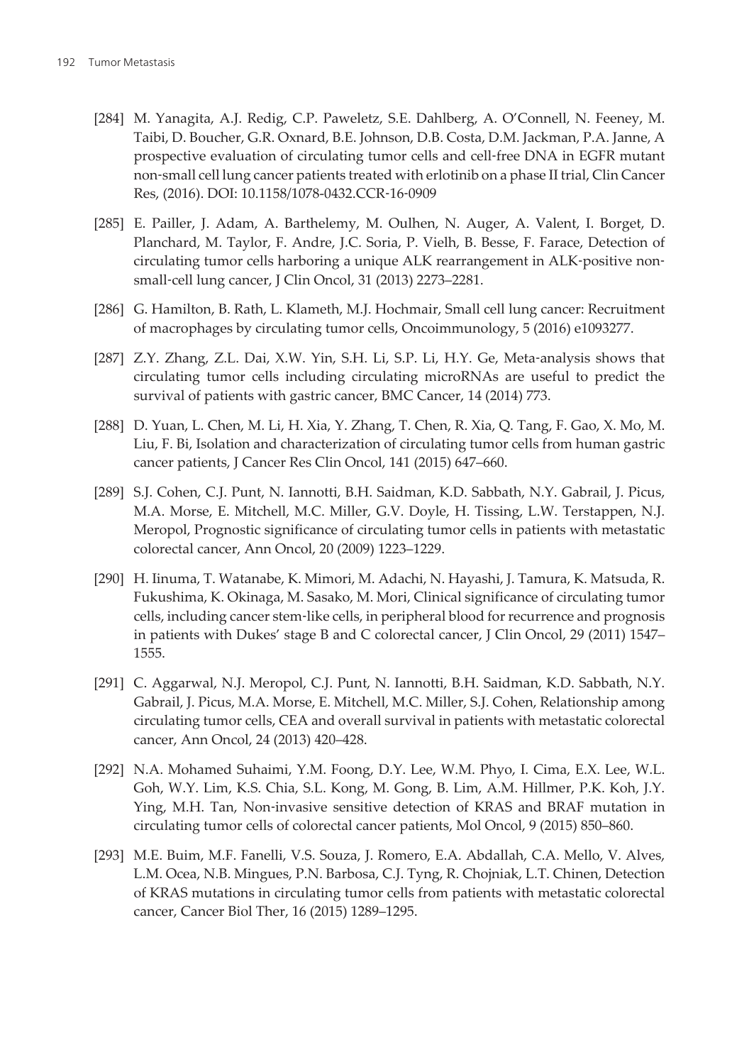[284] M. Yanagita, A.J. Redig, C.P. Paweletz, S.E. Dahlberg, A. O'Connell, N. Feeney, M. Taibi, D. Boucher, G.R. Oxnard, B.E. Johnson, D.B. Costa, D.M. Jackman, P.A. Janne, A prospective evaluation of circulating tumor cells and cell-free DNA in EGFR mutant non-small cell lung cancer patients treated with erlotinib on a phase II trial, Clin Cancer Res, (2016). DOI: 10.1158/1078-0432.CCR-16-0909

[285] E. Pailler, J. Adam, A. Barthelemy, M. Oulhen, N. Auger, A. Valent, I. Borget, D. Planchard, M. Taylor, F. Andre, J.C. Soria, P. Vielh, B. Besse, F. Farace, Detection of circulating tumor cells harboring a unique ALK rearrangement in ALK-positive non-small-cell lung cancer, J Clin Oncol, 31 (2013) 2273–2281.

[286] G. Hamilton, B. Rath, L. Klameth, M.J. Hochmair, Small cell lung cancer: Recruitment of macrophages by circulating tumor cells, Oncoimmunology, 5 (2016) e1093277.

[287] Z.Y. Zhang, Z.L. Dai, X.W. Yin, S.H. Li, S.P. Li, H.Y. Ge, Meta-analysis shows that circulating tumor cells including circulating microRNAs are useful to predict the survival of patients with gastric cancer, BMC Cancer, 14 (2014) 773.

[288] D. Yuan, L. Chen, M. Li, H. Xia, Y. Zhang, T. Chen, R. Xia, Q. Tang, F. Gao, X. Mo, M. Liu, F. Bi, Isolation and characterization of circulating tumor cells from human gastric cancer patients, J Cancer Res Clin Oncol, 141 (2015) 647–660.

[289] S.J. Cohen, C.J. Punt, N. Iannotti, B.H. Saidman, K.D. Sabbath, N.Y. Gabrail, J. Picus, M.A. Morse, E. Mitchell, M.C. Miller, G.V. Doyle, H. Tissing, L.W. Terstappen, N.J. Meropol, Prognostic significance of circulating tumor cells in patients with metastatic colorectal cancer, Ann Oncol, 20 (2009) 1223–1229.

[290] H. Iinuma, T. Watanabe, K. Mimori, M. Adachi, N. Hayashi, J. Tamura, K. Matsuda, R. Fukushima, K. Okinaga, M. Sasako, M. Mori, Clinical significance of circulating tumor cells, including cancer stem-like cells, in peripheral blood for recurrence and prognosis in patients with Dukes' stage B and C colorectal cancer, J Clin Oncol, 29 (2011) 1547–1555.

[291] C. Aggarwal, N.J. Meropol, C.J. Punt, N. Iannotti, B.H. Saidman, K.D. Sabbath, N.Y. Gabrail, J. Picus, M.A. Morse, E. Mitchell, M.C. Miller, S.J. Cohen, Relationship among circulating tumor cells, CEA and overall survival in patients with metastatic colorectal cancer, Ann Oncol, 24 (2013) 420–428.

[292] N.A. Mohamed Suhaimi, Y.M. Foong, D.Y. Lee, W.M. Phyo, I. Cima, E.X. Lee, W.L. Goh, W.Y. Lim, K.S. Chia, S.L. Kong, M. Gong, B. Lim, A.M. Hillmer, P.K. Koh, J.Y. Ying, M.H. Tan, Non-invasive sensitive detection of KRAS and BRAF mutation in circulating tumor cells of colorectal cancer patients, Mol Oncol, 9 (2015) 850–860.

[293] M.E. Buim, M.F. Fanelli, V.S. Souza, J. Romero, E.A. Abdallah, C.A. Mello, V. Alves, L.M. Ocea, N.B. Mingues, P.N. Barbosa, C.J. Tyng, R. Chojniak, L.T. Chinen, Detection of KRAS mutations in circulating tumor cells from patients with metastatic colorectal cancer, Cancer Biol Ther, 16 (2015) 1289–1295.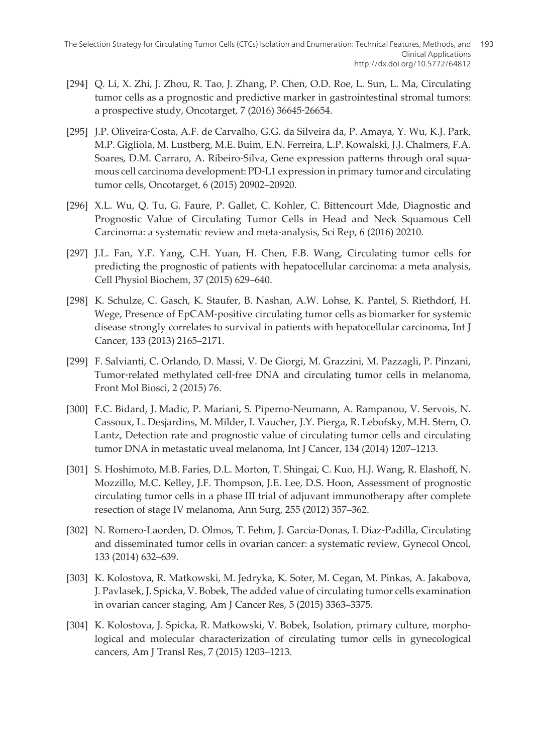[294] Q. Li, X. Zhi, J. Zhou, R. Tao, J. Zhang, P. Chen, O.D. Roe, L. Sun, L. Ma, Circulating tumor cells as a prognostic and predictive marker in gastrointestinal stromal tumors: a prospective study, Oncotarget, 7 (2016) 36645-26654.

[295] J.P. Oliveira-Costa, A.F. de Carvalho, G.G. da Silveira da, P. Amaya, Y. Wu, K.J. Park, M.P. Gigliola, M. Lustberg, M.E. Buim, E.N. Ferreira, L.P. Kowalski, J.J. Chalmers, F.A. Soares, D.M. Carraro, A. Ribeiro-Silva, Gene expression patterns through oral squamous cell carcinoma development: PD-L1 expression in primary tumor and circulating tumor cells, Oncotarget, 6 (2015) 20902–20920.

[296] X.L. Wu, Q. Tu, G. Faure, P. Gallet, C. Kohler, C. Bittencourt Mde, Diagnostic and Prognostic Value of Circulating Tumor Cells in Head and Neck Squamous Cell Carcinoma: a systematic review and meta-analysis, Sci Rep, 6 (2016) 20210.

[297] J.L. Fan, Y.F. Yang, C.H. Yuan, H. Chen, F.B. Wang, Circulating tumor cells for predicting the prognostic of patients with hepatocellular carcinoma: a meta analysis, Cell Physiol Biochem, 37 (2015) 629–640.

[298] K. Schulze, C. Gasch, K. Staufer, B. Nashan, A.W. Lohse, K. Pantel, S. Riethdorf, H. Wege, Presence of EpCAM-positive circulating tumor cells as biomarker for systemic disease strongly correlates to survival in patients with hepatocellular carcinoma, Int J Cancer, 133 (2013) 2165–2171.

[299] F. Salvianti, C. Orlando, D. Massi, V. De Giorgi, M. Grazzini, M. Pazzagli, P. Pinzani, Tumor-related methylated cell-free DNA and circulating tumor cells in melanoma, Front Mol Biosci, 2 (2015) 76.

[300] F.C. Bidard, J. Madic, P. Mariani, S. Piperno-Neumann, A. Rampanou, V. Servois, N. Cassoux, L. Desjardins, M. Milder, I. Vaucher, J.Y. Pierga, R. Lebofsky, M.H. Stern, O. Lantz, Detection rate and prognostic value of circulating tumor cells and circulating tumor DNA in metastatic uveal melanoma, Int J Cancer, 134 (2014) 1207–1213.

[301] S. Hoshimoto, M.B. Faries, D.L. Morton, T. Shingai, C. Kuo, H.J. Wang, R. Elashoff, N. Mozzillo, M.C. Kelley, J.F. Thompson, J.E. Lee, D.S. Hoon, Assessment of prognostic circulating tumor cells in a phase III trial of adjuvant immunotherapy after complete resection of stage IV melanoma, Ann Surg, 255 (2012) 357–362.

[302] N. Romero-Laorden, D. Olmos, T. Fehm, J. Garcia-Donas, I. Diaz-Padilla, Circulating and disseminated tumor cells in ovarian cancer: a systematic review, Gynecol Oncol, 133 (2014) 632–639.

[303] K. Kolostova, R. Matkowski, M. Jedryka, K. Soter, M. Cegan, M. Pinkas, A. Jakabova, J. Pavlasek, J. Spicka, V. Bobek, The added value of circulating tumor cells examination in ovarian cancer staging, Am J Cancer Res, 5 (2015) 3363–3375.

[304] K. Kolostova, J. Spicka, R. Matkowski, V. Bobek, Isolation, primary culture, morphological and molecular characterization of circulating tumor cells in gynecological cancers, Am J Transl Res, 7 (2015) 1203–1213.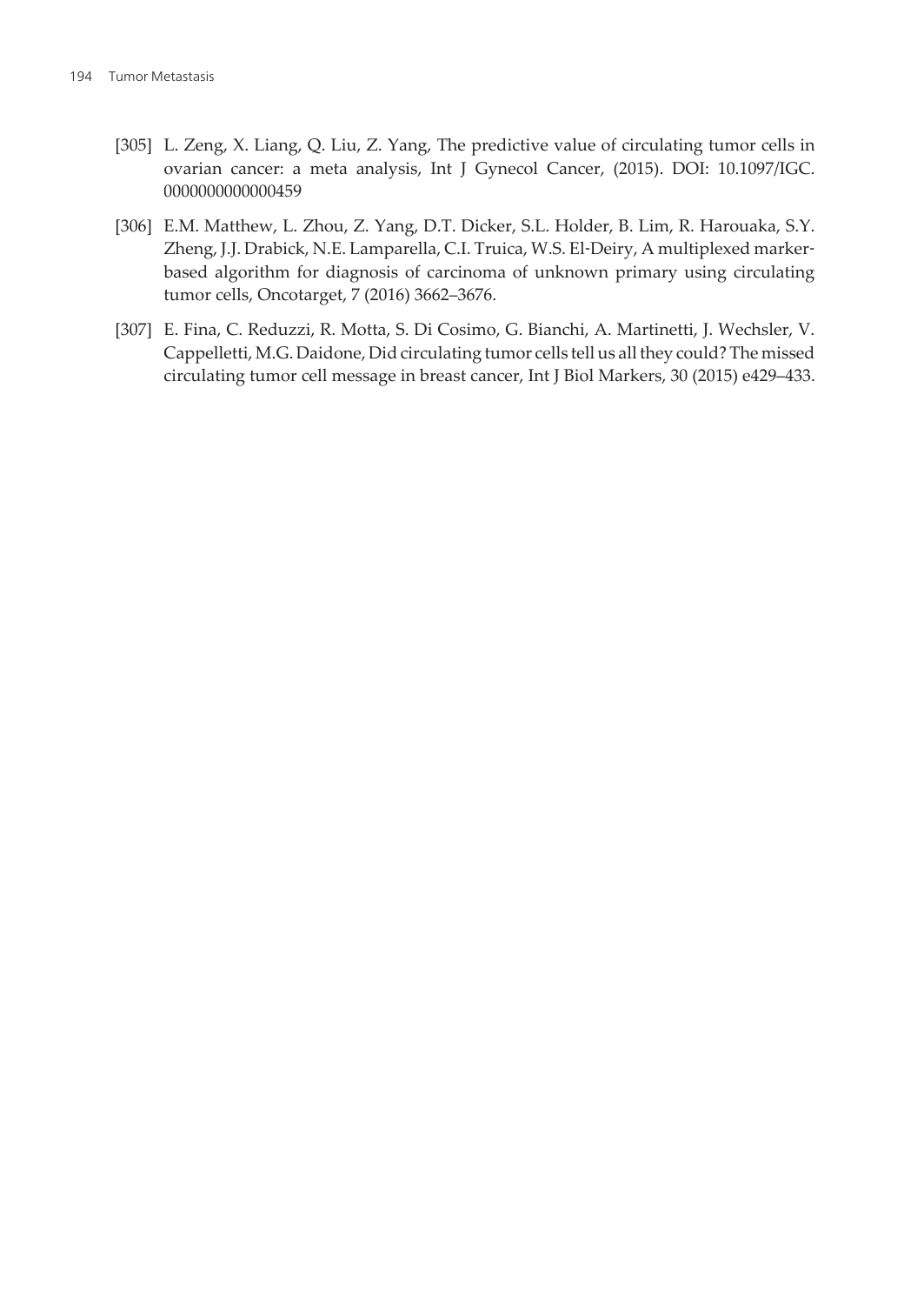[305] L. Zeng, X. Liang, Q. Liu, Z. Yang, The predictive value of circulating tumor cells in ovarian cancer: a meta analysis, Int J Gynecol Cancer, (2015). DOI: 10.1097/IGC.0000000000000459

[306] E.M. Matthew, L. Zhou, Z. Yang, D.T. Dicker, S.L. Holder, B. Lim, R. Harouaka, S.Y. Zheng, J.J. Drabick, N.E. Lamparella, C.I. Truica, W.S. El-Deiry, A multiplexed marker-based algorithm for diagnosis of carcinoma of unknown primary using circulating tumor cells, Oncotarget, 7 (2016) 3662–3676.

[307] E. Fina, C. Reduzzi, R. Motta, S. Di Cosimo, G. Bianchi, A. Martinetti, J. Wechsler, V. Cappelletti, M.G. Daidone, Did circulating tumor cells tell us all they could? The missed circulating tumor cell message in breast cancer, Int J Biol Markers, 30 (2015) e429–433.